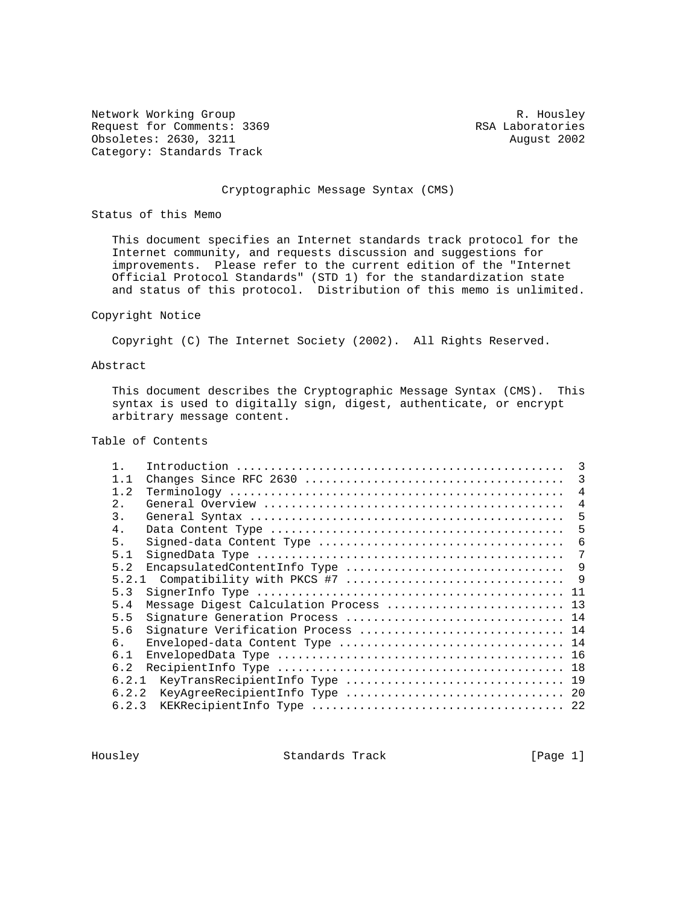Network Working Group R. Housley
Request for Comments: 3369 RSA Laboratories
Obsoletes: 2630, 3211 August 2002
Category: Standards Track

# Cryptographic Message Syntax (CMS)

## Status of this Memo

This document specifies an Internet standards track protocol for the Internet community, and requests discussion and suggestions for improvements. Please refer to the current edition of the "Internet Official Protocol Standards" (STD 1) for the standardization state and status of this protocol. Distribution of this memo is unlimited.

## Copyright Notice

Copyright (C) The Internet Society (2002). All Rights Reserved.

## Abstract

This document describes the Cryptographic Message Syntax (CMS). This syntax is used to digitally sign, digest, authenticate, or encrypt arbitrary message content.

## Table of Contents

```
1.   Introduction ...............................................  3
1.1  Changes Since RFC 2630 .....................................  3
1.2  Terminology ................................................  4
2.   General Overview ...........................................  4
3.   General Syntax .............................................  5
4.   Data Content Type ..........................................  5
5.   Signed-data Content Type ...................................  6
5.1  SignedData Type ............................................  7
5.2  EncapsulatedContentInfo Type ...............................  9
5.2.1  Compatibility with PKCS #7 ...............................  9
5.3  SignerInfo Type ............................................ 11
5.4  Message Digest Calculation Process ......................... 13
5.5  Signature Generation Process ............................... 14
5.6  Signature Verification Process ............................. 14
6.   Enveloped-data Content Type ................................ 14
6.1  EnvelopedData Type ......................................... 16
6.2  RecipientInfo Type ......................................... 18
6.2.1  KeyTransRecipientInfo Type ............................... 19
6.2.2  KeyAgreeRecipientInfo Type ............................... 20
6.2.3  KEKRecipientInfo Type .................................... 22
```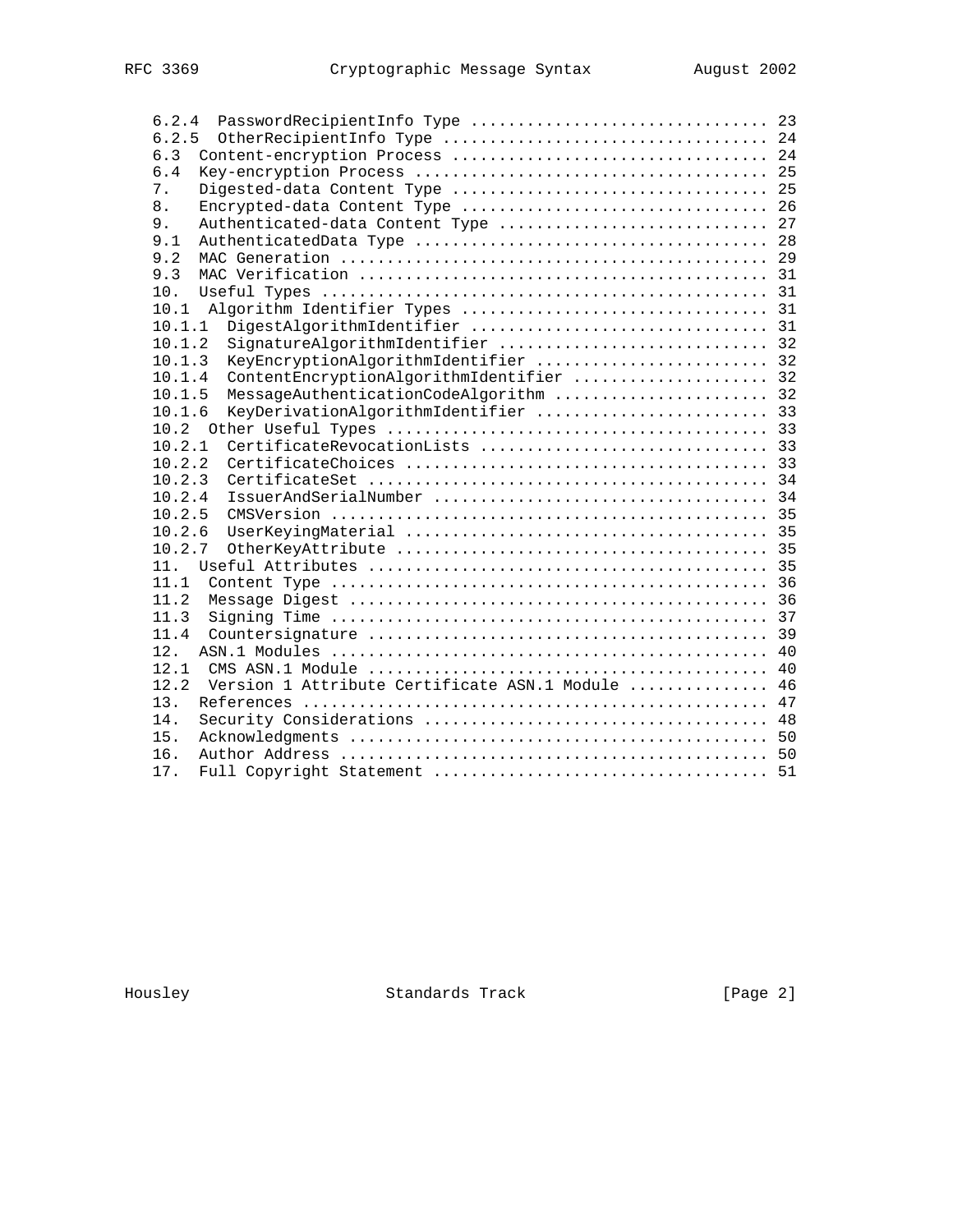```
   6.2.4  PasswordRecipientInfo Type ............................... 23
   6.2.5  OtherRecipientInfo Type .................................. 24
   6.3  Content-encryption Process ................................. 24
   6.4  Key-encryption Process ..................................... 25
   7.   Digested-data Content Type ................................. 25
   8.   Encrypted-data Content Type ................................ 26
   9.   Authenticated-data Content Type ............................ 27
   9.1  AuthenticatedData Type ..................................... 28
   9.2  MAC Generation ............................................. 29
   9.3  MAC Verification ........................................... 31
   10.  Useful Types ............................................... 31
   10.1  Algorithm Identifier Types ................................ 31
   10.1.1  DigestAlgorithmIdentifier ............................... 31
   10.1.2  SignatureAlgorithmIdentifier ............................ 32
   10.1.3  KeyEncryptionAlgorithmIdentifier ........................ 32
   10.1.4  ContentEncryptionAlgorithmIdentifier .................... 32
   10.1.5  MessageAuthenticationCodeAlgorithm ...................... 32
   10.1.6  KeyDerivationAlgorithmIdentifier ........................ 33
   10.2  Other Useful Types ........................................ 33
   10.2.1  CertificateRevocationLists .............................. 33
   10.2.2  CertificateChoices ...................................... 33
   10.2.3  CertificateSet .......................................... 34
   10.2.4  IssuerAndSerialNumber ................................... 34
   10.2.5  CMSVersion .............................................. 35
   10.2.6  UserKeyingMaterial ...................................... 35
   10.2.7  OtherKeyAttribute ....................................... 35
   11.  Useful Attributes .......................................... 35
   11.1  Content Type .............................................. 36
   11.2  Message Digest ............................................ 36
   11.3  Signing Time .............................................. 37
   11.4  Countersignature .......................................... 39
   12.  ASN.1 Modules .............................................. 40
   12.1  CMS ASN.1 Module .......................................... 40
   12.2  Version 1 Attribute Certificate ASN.1 Module .............. 46
   13.  References ................................................. 47
   14.  Security Considerations .................................... 48
   15.  Acknowledgments ............................................ 50
   16.  Author Address ............................................. 50
   17.  Full Copyright Statement ................................... 51
```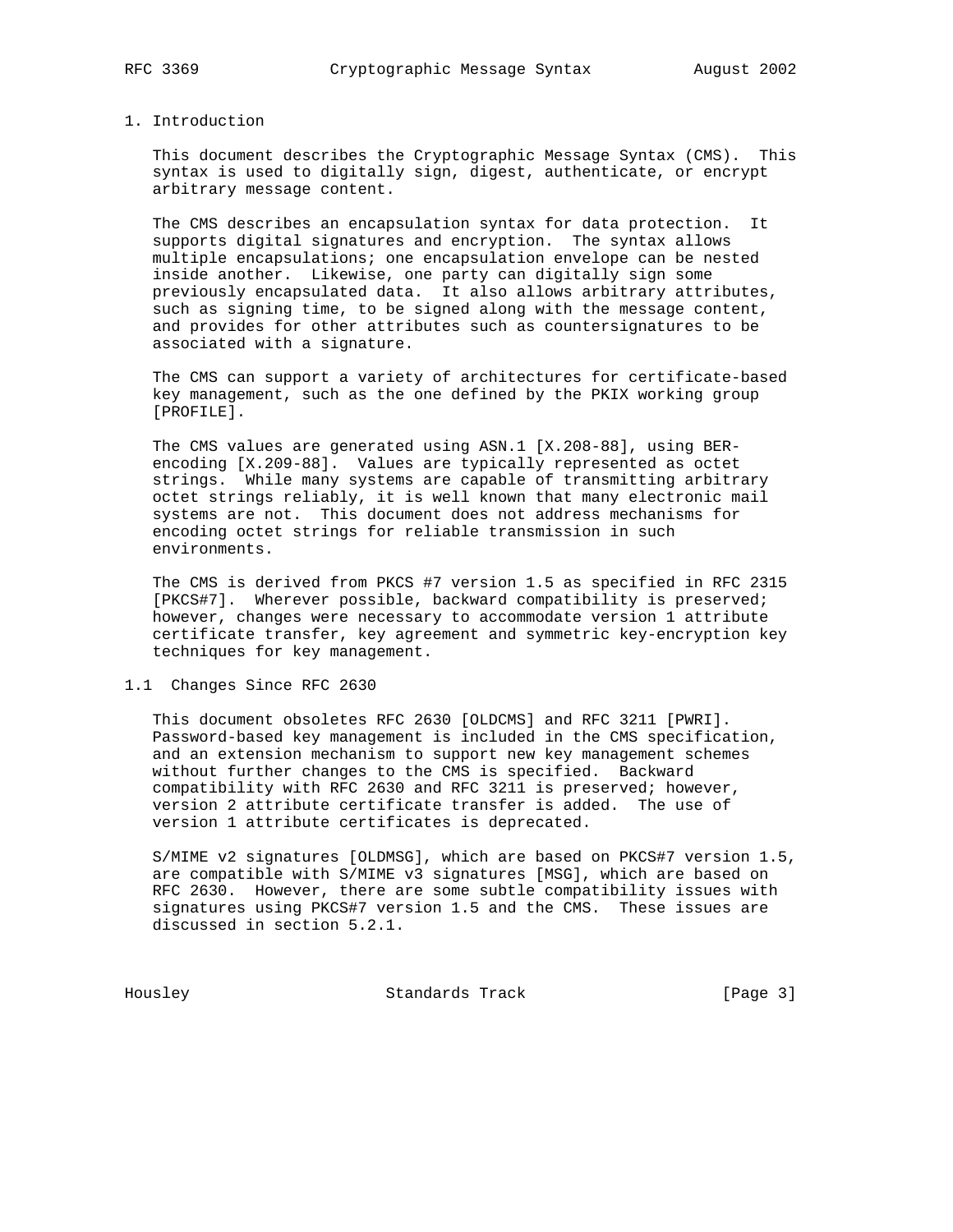# 1. Introduction

This document describes the Cryptographic Message Syntax (CMS). This syntax is used to digitally sign, digest, authenticate, or encrypt arbitrary message content.

The CMS describes an encapsulation syntax for data protection. It supports digital signatures and encryption. The syntax allows multiple encapsulations; one encapsulation envelope can be nested inside another. Likewise, one party can digitally sign some previously encapsulated data. It also allows arbitrary attributes, such as signing time, to be signed along with the message content, and provides for other attributes such as countersignatures to be associated with a signature.

The CMS can support a variety of architectures for certificate-based key management, such as the one defined by the PKIX working group [PROFILE].

The CMS values are generated using ASN.1 [X.208-88], using BER-encoding [X.209-88]. Values are typically represented as octet strings. While many systems are capable of transmitting arbitrary octet strings reliably, it is well known that many electronic mail systems are not. This document does not address mechanisms for encoding octet strings for reliable transmission in such environments.

The CMS is derived from PKCS #7 version 1.5 as specified in RFC 2315 [PKCS#7]. Wherever possible, backward compatibility is preserved; however, changes were necessary to accommodate version 1 attribute certificate transfer, key agreement and symmetric key-encryption key techniques for key management.

## 1.1 Changes Since RFC 2630

This document obsoletes RFC 2630 [OLDCMS] and RFC 3211 [PWRI]. Password-based key management is included in the CMS specification, and an extension mechanism to support new key management schemes without further changes to the CMS is specified. Backward compatibility with RFC 2630 and RFC 3211 is preserved; however, version 2 attribute certificate transfer is added. The use of version 1 attribute certificates is deprecated.

S/MIME v2 signatures [OLDMSG], which are based on PKCS#7 version 1.5, are compatible with S/MIME v3 signatures [MSG], which are based on RFC 2630. However, there are some subtle compatibility issues with signatures using PKCS#7 version 1.5 and the CMS. These issues are discussed in section 5.2.1.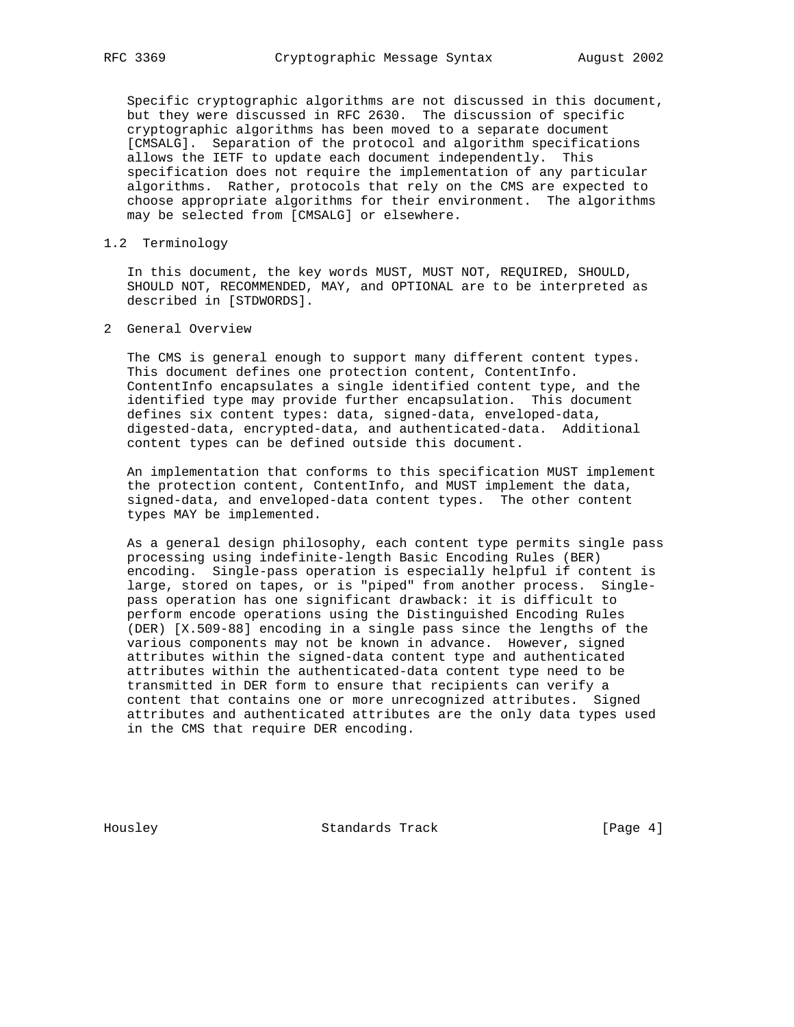Specific cryptographic algorithms are not discussed in this document, but they were discussed in RFC 2630. The discussion of specific cryptographic algorithms has been moved to a separate document [CMSALG]. Separation of the protocol and algorithm specifications allows the IETF to update each document independently. This specification does not require the implementation of any particular algorithms. Rather, protocols that rely on the CMS are expected to choose appropriate algorithms for their environment. The algorithms may be selected from [CMSALG] or elsewhere.

### 1.2 Terminology

In this document, the key words MUST, MUST NOT, REQUIRED, SHOULD, SHOULD NOT, RECOMMENDED, MAY, and OPTIONAL are to be interpreted as described in [STDWORDS].

## 2 General Overview

The CMS is general enough to support many different content types. This document defines one protection content, ContentInfo. ContentInfo encapsulates a single identified content type, and the identified type may provide further encapsulation. This document defines six content types: data, signed-data, enveloped-data, digested-data, encrypted-data, and authenticated-data. Additional content types can be defined outside this document.

An implementation that conforms to this specification MUST implement the protection content, ContentInfo, and MUST implement the data, signed-data, and enveloped-data content types. The other content types MAY be implemented.

As a general design philosophy, each content type permits single pass processing using indefinite-length Basic Encoding Rules (BER) encoding. Single-pass operation is especially helpful if content is large, stored on tapes, or is "piped" from another process. Single-pass operation has one significant drawback: it is difficult to perform encode operations using the Distinguished Encoding Rules (DER) [X.509-88] encoding in a single pass since the lengths of the various components may not be known in advance. However, signed attributes within the signed-data content type and authenticated attributes within the authenticated-data content type need to be transmitted in DER form to ensure that recipients can verify a content that contains one or more unrecognized attributes. Signed attributes and authenticated attributes are the only data types used in the CMS that require DER encoding.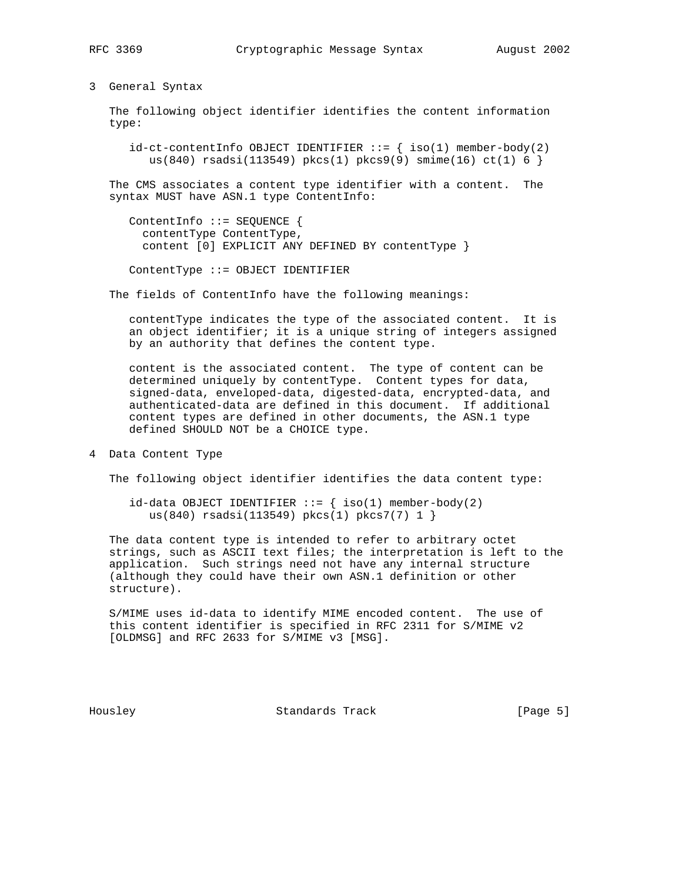## 3 General Syntax

The following object identifier identifies the content information type:

```
id-ct-contentInfo OBJECT IDENTIFIER ::= { iso(1) member-body(2)
   us(840) rsadsi(113549) pkcs(1) pkcs9(9) smime(16) ct(1) 6 }
```

The CMS associates a content type identifier with a content. The syntax MUST have ASN.1 type ContentInfo:

```
ContentInfo ::= SEQUENCE {
  contentType ContentType,
  content [0] EXPLICIT ANY DEFINED BY contentType }

ContentType ::= OBJECT IDENTIFIER
```

The fields of ContentInfo have the following meanings:

contentType indicates the type of the associated content. It is an object identifier; it is a unique string of integers assigned by an authority that defines the content type.

content is the associated content. The type of content can be determined uniquely by contentType. Content types for data, signed-data, enveloped-data, digested-data, encrypted-data, and authenticated-data are defined in this document. If additional content types are defined in other documents, the ASN.1 type defined SHOULD NOT be a CHOICE type.

## 4 Data Content Type

The following object identifier identifies the data content type:

```
id-data OBJECT IDENTIFIER ::= { iso(1) member-body(2)
   us(840) rsadsi(113549) pkcs(1) pkcs7(7) 1 }
```

The data content type is intended to refer to arbitrary octet strings, such as ASCII text files; the interpretation is left to the application. Such strings need not have any internal structure (although they could have their own ASN.1 definition or other structure).

S/MIME uses id-data to identify MIME encoded content. The use of this content identifier is specified in RFC 2311 for S/MIME v2 [OLDMSG] and RFC 2633 for S/MIME v3 [MSG].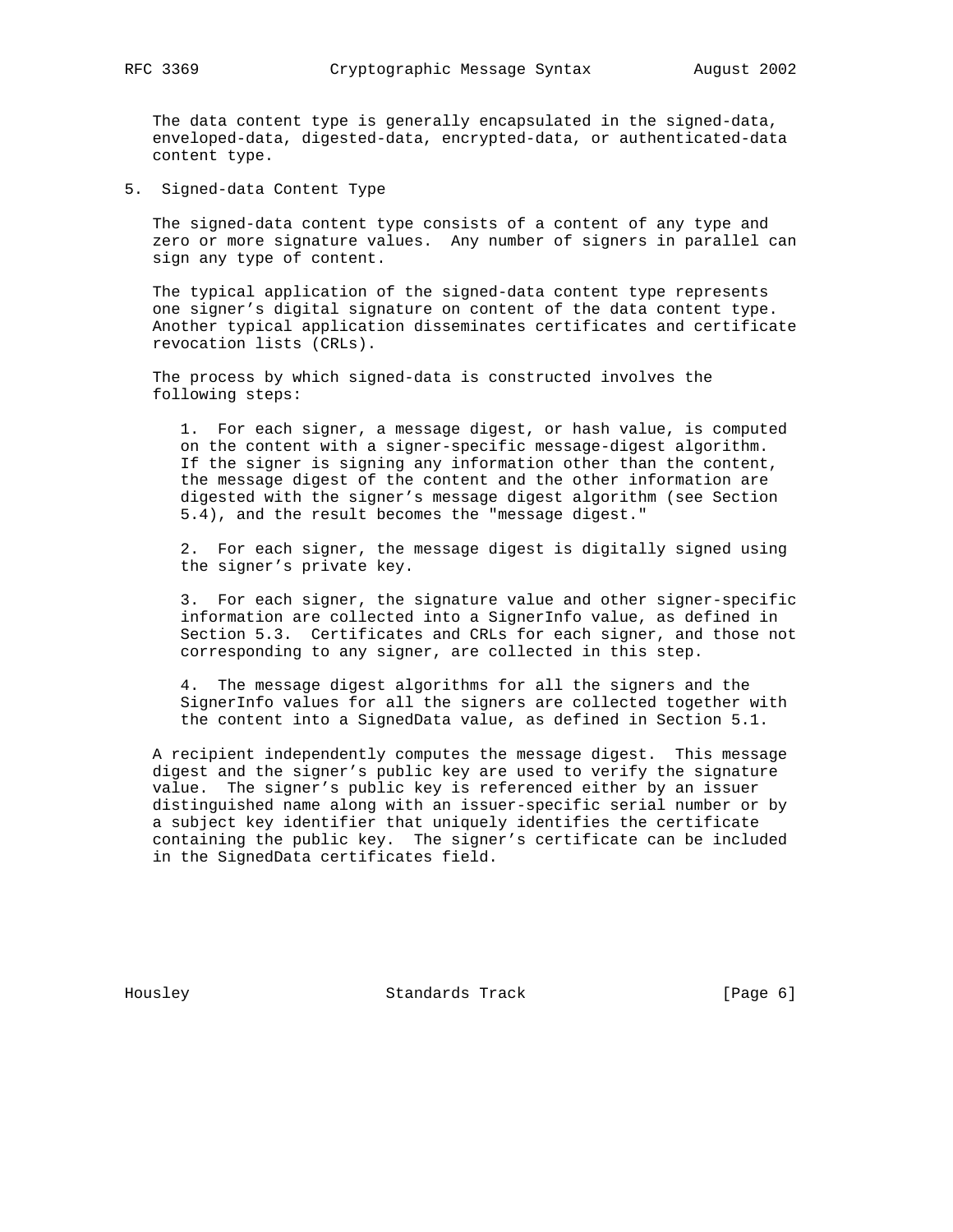The data content type is generally encapsulated in the signed-data, enveloped-data, digested-data, encrypted-data, or authenticated-data content type.

## 5. Signed-data Content Type

The signed-data content type consists of a content of any type and zero or more signature values. Any number of signers in parallel can sign any type of content.

The typical application of the signed-data content type represents one signer's digital signature on content of the data content type. Another typical application disseminates certificates and certificate revocation lists (CRLs).

The process by which signed-data is constructed involves the following steps:

1. For each signer, a message digest, or hash value, is computed on the content with a signer-specific message-digest algorithm. If the signer is signing any information other than the content, the message digest of the content and the other information are digested with the signer's message digest algorithm (see Section 5.4), and the result becomes the "message digest."

2. For each signer, the message digest is digitally signed using the signer's private key.

3. For each signer, the signature value and other signer-specific information are collected into a SignerInfo value, as defined in Section 5.3. Certificates and CRLs for each signer, and those not corresponding to any signer, are collected in this step.

4. The message digest algorithms for all the signers and the SignerInfo values for all the signers are collected together with the content into a SignedData value, as defined in Section 5.1.

A recipient independently computes the message digest. This message digest and the signer's public key are used to verify the signature value. The signer's public key is referenced either by an issuer distinguished name along with an issuer-specific serial number or by a subject key identifier that uniquely identifies the certificate containing the public key. The signer's certificate can be included in the SignedData certificates field.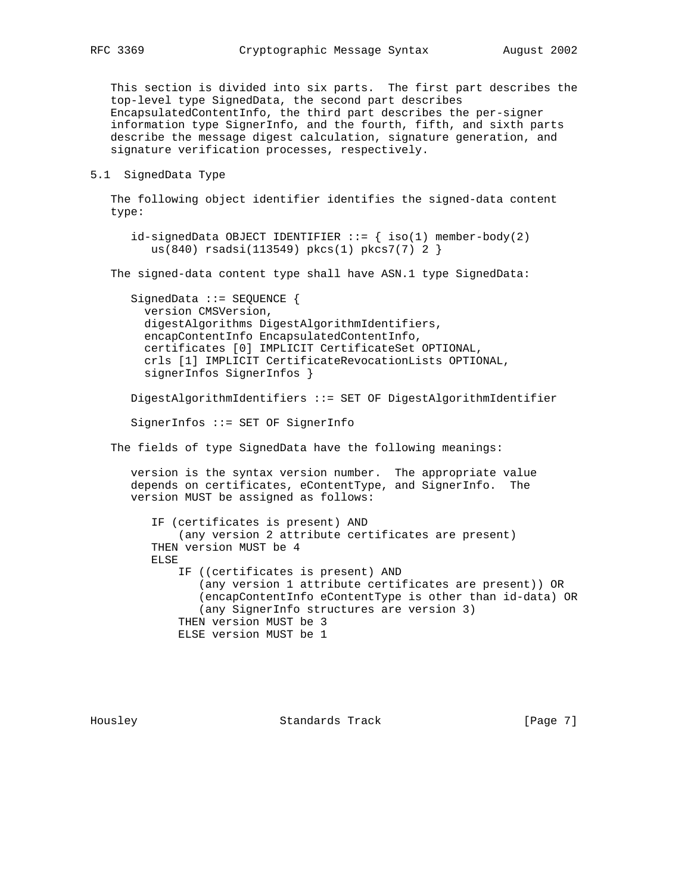This section is divided into six parts. The first part describes the top-level type SignedData, the second part describes EncapsulatedContentInfo, the third part describes the per-signer information type SignerInfo, and the fourth, fifth, and sixth parts describe the message digest calculation, signature generation, and signature verification processes, respectively.

## 5.1 SignedData Type

The following object identifier identifies the signed-data content type:

```
id-signedData OBJECT IDENTIFIER ::= { iso(1) member-body(2)
   us(840) rsadsi(113549) pkcs(1) pkcs7(7) 2 }
```

The signed-data content type shall have ASN.1 type SignedData:

```
SignedData ::= SEQUENCE {
  version CMSVersion,
  digestAlgorithms DigestAlgorithmIdentifiers,
  encapContentInfo EncapsulatedContentInfo,
  certificates [0] IMPLICIT CertificateSet OPTIONAL,
  crls [1] IMPLICIT CertificateRevocationLists OPTIONAL,
  signerInfos SignerInfos }

DigestAlgorithmIdentifiers ::= SET OF DigestAlgorithmIdentifier

SignerInfos ::= SET OF SignerInfo
```

The fields of type SignedData have the following meanings:

version is the syntax version number. The appropriate value depends on certificates, eContentType, and SignerInfo. The version MUST be assigned as follows:

```
IF (certificates is present) AND
    (any version 2 attribute certificates are present)
THEN version MUST be 4
ELSE
    IF ((certificates is present) AND
       (any version 1 attribute certificates are present)) OR
       (encapContentInfo eContentType is other than id-data) OR
       (any SignerInfo structures are version 3)
    THEN version MUST be 3
    ELSE version MUST be 1
```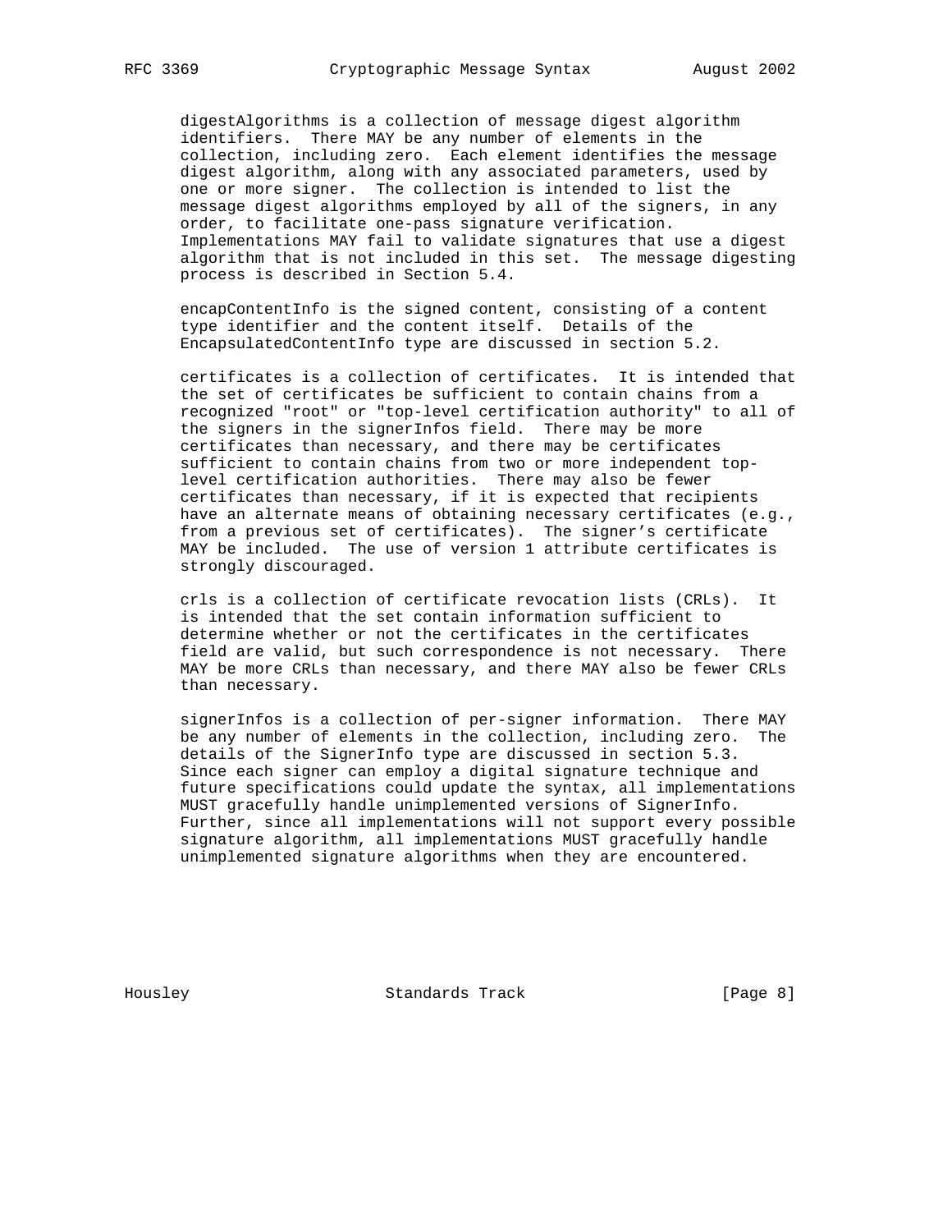digestAlgorithms is a collection of message digest algorithm identifiers. There MAY be any number of elements in the collection, including zero. Each element identifies the message digest algorithm, along with any associated parameters, used by one or more signer. The collection is intended to list the message digest algorithms employed by all of the signers, in any order, to facilitate one-pass signature verification. Implementations MAY fail to validate signatures that use a digest algorithm that is not included in this set. The message digesting process is described in Section 5.4.

encapContentInfo is the signed content, consisting of a content type identifier and the content itself. Details of the EncapsulatedContentInfo type are discussed in section 5.2.

certificates is a collection of certificates. It is intended that the set of certificates be sufficient to contain chains from a recognized "root" or "top-level certification authority" to all of the signers in the signerInfos field. There may be more certificates than necessary, and there may be certificates sufficient to contain chains from two or more independent top-level certification authorities. There may also be fewer certificates than necessary, if it is expected that recipients have an alternate means of obtaining necessary certificates (e.g., from a previous set of certificates). The signer's certificate MAY be included. The use of version 1 attribute certificates is strongly discouraged.

crls is a collection of certificate revocation lists (CRLs). It is intended that the set contain information sufficient to determine whether or not the certificates in the certificates field are valid, but such correspondence is not necessary. There MAY be more CRLs than necessary, and there MAY also be fewer CRLs than necessary.

signerInfos is a collection of per-signer information. There MAY be any number of elements in the collection, including zero. The details of the SignerInfo type are discussed in section 5.3. Since each signer can employ a digital signature technique and future specifications could update the syntax, all implementations MUST gracefully handle unimplemented versions of SignerInfo. Further, since all implementations will not support every possible signature algorithm, all implementations MUST gracefully handle unimplemented signature algorithms when they are encountered.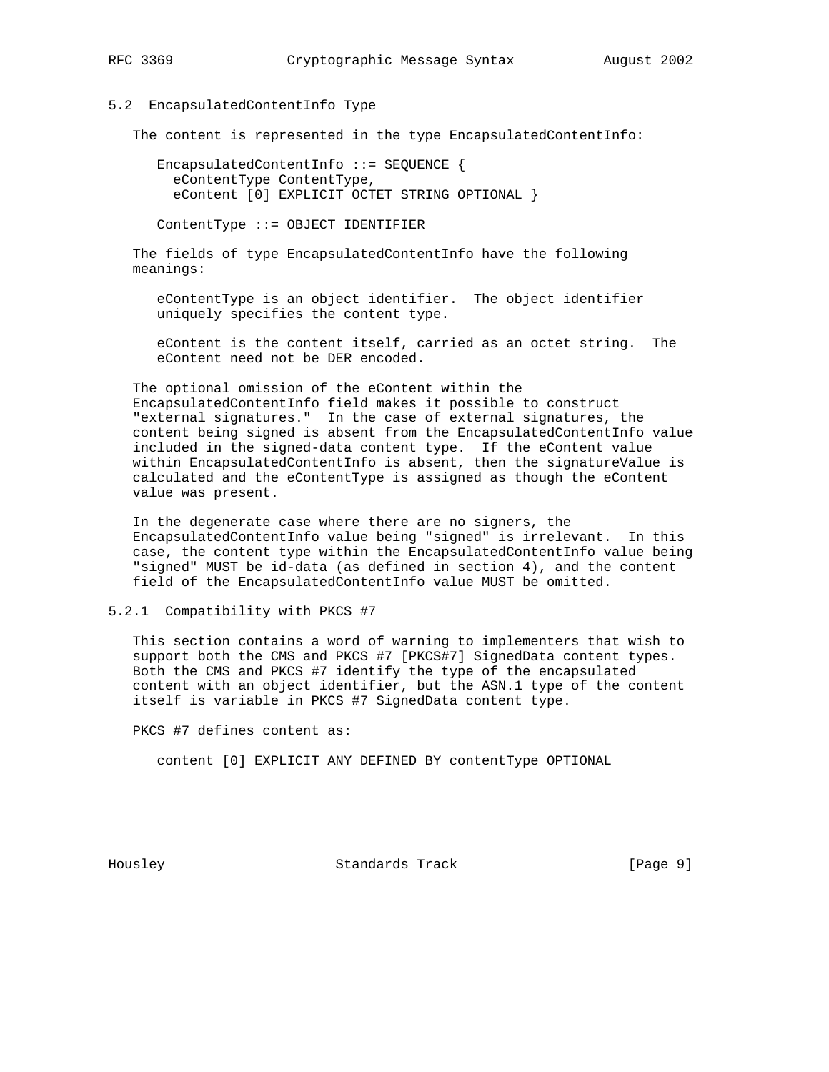### 5.2 EncapsulatedContentInfo Type

The content is represented in the type EncapsulatedContentInfo:

```
EncapsulatedContentInfo ::= SEQUENCE {
  eContentType ContentType,
  eContent [0] EXPLICIT OCTET STRING OPTIONAL }

ContentType ::= OBJECT IDENTIFIER
```

The fields of type EncapsulatedContentInfo have the following meanings:

eContentType is an object identifier. The object identifier uniquely specifies the content type.

eContent is the content itself, carried as an octet string. The eContent need not be DER encoded.

The optional omission of the eContent within the EncapsulatedContentInfo field makes it possible to construct "external signatures." In the case of external signatures, the content being signed is absent from the EncapsulatedContentInfo value included in the signed-data content type. If the eContent value within EncapsulatedContentInfo is absent, then the signatureValue is calculated and the eContentType is assigned as though the eContent value was present.

In the degenerate case where there are no signers, the EncapsulatedContentInfo value being "signed" is irrelevant. In this case, the content type within the EncapsulatedContentInfo value being "signed" MUST be id-data (as defined in section 4), and the content field of the EncapsulatedContentInfo value MUST be omitted.

#### 5.2.1 Compatibility with PKCS #7

This section contains a word of warning to implementers that wish to support both the CMS and PKCS #7 [PKCS#7] SignedData content types. Both the CMS and PKCS #7 identify the type of the encapsulated content with an object identifier, but the ASN.1 type of the content itself is variable in PKCS #7 SignedData content type.

PKCS #7 defines content as:

```
content [0] EXPLICIT ANY DEFINED BY contentType OPTIONAL
```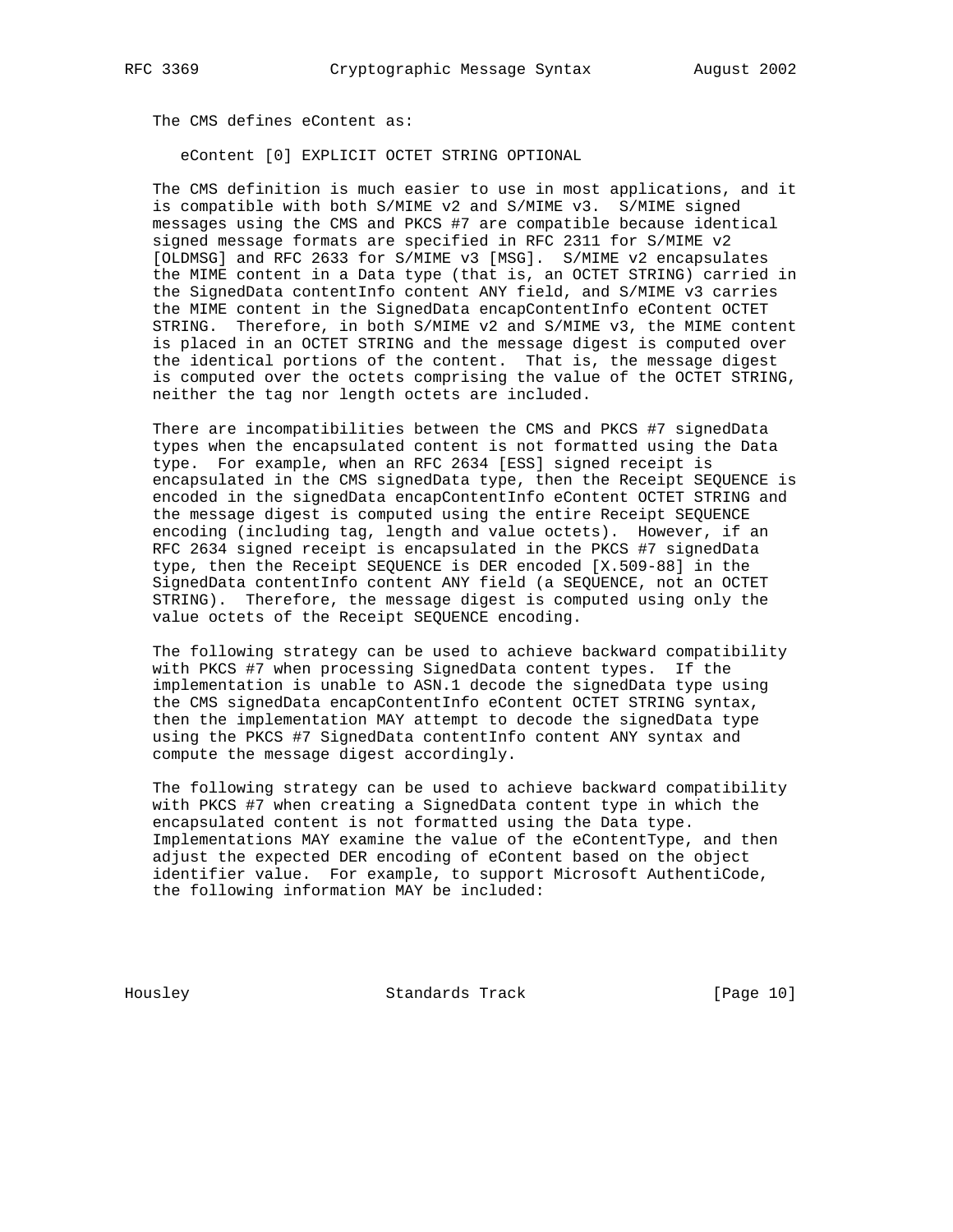The CMS defines eContent as:

```
eContent [0] EXPLICIT OCTET STRING OPTIONAL
```

The CMS definition is much easier to use in most applications, and it is compatible with both S/MIME v2 and S/MIME v3. S/MIME signed messages using the CMS and PKCS #7 are compatible because identical signed message formats are specified in RFC 2311 for S/MIME v2 [OLDMSG] and RFC 2633 for S/MIME v3 [MSG]. S/MIME v2 encapsulates the MIME content in a Data type (that is, an OCTET STRING) carried in the SignedData contentInfo content ANY field, and S/MIME v3 carries the MIME content in the SignedData encapContentInfo eContent OCTET STRING. Therefore, in both S/MIME v2 and S/MIME v3, the MIME content is placed in an OCTET STRING and the message digest is computed over the identical portions of the content. That is, the message digest is computed over the octets comprising the value of the OCTET STRING, neither the tag nor length octets are included.

There are incompatibilities between the CMS and PKCS #7 signedData types when the encapsulated content is not formatted using the Data type. For example, when an RFC 2634 [ESS] signed receipt is encapsulated in the CMS signedData type, then the Receipt SEQUENCE is encoded in the signedData encapContentInfo eContent OCTET STRING and the message digest is computed using the entire Receipt SEQUENCE encoding (including tag, length and value octets). However, if an RFC 2634 signed receipt is encapsulated in the PKCS #7 signedData type, then the Receipt SEQUENCE is DER encoded [X.509-88] in the SignedData contentInfo content ANY field (a SEQUENCE, not an OCTET STRING). Therefore, the message digest is computed using only the value octets of the Receipt SEQUENCE encoding.

The following strategy can be used to achieve backward compatibility with PKCS #7 when processing SignedData content types. If the implementation is unable to ASN.1 decode the signedData type using the CMS signedData encapContentInfo eContent OCTET STRING syntax, then the implementation MAY attempt to decode the signedData type using the PKCS #7 SignedData contentInfo content ANY syntax and compute the message digest accordingly.

The following strategy can be used to achieve backward compatibility with PKCS #7 when creating a SignedData content type in which the encapsulated content is not formatted using the Data type. Implementations MAY examine the value of the eContentType, and then adjust the expected DER encoding of eContent based on the object identifier value. For example, to support Microsoft AuthentiCode, the following information MAY be included: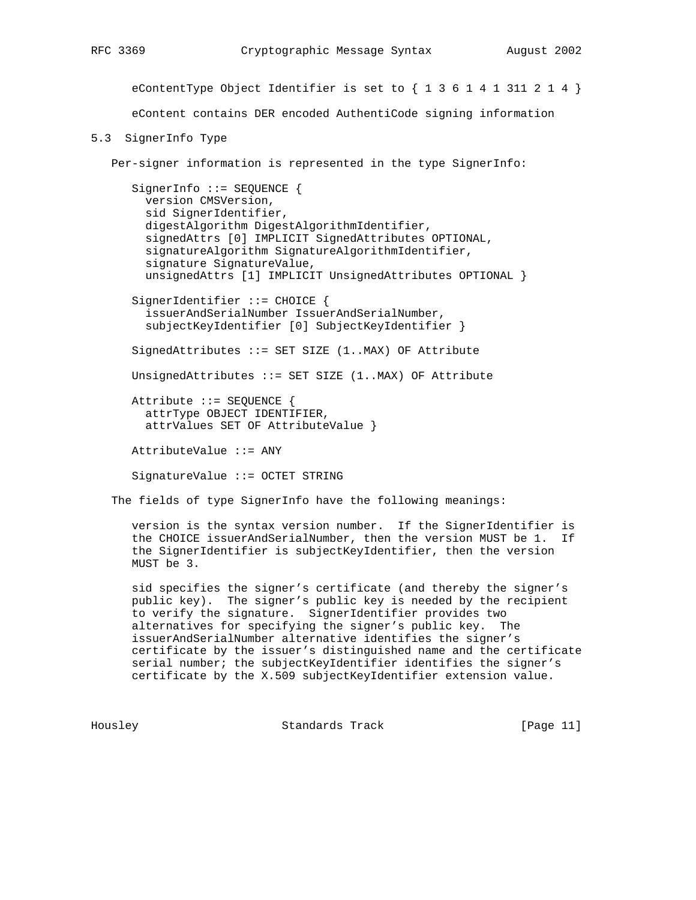eContentType Object Identifier is set to { 1 3 6 1 4 1 311 2 1 4 }

eContent contains DER encoded AuthentiCode signing information

### 5.3 SignerInfo Type

Per-signer information is represented in the type SignerInfo:

```
SignerInfo ::= SEQUENCE {
  version CMSVersion,
  sid SignerIdentifier,
  digestAlgorithm DigestAlgorithmIdentifier,
  signedAttrs [0] IMPLICIT SignedAttributes OPTIONAL,
  signatureAlgorithm SignatureAlgorithmIdentifier,
  signature SignatureValue,
  unsignedAttrs [1] IMPLICIT UnsignedAttributes OPTIONAL }

SignerIdentifier ::= CHOICE {
  issuerAndSerialNumber IssuerAndSerialNumber,
  subjectKeyIdentifier [0] SubjectKeyIdentifier }

SignedAttributes ::= SET SIZE (1..MAX) OF Attribute

UnsignedAttributes ::= SET SIZE (1..MAX) OF Attribute

Attribute ::= SEQUENCE {
  attrType OBJECT IDENTIFIER,
  attrValues SET OF AttributeValue }

AttributeValue ::= ANY

SignatureValue ::= OCTET STRING
```

The fields of type SignerInfo have the following meanings:

version is the syntax version number. If the SignerIdentifier is the CHOICE issuerAndSerialNumber, then the version MUST be 1. If the SignerIdentifier is subjectKeyIdentifier, then the version MUST be 3.

sid specifies the signer's certificate (and thereby the signer's public key). The signer's public key is needed by the recipient to verify the signature. SignerIdentifier provides two alternatives for specifying the signer's public key. The issuerAndSerialNumber alternative identifies the signer's certificate by the issuer's distinguished name and the certificate serial number; the subjectKeyIdentifier identifies the signer's certificate by the X.509 subjectKeyIdentifier extension value.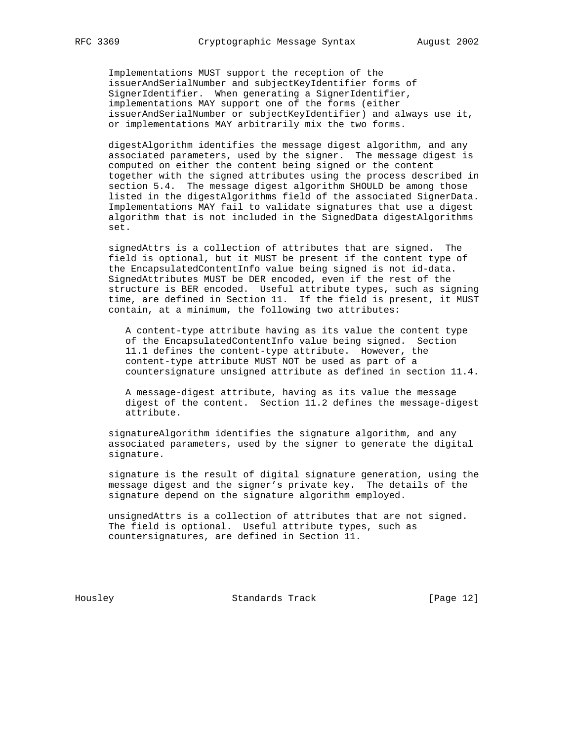Implementations MUST support the reception of the issuerAndSerialNumber and subjectKeyIdentifier forms of SignerIdentifier. When generating a SignerIdentifier, implementations MAY support one of the forms (either issuerAndSerialNumber or subjectKeyIdentifier) and always use it, or implementations MAY arbitrarily mix the two forms.

digestAlgorithm identifies the message digest algorithm, and any associated parameters, used by the signer. The message digest is computed on either the content being signed or the content together with the signed attributes using the process described in section 5.4. The message digest algorithm SHOULD be among those listed in the digestAlgorithms field of the associated SignerData. Implementations MAY fail to validate signatures that use a digest algorithm that is not included in the SignedData digestAlgorithms set.

signedAttrs is a collection of attributes that are signed. The field is optional, but it MUST be present if the content type of the EncapsulatedContentInfo value being signed is not id-data. SignedAttributes MUST be DER encoded, even if the rest of the structure is BER encoded. Useful attribute types, such as signing time, are defined in Section 11. If the field is present, it MUST contain, at a minimum, the following two attributes:

A content-type attribute having as its value the content type of the EncapsulatedContentInfo value being signed. Section 11.1 defines the content-type attribute. However, the content-type attribute MUST NOT be used as part of a countersignature unsigned attribute as defined in section 11.4.

A message-digest attribute, having as its value the message digest of the content. Section 11.2 defines the message-digest attribute.

signatureAlgorithm identifies the signature algorithm, and any associated parameters, used by the signer to generate the digital signature.

signature is the result of digital signature generation, using the message digest and the signer's private key. The details of the signature depend on the signature algorithm employed.

unsignedAttrs is a collection of attributes that are not signed. The field is optional. Useful attribute types, such as countersignatures, are defined in Section 11.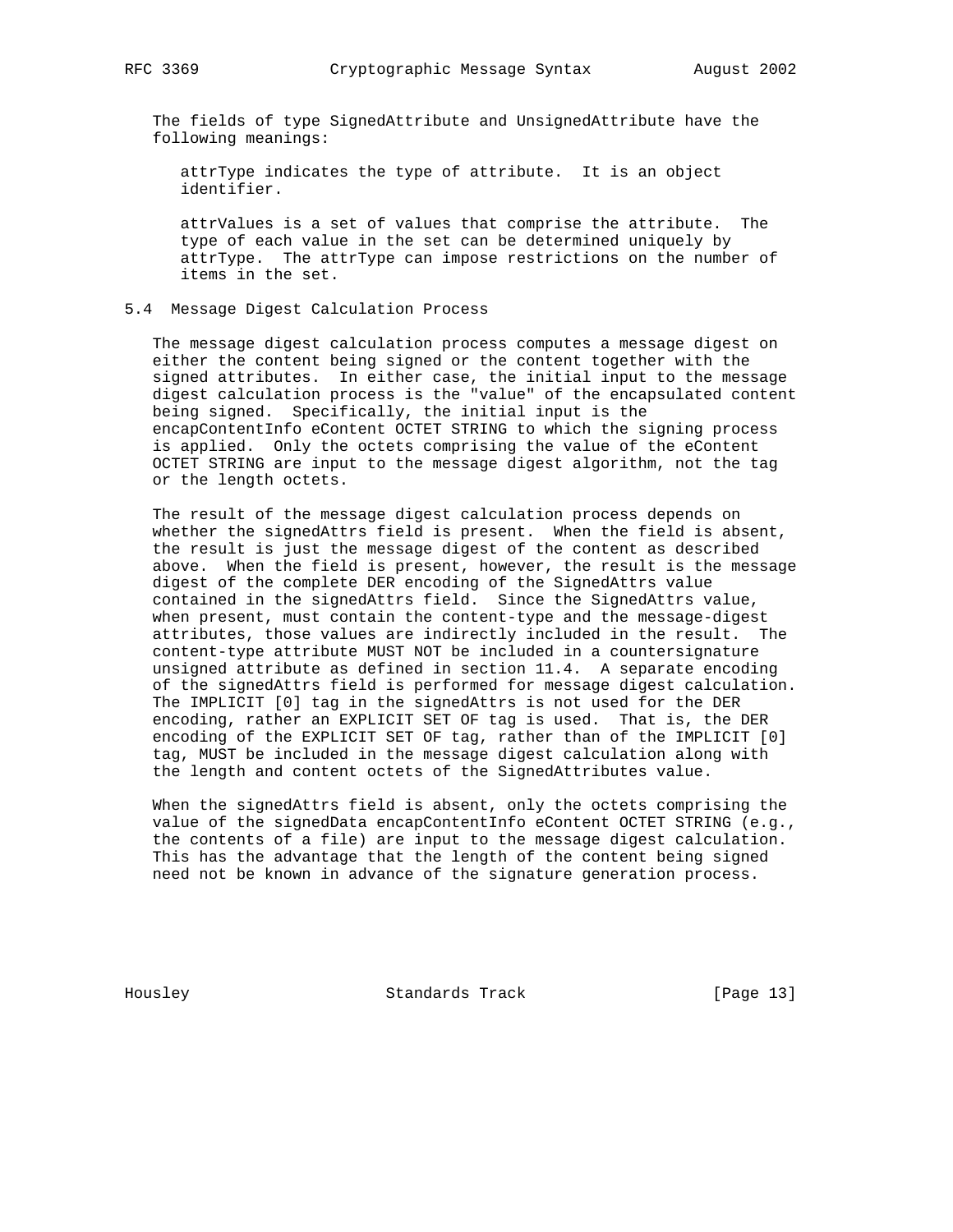The fields of type SignedAttribute and UnsignedAttribute have the following meanings:

attrType indicates the type of attribute. It is an object identifier.

attrValues is a set of values that comprise the attribute. The type of each value in the set can be determined uniquely by attrType. The attrType can impose restrictions on the number of items in the set.

## 5.4 Message Digest Calculation Process

The message digest calculation process computes a message digest on either the content being signed or the content together with the signed attributes. In either case, the initial input to the message digest calculation process is the "value" of the encapsulated content being signed. Specifically, the initial input is the encapContentInfo eContent OCTET STRING to which the signing process is applied. Only the octets comprising the value of the eContent OCTET STRING are input to the message digest algorithm, not the tag or the length octets.

The result of the message digest calculation process depends on whether the signedAttrs field is present. When the field is absent, the result is just the message digest of the content as described above. When the field is present, however, the result is the message digest of the complete DER encoding of the SignedAttrs value contained in the signedAttrs field. Since the SignedAttrs value, when present, must contain the content-type and the message-digest attributes, those values are indirectly included in the result. The content-type attribute MUST NOT be included in a countersignature unsigned attribute as defined in section 11.4. A separate encoding of the signedAttrs field is performed for message digest calculation. The IMPLICIT [0] tag in the signedAttrs is not used for the DER encoding, rather an EXPLICIT SET OF tag is used. That is, the DER encoding of the EXPLICIT SET OF tag, rather than of the IMPLICIT [0] tag, MUST be included in the message digest calculation along with the length and content octets of the SignedAttributes value.

When the signedAttrs field is absent, only the octets comprising the value of the signedData encapContentInfo eContent OCTET STRING (e.g., the contents of a file) are input to the message digest calculation. This has the advantage that the length of the content being signed need not be known in advance of the signature generation process.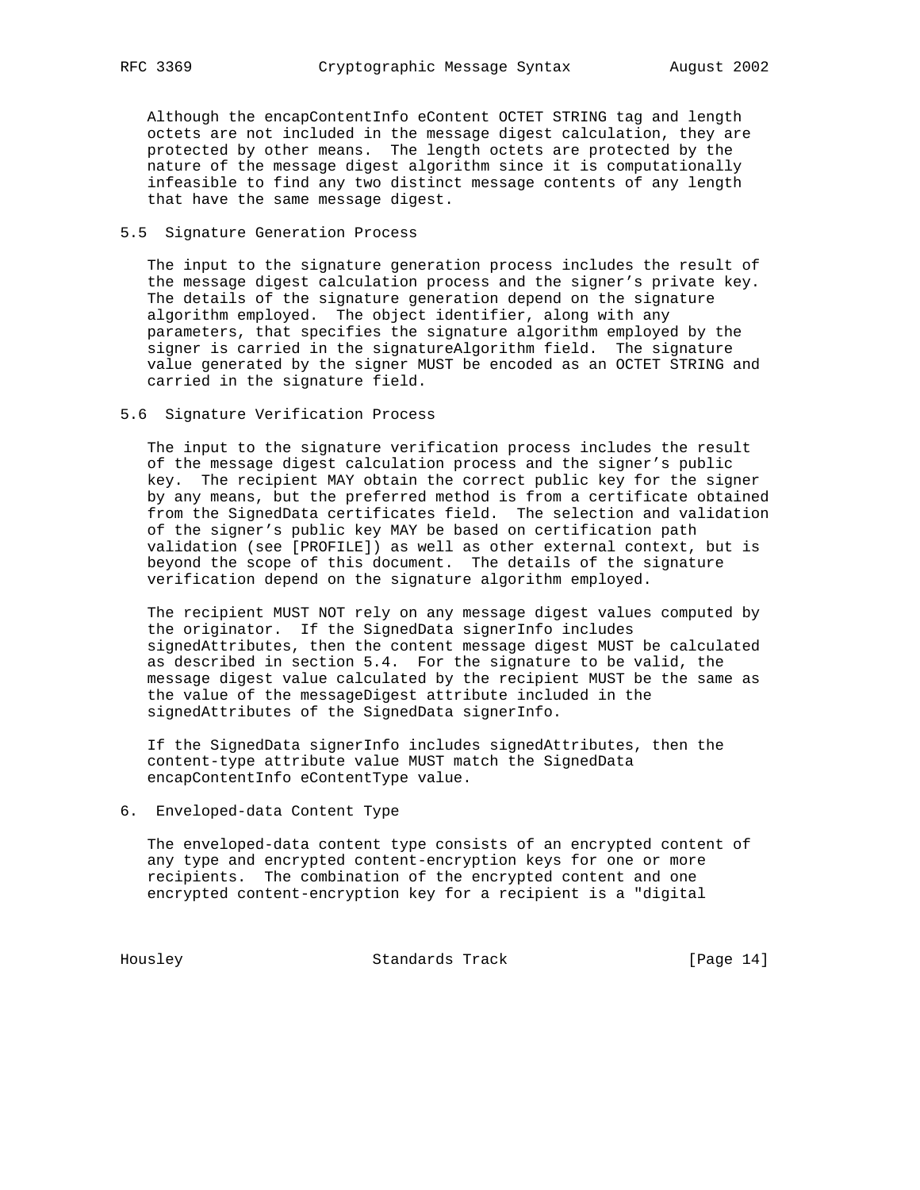Although the encapContentInfo eContent OCTET STRING tag and length octets are not included in the message digest calculation, they are protected by other means. The length octets are protected by the nature of the message digest algorithm since it is computationally infeasible to find any two distinct message contents of any length that have the same message digest.

## 5.5 Signature Generation Process

The input to the signature generation process includes the result of the message digest calculation process and the signer's private key. The details of the signature generation depend on the signature algorithm employed. The object identifier, along with any parameters, that specifies the signature algorithm employed by the signer is carried in the signatureAlgorithm field. The signature value generated by the signer MUST be encoded as an OCTET STRING and carried in the signature field.

## 5.6 Signature Verification Process

The input to the signature verification process includes the result of the message digest calculation process and the signer's public key. The recipient MAY obtain the correct public key for the signer by any means, but the preferred method is from a certificate obtained from the SignedData certificates field. The selection and validation of the signer's public key MAY be based on certification path validation (see [PROFILE]) as well as other external context, but is beyond the scope of this document. The details of the signature verification depend on the signature algorithm employed.

The recipient MUST NOT rely on any message digest values computed by the originator. If the SignedData signerInfo includes signedAttributes, then the content message digest MUST be calculated as described in section 5.4. For the signature to be valid, the message digest value calculated by the recipient MUST be the same as the value of the messageDigest attribute included in the signedAttributes of the SignedData signerInfo.

If the SignedData signerInfo includes signedAttributes, then the content-type attribute value MUST match the SignedData encapContentInfo eContentType value.

# 6. Enveloped-data Content Type

The enveloped-data content type consists of an encrypted content of any type and encrypted content-encryption keys for one or more recipients. The combination of the encrypted content and one encrypted content-encryption key for a recipient is a "digital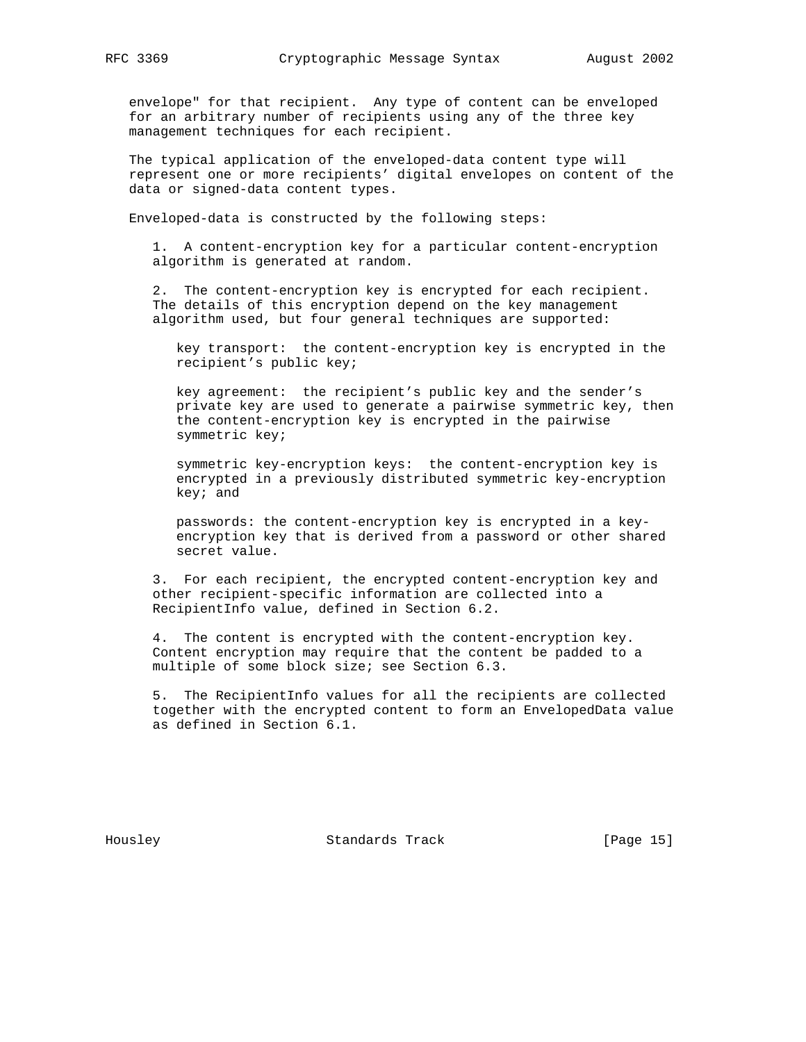envelope" for that recipient. Any type of content can be enveloped for an arbitrary number of recipients using any of the three key management techniques for each recipient.

The typical application of the enveloped-data content type will represent one or more recipients' digital envelopes on content of the data or signed-data content types.

Enveloped-data is constructed by the following steps:

1. A content-encryption key for a particular content-encryption algorithm is generated at random.

2. The content-encryption key is encrypted for each recipient. The details of this encryption depend on the key management algorithm used, but four general techniques are supported:

   key transport: the content-encryption key is encrypted in the recipient's public key;

   key agreement: the recipient's public key and the sender's private key are used to generate a pairwise symmetric key, then the content-encryption key is encrypted in the pairwise symmetric key;

   symmetric key-encryption keys: the content-encryption key is encrypted in a previously distributed symmetric key-encryption key; and

   passwords: the content-encryption key is encrypted in a key-encryption key that is derived from a password or other shared secret value.

3. For each recipient, the encrypted content-encryption key and other recipient-specific information are collected into a RecipientInfo value, defined in Section 6.2.

4. The content is encrypted with the content-encryption key. Content encryption may require that the content be padded to a multiple of some block size; see Section 6.3.

5. The RecipientInfo values for all the recipients are collected together with the encrypted content to form an EnvelopedData value as defined in Section 6.1.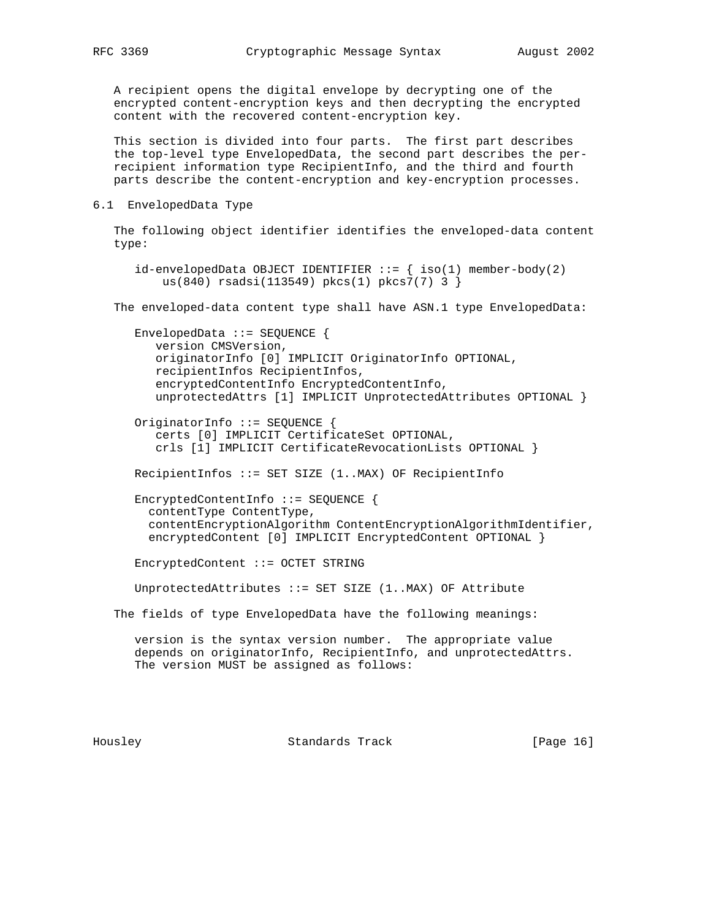A recipient opens the digital envelope by decrypting one of the encrypted content-encryption keys and then decrypting the encrypted content with the recovered content-encryption key.

This section is divided into four parts. The first part describes the top-level type EnvelopedData, the second part describes the per-recipient information type RecipientInfo, and the third and fourth parts describe the content-encryption and key-encryption processes.

## 6.1 EnvelopedData Type

The following object identifier identifies the enveloped-data content type:

```
id-envelopedData OBJECT IDENTIFIER ::= { iso(1) member-body(2)
     us(840) rsadsi(113549) pkcs(1) pkcs7(7) 3 }
```

The enveloped-data content type shall have ASN.1 type EnvelopedData:

```
EnvelopedData ::= SEQUENCE {
   version CMSVersion,
   originatorInfo [0] IMPLICIT OriginatorInfo OPTIONAL,
   recipientInfos RecipientInfos,
   encryptedContentInfo EncryptedContentInfo,
   unprotectedAttrs [1] IMPLICIT UnprotectedAttributes OPTIONAL }

OriginatorInfo ::= SEQUENCE {
   certs [0] IMPLICIT CertificateSet OPTIONAL,
   crls [1] IMPLICIT CertificateRevocationLists OPTIONAL }

RecipientInfos ::= SET SIZE (1..MAX) OF RecipientInfo

EncryptedContentInfo ::= SEQUENCE {
  contentType ContentType,
  contentEncryptionAlgorithm ContentEncryptionAlgorithmIdentifier,
  encryptedContent [0] IMPLICIT EncryptedContent OPTIONAL }

EncryptedContent ::= OCTET STRING

UnprotectedAttributes ::= SET SIZE (1..MAX) OF Attribute
```

The fields of type EnvelopedData have the following meanings:

version is the syntax version number. The appropriate value depends on originatorInfo, RecipientInfo, and unprotectedAttrs. The version MUST be assigned as follows: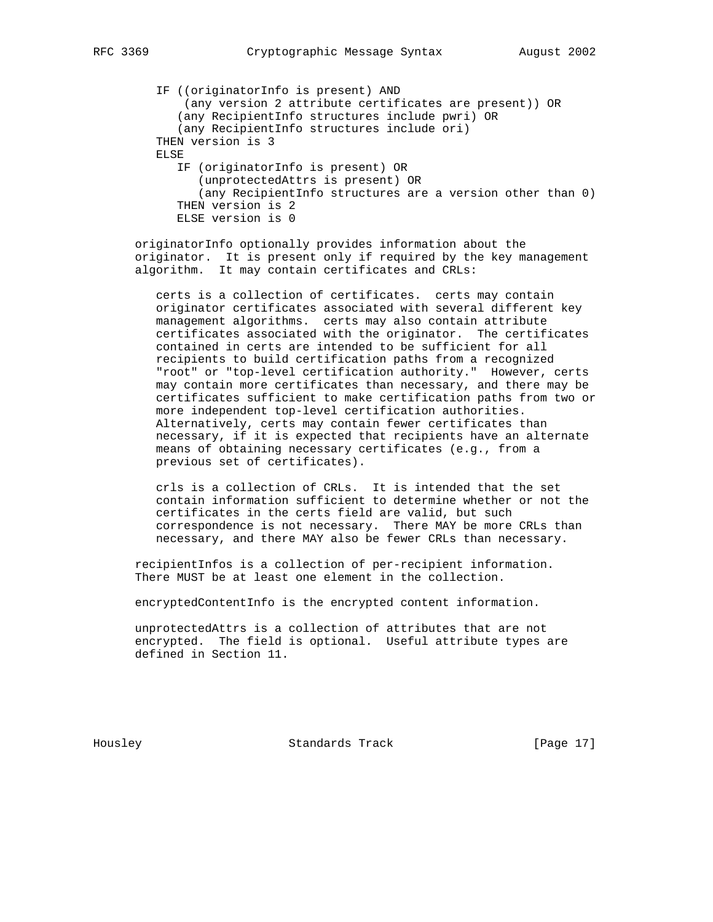```
IF ((originatorInfo is present) AND
    (any version 2 attribute certificates are present)) OR
   (any RecipientInfo structures include pwri) OR
   (any RecipientInfo structures include ori)
THEN version is 3
ELSE
   IF (originatorInfo is present) OR
      (unprotectedAttrs is present) OR
      (any RecipientInfo structures are a version other than 0)
   THEN version is 2
   ELSE version is 0
```

originatorInfo optionally provides information about the originator. It is present only if required by the key management algorithm. It may contain certificates and CRLs:

certs is a collection of certificates. certs may contain originator certificates associated with several different key management algorithms. certs may also contain attribute certificates associated with the originator. The certificates contained in certs are intended to be sufficient for all recipients to build certification paths from a recognized "root" or "top-level certification authority." However, certs may contain more certificates than necessary, and there may be certificates sufficient to make certification paths from two or more independent top-level certification authorities. Alternatively, certs may contain fewer certificates than necessary, if it is expected that recipients have an alternate means of obtaining necessary certificates (e.g., from a previous set of certificates).

crls is a collection of CRLs. It is intended that the set contain information sufficient to determine whether or not the certificates in the certs field are valid, but such correspondence is not necessary. There MAY be more CRLs than necessary, and there MAY also be fewer CRLs than necessary.

recipientInfos is a collection of per-recipient information. There MUST be at least one element in the collection.

encryptedContentInfo is the encrypted content information.

unprotectedAttrs is a collection of attributes that are not encrypted. The field is optional. Useful attribute types are defined in Section 11.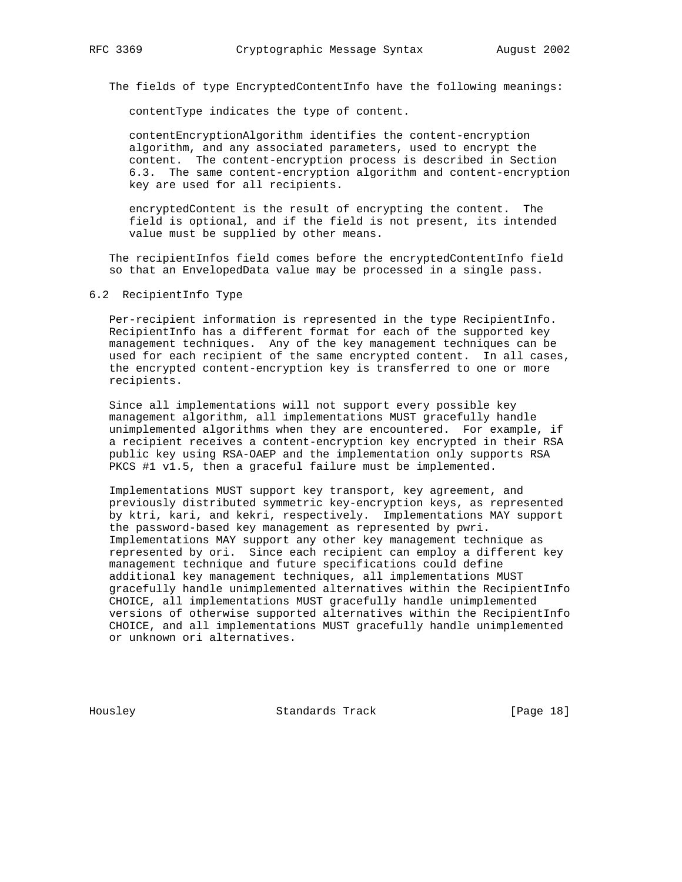The fields of type EncryptedContentInfo have the following meanings:

contentType indicates the type of content.

contentEncryptionAlgorithm identifies the content-encryption algorithm, and any associated parameters, used to encrypt the content. The content-encryption process is described in Section 6.3. The same content-encryption algorithm and content-encryption key are used for all recipients.

encryptedContent is the result of encrypting the content. The field is optional, and if the field is not present, its intended value must be supplied by other means.

The recipientInfos field comes before the encryptedContentInfo field so that an EnvelopedData value may be processed in a single pass.

## 6.2 RecipientInfo Type

Per-recipient information is represented in the type RecipientInfo. RecipientInfo has a different format for each of the supported key management techniques. Any of the key management techniques can be used for each recipient of the same encrypted content. In all cases, the encrypted content-encryption key is transferred to one or more recipients.

Since all implementations will not support every possible key management algorithm, all implementations MUST gracefully handle unimplemented algorithms when they are encountered. For example, if a recipient receives a content-encryption key encrypted in their RSA public key using RSA-OAEP and the implementation only supports RSA PKCS #1 v1.5, then a graceful failure must be implemented.

Implementations MUST support key transport, key agreement, and previously distributed symmetric key-encryption keys, as represented by ktri, kari, and kekri, respectively. Implementations MAY support the password-based key management as represented by pwri. Implementations MAY support any other key management technique as represented by ori. Since each recipient can employ a different key management technique and future specifications could define additional key management techniques, all implementations MUST gracefully handle unimplemented alternatives within the RecipientInfo CHOICE, all implementations MUST gracefully handle unimplemented versions of otherwise supported alternatives within the RecipientInfo CHOICE, and all implementations MUST gracefully handle unimplemented or unknown ori alternatives.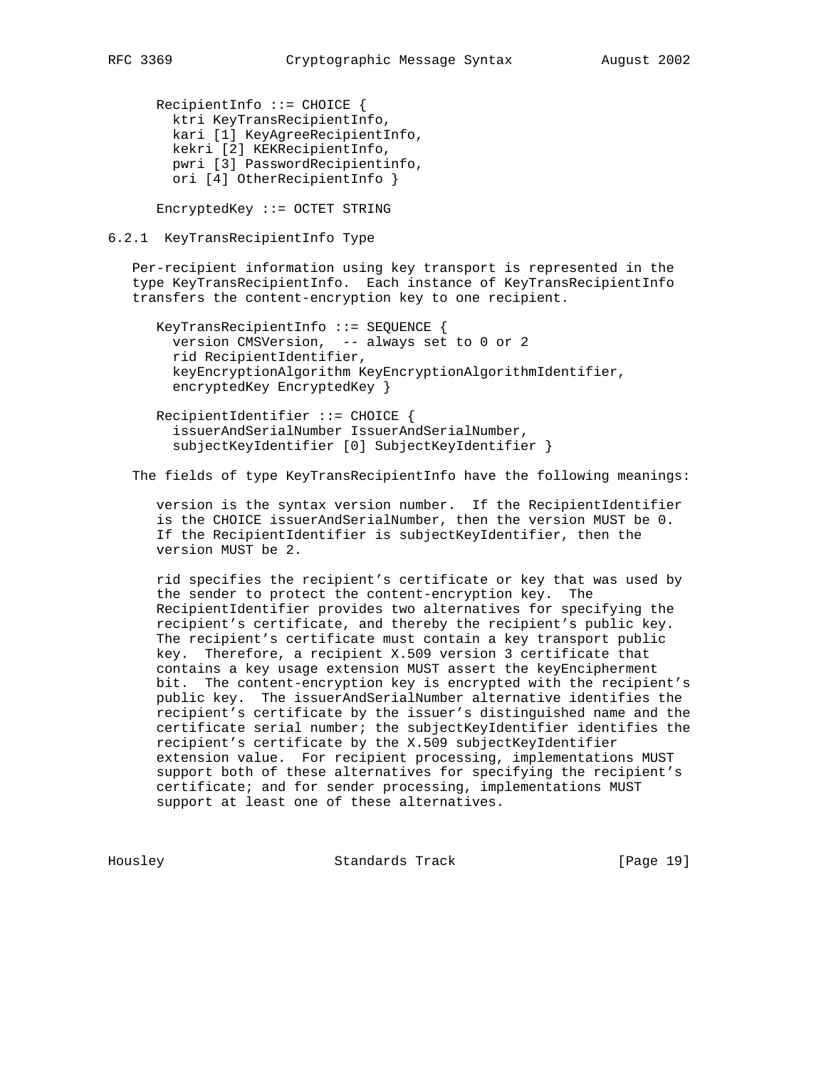```
RecipientInfo ::= CHOICE {
  ktri KeyTransRecipientInfo,
  kari [1] KeyAgreeRecipientInfo,
  kekri [2] KEKRecipientInfo,
  pwri [3] PasswordRecipientinfo,
  ori [4] OtherRecipientInfo }

EncryptedKey ::= OCTET STRING
```

### 6.2.1 KeyTransRecipientInfo Type

Per-recipient information using key transport is represented in the type KeyTransRecipientInfo. Each instance of KeyTransRecipientInfo transfers the content-encryption key to one recipient.

```
KeyTransRecipientInfo ::= SEQUENCE {
  version CMSVersion,  -- always set to 0 or 2
  rid RecipientIdentifier,
  keyEncryptionAlgorithm KeyEncryptionAlgorithmIdentifier,
  encryptedKey EncryptedKey }

RecipientIdentifier ::= CHOICE {
  issuerAndSerialNumber IssuerAndSerialNumber,
  subjectKeyIdentifier [0] SubjectKeyIdentifier }
```

The fields of type KeyTransRecipientInfo have the following meanings:

version is the syntax version number. If the RecipientIdentifier is the CHOICE issuerAndSerialNumber, then the version MUST be 0. If the RecipientIdentifier is subjectKeyIdentifier, then the version MUST be 2.

rid specifies the recipient's certificate or key that was used by the sender to protect the content-encryption key. The RecipientIdentifier provides two alternatives for specifying the recipient's certificate, and thereby the recipient's public key. The recipient's certificate must contain a key transport public key. Therefore, a recipient X.509 version 3 certificate that contains a key usage extension MUST assert the keyEncipherment bit. The content-encryption key is encrypted with the recipient's public key. The issuerAndSerialNumber alternative identifies the recipient's certificate by the issuer's distinguished name and the certificate serial number; the subjectKeyIdentifier identifies the recipient's certificate by the X.509 subjectKeyIdentifier extension value. For recipient processing, implementations MUST support both of these alternatives for specifying the recipient's certificate; and for sender processing, implementations MUST support at least one of these alternatives.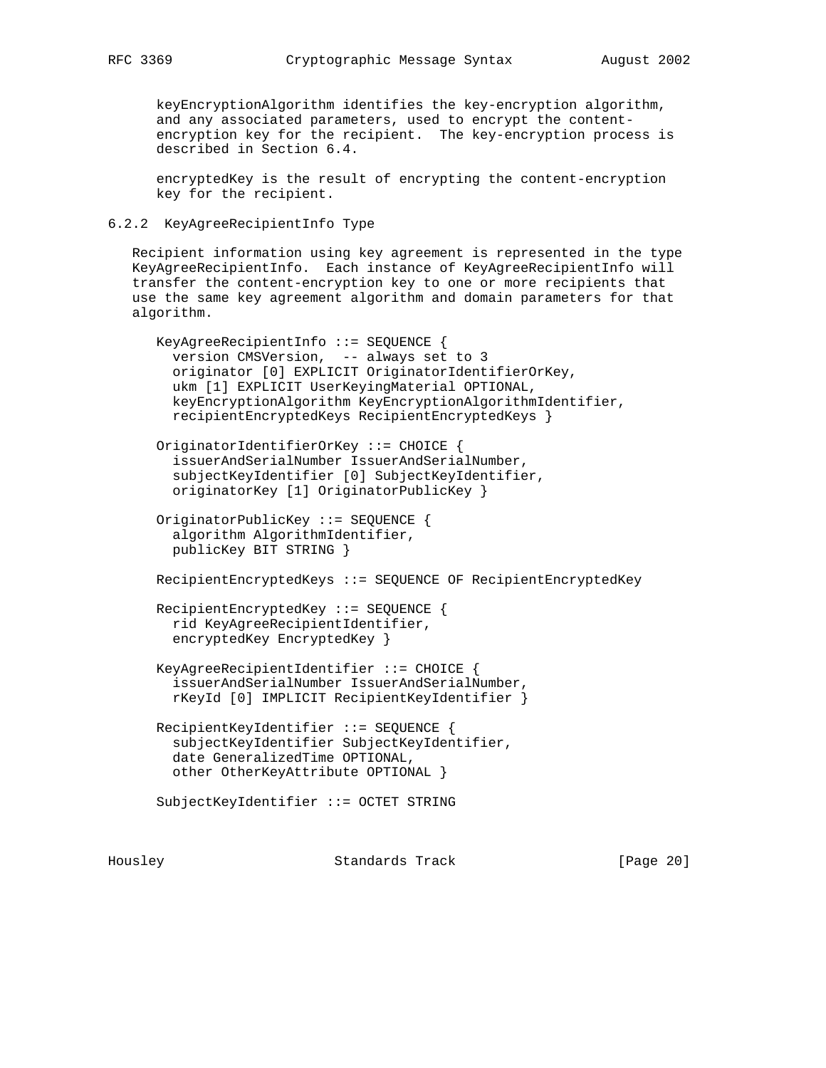keyEncryptionAlgorithm identifies the key-encryption algorithm, and any associated parameters, used to encrypt the content-encryption key for the recipient. The key-encryption process is described in Section 6.4.

encryptedKey is the result of encrypting the content-encryption key for the recipient.

### 6.2.2 KeyAgreeRecipientInfo Type

Recipient information using key agreement is represented in the type KeyAgreeRecipientInfo. Each instance of KeyAgreeRecipientInfo will transfer the content-encryption key to one or more recipients that use the same key agreement algorithm and domain parameters for that algorithm.

```
KeyAgreeRecipientInfo ::= SEQUENCE {
  version CMSVersion,  -- always set to 3
  originator [0] EXPLICIT OriginatorIdentifierOrKey,
  ukm [1] EXPLICIT UserKeyingMaterial OPTIONAL,
  keyEncryptionAlgorithm KeyEncryptionAlgorithmIdentifier,
  recipientEncryptedKeys RecipientEncryptedKeys }

OriginatorIdentifierOrKey ::= CHOICE {
  issuerAndSerialNumber IssuerAndSerialNumber,
  subjectKeyIdentifier [0] SubjectKeyIdentifier,
  originatorKey [1] OriginatorPublicKey }

OriginatorPublicKey ::= SEQUENCE {
  algorithm AlgorithmIdentifier,
  publicKey BIT STRING }

RecipientEncryptedKeys ::= SEQUENCE OF RecipientEncryptedKey

RecipientEncryptedKey ::= SEQUENCE {
  rid KeyAgreeRecipientIdentifier,
  encryptedKey EncryptedKey }

KeyAgreeRecipientIdentifier ::= CHOICE {
  issuerAndSerialNumber IssuerAndSerialNumber,
  rKeyId [0] IMPLICIT RecipientKeyIdentifier }

RecipientKeyIdentifier ::= SEQUENCE {
  subjectKeyIdentifier SubjectKeyIdentifier,
  date GeneralizedTime OPTIONAL,
  other OtherKeyAttribute OPTIONAL }

SubjectKeyIdentifier ::= OCTET STRING
```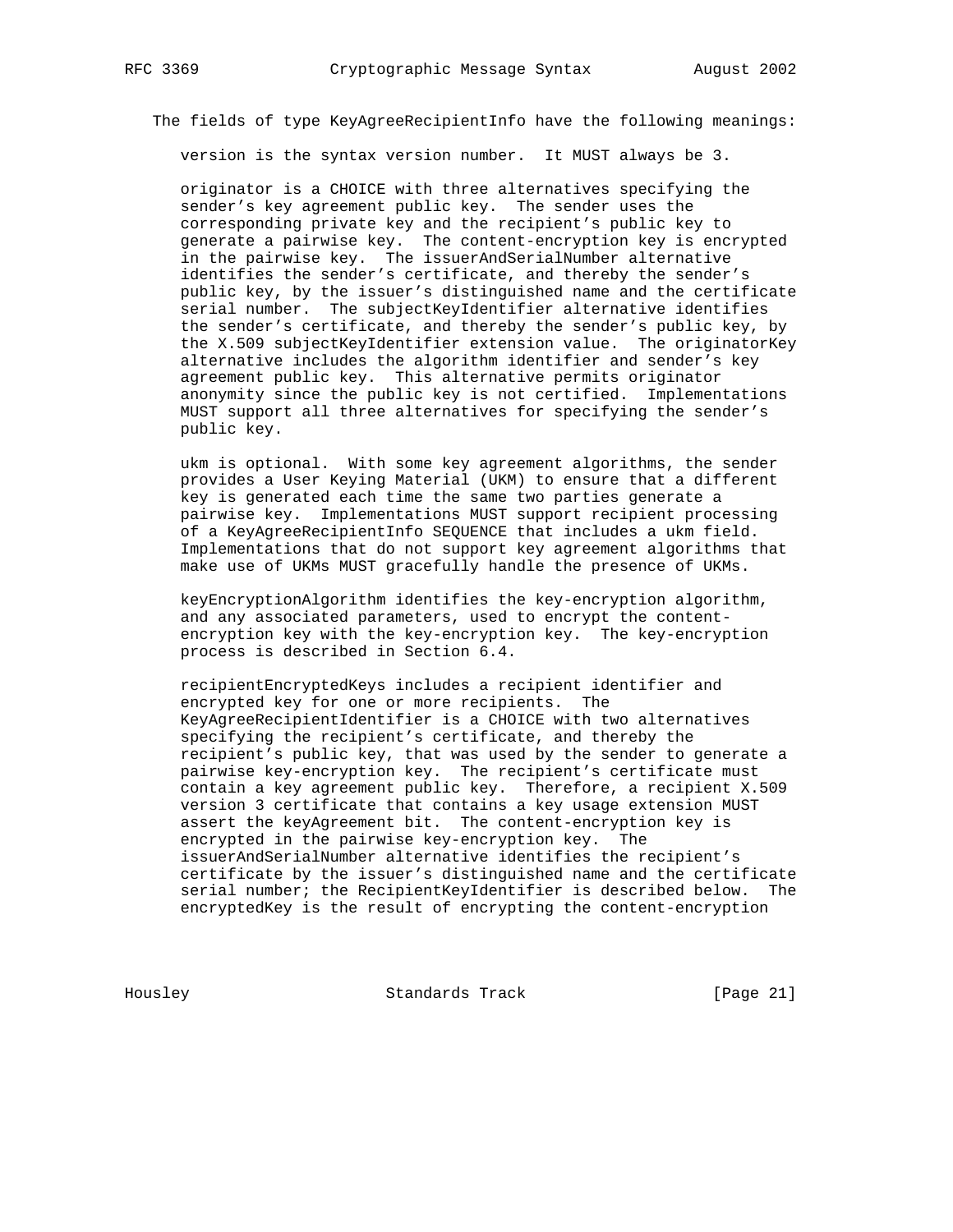The fields of type KeyAgreeRecipientInfo have the following meanings:

version is the syntax version number. It MUST always be 3.

originator is a CHOICE with three alternatives specifying the sender's key agreement public key. The sender uses the corresponding private key and the recipient's public key to generate a pairwise key. The content-encryption key is encrypted in the pairwise key. The issuerAndSerialNumber alternative identifies the sender's certificate, and thereby the sender's public key, by the issuer's distinguished name and the certificate serial number. The subjectKeyIdentifier alternative identifies the sender's certificate, and thereby the sender's public key, by the X.509 subjectKeyIdentifier extension value. The originatorKey alternative includes the algorithm identifier and sender's key agreement public key. This alternative permits originator anonymity since the public key is not certified. Implementations MUST support all three alternatives for specifying the sender's public key.

ukm is optional. With some key agreement algorithms, the sender provides a User Keying Material (UKM) to ensure that a different key is generated each time the same two parties generate a pairwise key. Implementations MUST support recipient processing of a KeyAgreeRecipientInfo SEQUENCE that includes a ukm field. Implementations that do not support key agreement algorithms that make use of UKMs MUST gracefully handle the presence of UKMs.

keyEncryptionAlgorithm identifies the key-encryption algorithm, and any associated parameters, used to encrypt the content-encryption key with the key-encryption key. The key-encryption process is described in Section 6.4.

recipientEncryptedKeys includes a recipient identifier and encrypted key for one or more recipients. The KeyAgreeRecipientIdentifier is a CHOICE with two alternatives specifying the recipient's certificate, and thereby the recipient's public key, that was used by the sender to generate a pairwise key-encryption key. The recipient's certificate must contain a key agreement public key. Therefore, a recipient X.509 version 3 certificate that contains a key usage extension MUST assert the keyAgreement bit. The content-encryption key is encrypted in the pairwise key-encryption key. The issuerAndSerialNumber alternative identifies the recipient's certificate by the issuer's distinguished name and the certificate serial number; the RecipientKeyIdentifier is described below. The encryptedKey is the result of encrypting the content-encryption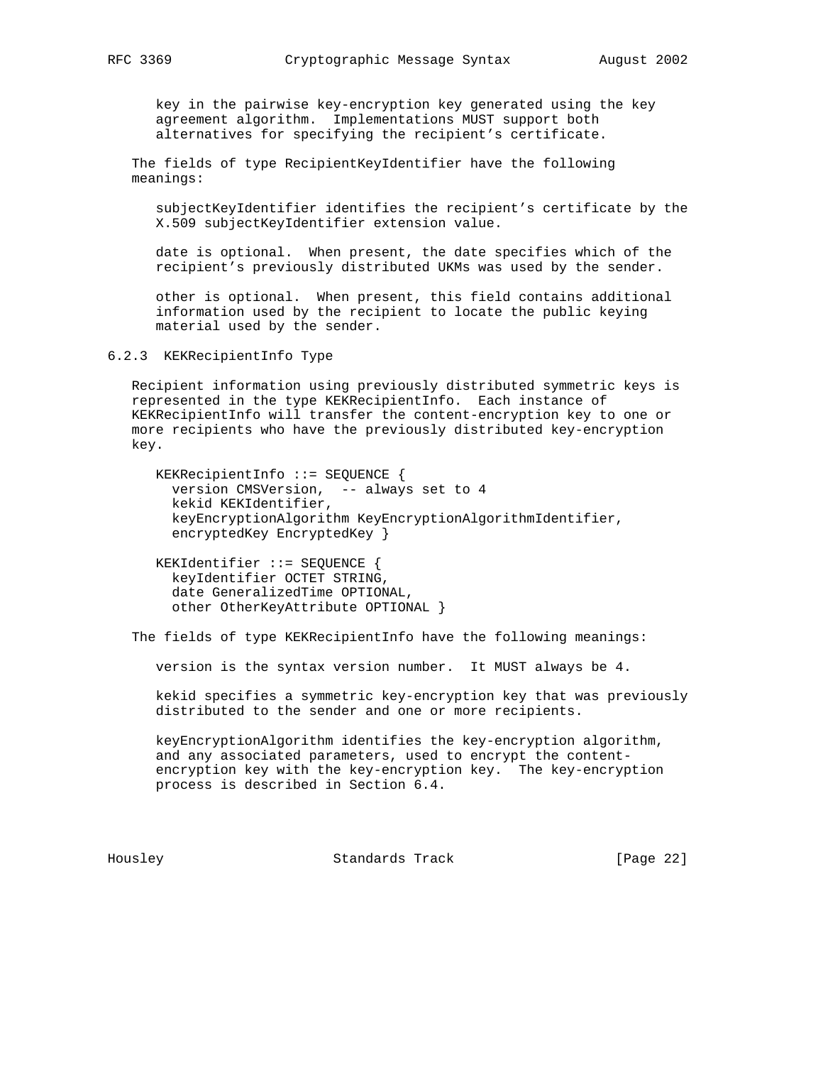key in the pairwise key-encryption key generated using the key agreement algorithm. Implementations MUST support both alternatives for specifying the recipient's certificate.

The fields of type RecipientKeyIdentifier have the following meanings:

subjectKeyIdentifier identifies the recipient's certificate by the X.509 subjectKeyIdentifier extension value.

date is optional. When present, the date specifies which of the recipient's previously distributed UKMs was used by the sender.

other is optional. When present, this field contains additional information used by the recipient to locate the public keying material used by the sender.

### 6.2.3 KEKRecipientInfo Type

Recipient information using previously distributed symmetric keys is represented in the type KEKRecipientInfo. Each instance of KEKRecipientInfo will transfer the content-encryption key to one or more recipients who have the previously distributed key-encryption key.

```
KEKRecipientInfo ::= SEQUENCE {
  version CMSVersion,  -- always set to 4
  kekid KEKIdentifier,
  keyEncryptionAlgorithm KeyEncryptionAlgorithmIdentifier,
  encryptedKey EncryptedKey }

KEKIdentifier ::= SEQUENCE {
  keyIdentifier OCTET STRING,
  date GeneralizedTime OPTIONAL,
  other OtherKeyAttribute OPTIONAL }
```

The fields of type KEKRecipientInfo have the following meanings:

version is the syntax version number. It MUST always be 4.

kekid specifies a symmetric key-encryption key that was previously distributed to the sender and one or more recipients.

keyEncryptionAlgorithm identifies the key-encryption algorithm, and any associated parameters, used to encrypt the content-encryption key with the key-encryption key. The key-encryption process is described in Section 6.4.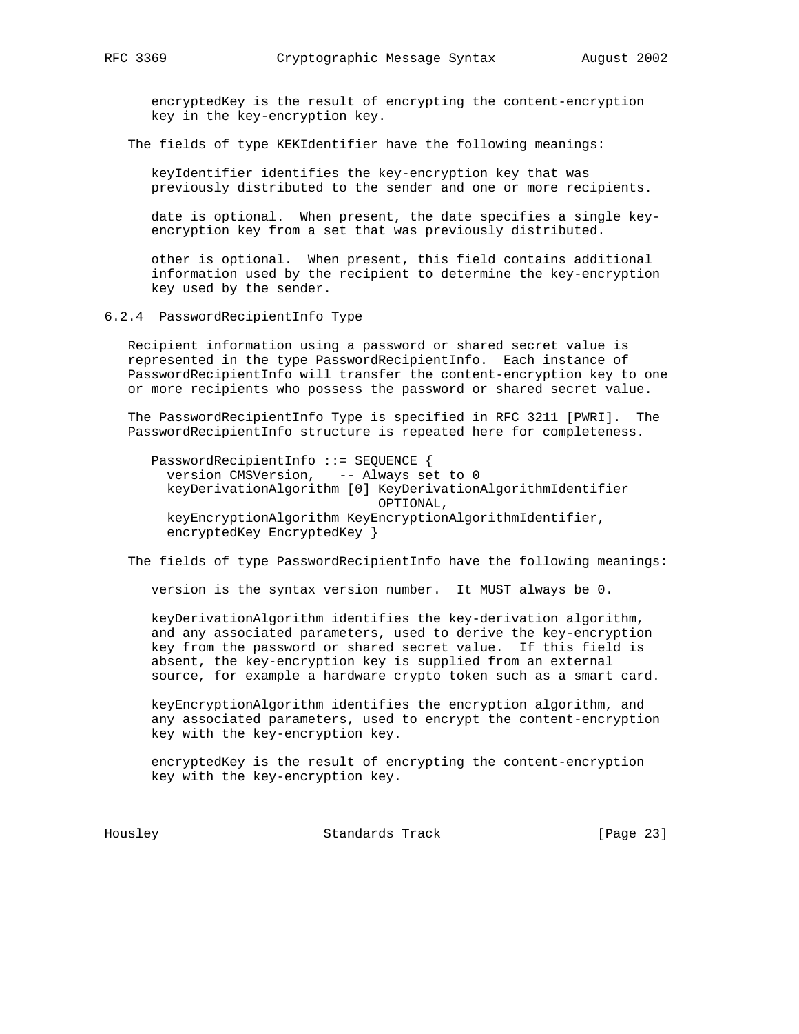encryptedKey is the result of encrypting the content-encryption key in the key-encryption key.

The fields of type KEKIdentifier have the following meanings:

keyIdentifier identifies the key-encryption key that was previously distributed to the sender and one or more recipients.

date is optional. When present, the date specifies a single key-encryption key from a set that was previously distributed.

other is optional. When present, this field contains additional information used by the recipient to determine the key-encryption key used by the sender.

### 6.2.4 PasswordRecipientInfo Type

Recipient information using a password or shared secret value is represented in the type PasswordRecipientInfo. Each instance of PasswordRecipientInfo will transfer the content-encryption key to one or more recipients who possess the password or shared secret value.

The PasswordRecipientInfo Type is specified in RFC 3211 [PWRI]. The PasswordRecipientInfo structure is repeated here for completeness.

```
PasswordRecipientInfo ::= SEQUENCE {
  version CMSVersion,   -- Always set to 0
  keyDerivationAlgorithm [0] KeyDerivationAlgorithmIdentifier
                             OPTIONAL,
  keyEncryptionAlgorithm KeyEncryptionAlgorithmIdentifier,
  encryptedKey EncryptedKey }
```

The fields of type PasswordRecipientInfo have the following meanings:

version is the syntax version number. It MUST always be 0.

keyDerivationAlgorithm identifies the key-derivation algorithm, and any associated parameters, used to derive the key-encryption key from the password or shared secret value. If this field is absent, the key-encryption key is supplied from an external source, for example a hardware crypto token such as a smart card.

keyEncryptionAlgorithm identifies the encryption algorithm, and any associated parameters, used to encrypt the content-encryption key with the key-encryption key.

encryptedKey is the result of encrypting the content-encryption key with the key-encryption key.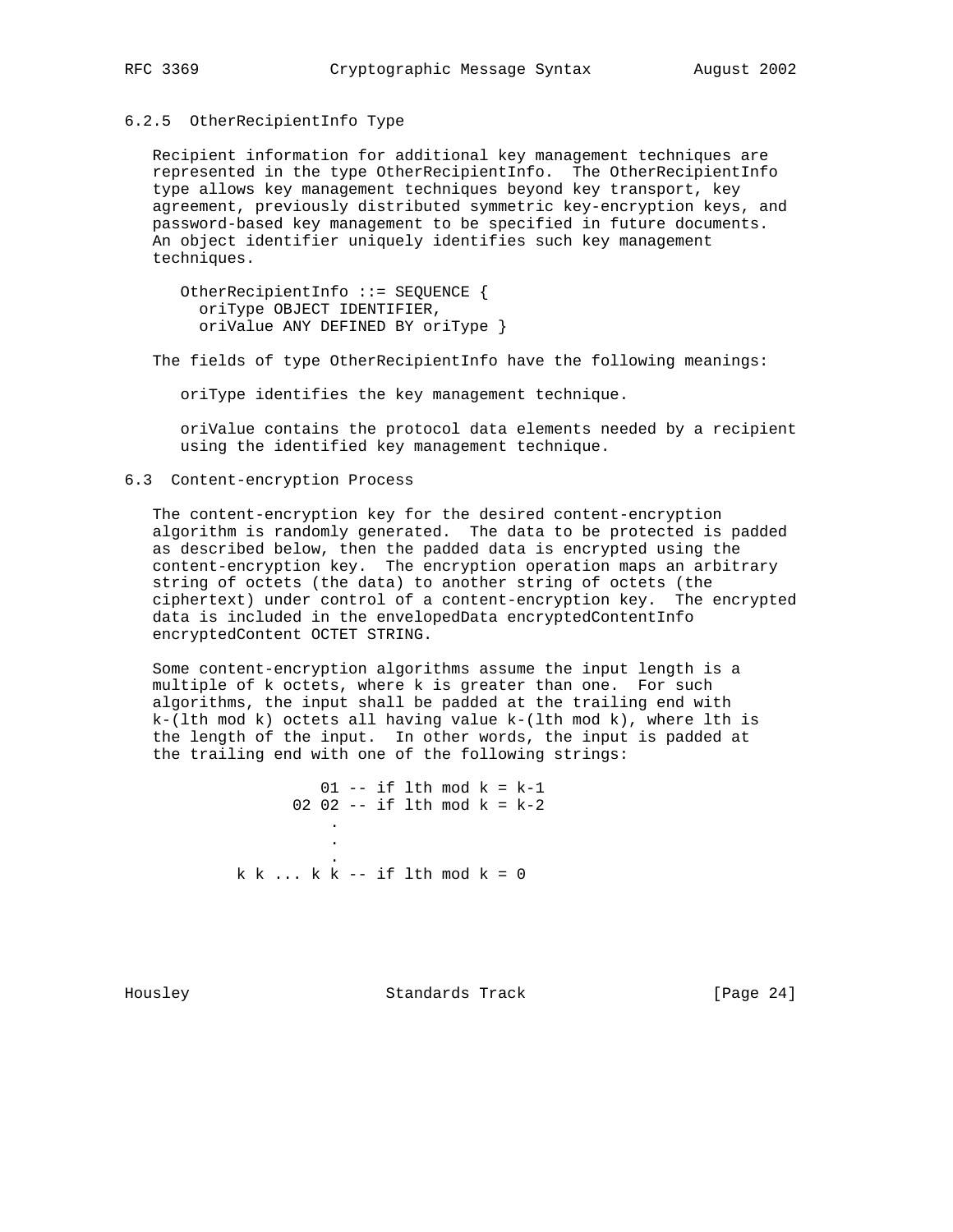### 6.2.5 OtherRecipientInfo Type

Recipient information for additional key management techniques are represented in the type OtherRecipientInfo. The OtherRecipientInfo type allows key management techniques beyond key transport, key agreement, previously distributed symmetric key-encryption keys, and password-based key management to be specified in future documents. An object identifier uniquely identifies such key management techniques.

```
OtherRecipientInfo ::= SEQUENCE {
  oriType OBJECT IDENTIFIER,
  oriValue ANY DEFINED BY oriType }
```

The fields of type OtherRecipientInfo have the following meanings:

oriType identifies the key management technique.

oriValue contains the protocol data elements needed by a recipient using the identified key management technique.

## 6.3 Content-encryption Process

The content-encryption key for the desired content-encryption algorithm is randomly generated. The data to be protected is padded as described below, then the padded data is encrypted using the content-encryption key. The encryption operation maps an arbitrary string of octets (the data) to another string of octets (the ciphertext) under control of a content-encryption key. The encrypted data is included in the envelopedData encryptedContentInfo encryptedContent OCTET STRING.

Some content-encryption algorithms assume the input length is a multiple of k octets, where k is greater than one. For such algorithms, the input shall be padded at the trailing end with k-(lth mod k) octets all having value k-(lth mod k), where lth is the length of the input. In other words, the input is padded at the trailing end with one of the following strings:

```
                 01 -- if lth mod k = k-1
              02 02 -- if lth mod k = k-2
                  .
                  .
                  .
        k k ... k k -- if lth mod k = 0
```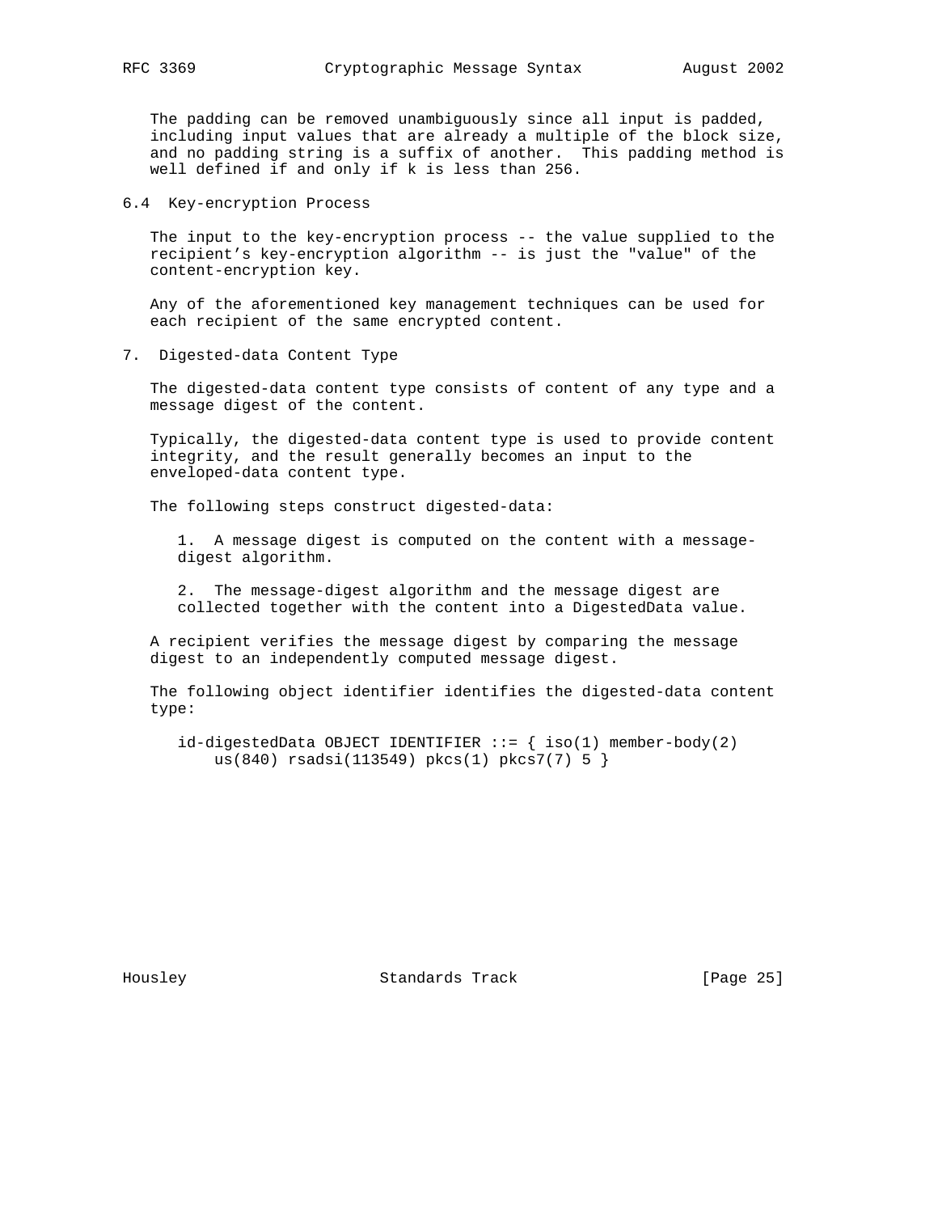The padding can be removed unambiguously since all input is padded, including input values that are already a multiple of the block size, and no padding string is a suffix of another. This padding method is well defined if and only if k is less than 256.

### 6.4 Key-encryption Process

The input to the key-encryption process -- the value supplied to the recipient's key-encryption algorithm -- is just the "value" of the content-encryption key.

Any of the aforementioned key management techniques can be used for each recipient of the same encrypted content.

## 7. Digested-data Content Type

The digested-data content type consists of content of any type and a message digest of the content.

Typically, the digested-data content type is used to provide content integrity, and the result generally becomes an input to the enveloped-data content type.

The following steps construct digested-data:

1. A message digest is computed on the content with a message-digest algorithm.

2. The message-digest algorithm and the message digest are collected together with the content into a DigestedData value.

A recipient verifies the message digest by comparing the message digest to an independently computed message digest.

The following object identifier identifies the digested-data content type:

```
id-digestedData OBJECT IDENTIFIER ::= { iso(1) member-body(2)
    us(840) rsadsi(113549) pkcs(1) pkcs7(7) 5 }
```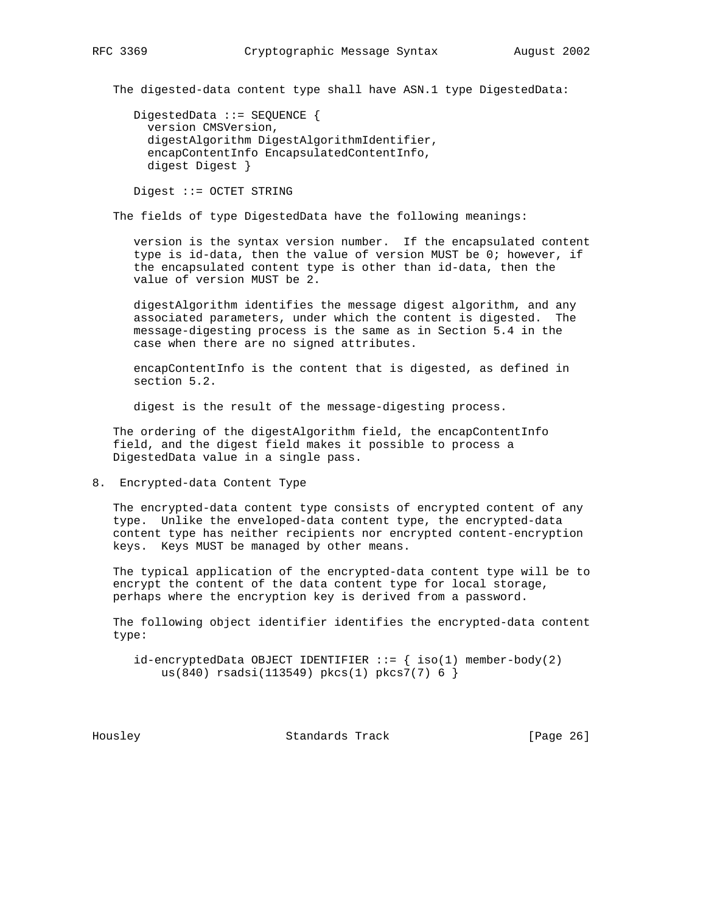The digested-data content type shall have ASN.1 type DigestedData:

```
DigestedData ::= SEQUENCE {
  version CMSVersion,
  digestAlgorithm DigestAlgorithmIdentifier,
  encapContentInfo EncapsulatedContentInfo,
  digest Digest }

Digest ::= OCTET STRING
```

The fields of type DigestedData have the following meanings:

version is the syntax version number. If the encapsulated content type is id-data, then the value of version MUST be 0; however, if the encapsulated content type is other than id-data, then the value of version MUST be 2.

digestAlgorithm identifies the message digest algorithm, and any associated parameters, under which the content is digested. The message-digesting process is the same as in Section 5.4 in the case when there are no signed attributes.

encapContentInfo is the content that is digested, as defined in section 5.2.

digest is the result of the message-digesting process.

The ordering of the digestAlgorithm field, the encapContentInfo field, and the digest field makes it possible to process a DigestedData value in a single pass.

## 8. Encrypted-data Content Type

The encrypted-data content type consists of encrypted content of any type. Unlike the enveloped-data content type, the encrypted-data content type has neither recipients nor encrypted content-encryption keys. Keys MUST be managed by other means.

The typical application of the encrypted-data content type will be to encrypt the content of the data content type for local storage, perhaps where the encryption key is derived from a password.

The following object identifier identifies the encrypted-data content type:

```
id-encryptedData OBJECT IDENTIFIER ::= { iso(1) member-body(2)
    us(840) rsadsi(113549) pkcs(1) pkcs7(7) 6 }
```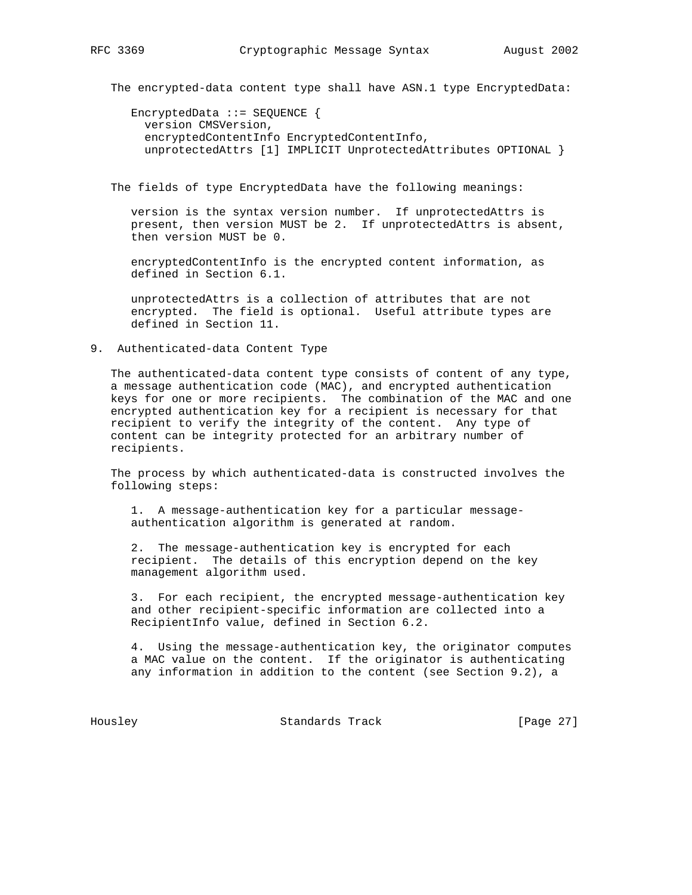The encrypted-data content type shall have ASN.1 type EncryptedData:

```
EncryptedData ::= SEQUENCE {
  version CMSVersion,
  encryptedContentInfo EncryptedContentInfo,
  unprotectedAttrs [1] IMPLICIT UnprotectedAttributes OPTIONAL }
```

The fields of type EncryptedData have the following meanings:

version is the syntax version number. If unprotectedAttrs is present, then version MUST be 2. If unprotectedAttrs is absent, then version MUST be 0.

encryptedContentInfo is the encrypted content information, as defined in Section 6.1.

unprotectedAttrs is a collection of attributes that are not encrypted. The field is optional. Useful attribute types are defined in Section 11.

## 9. Authenticated-data Content Type

The authenticated-data content type consists of content of any type, a message authentication code (MAC), and encrypted authentication keys for one or more recipients. The combination of the MAC and one encrypted authentication key for a recipient is necessary for that recipient to verify the integrity of the content. Any type of content can be integrity protected for an arbitrary number of recipients.

The process by which authenticated-data is constructed involves the following steps:

1. A message-authentication key for a particular message-authentication algorithm is generated at random.

2. The message-authentication key is encrypted for each recipient. The details of this encryption depend on the key management algorithm used.

3. For each recipient, the encrypted message-authentication key and other recipient-specific information are collected into a RecipientInfo value, defined in Section 6.2.

4. Using the message-authentication key, the originator computes a MAC value on the content. If the originator is authenticating any information in addition to the content (see Section 9.2), a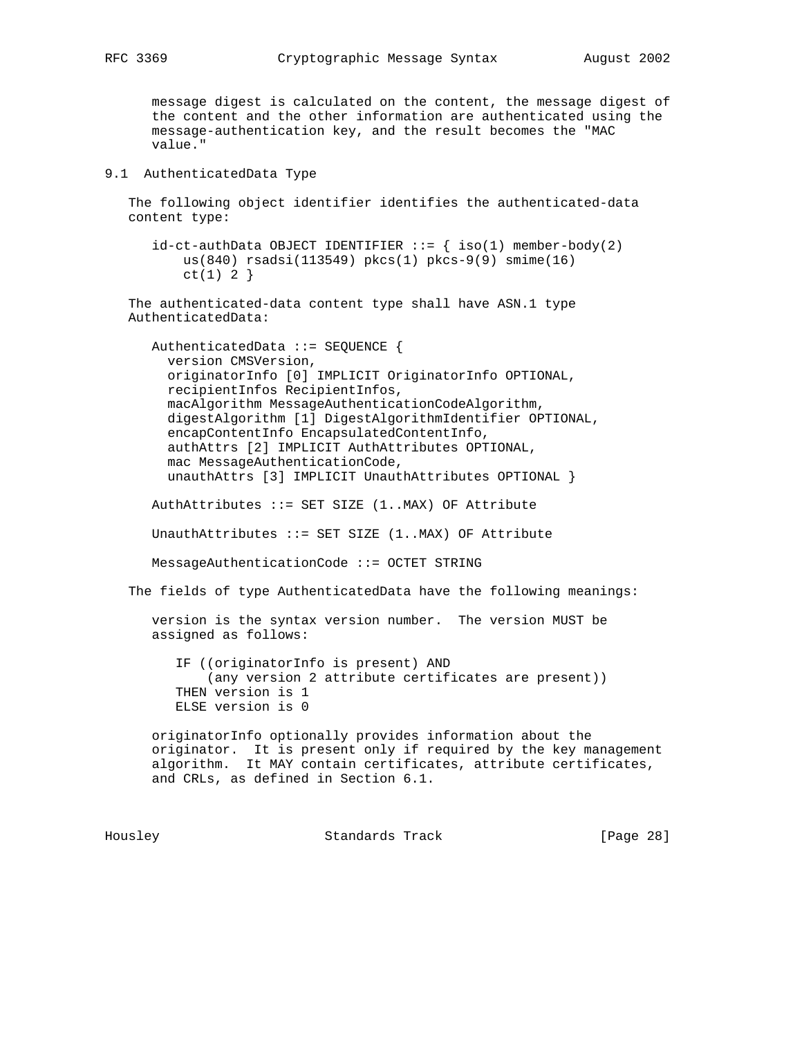message digest is calculated on the content, the message digest of the content and the other information are authenticated using the message-authentication key, and the result becomes the "MAC value."

## 9.1 AuthenticatedData Type

The following object identifier identifies the authenticated-data content type:

```
id-ct-authData OBJECT IDENTIFIER ::= { iso(1) member-body(2)
    us(840) rsadsi(113549) pkcs(1) pkcs-9(9) smime(16)
    ct(1) 2 }
```

The authenticated-data content type shall have ASN.1 type AuthenticatedData:

```
AuthenticatedData ::= SEQUENCE {
  version CMSVersion,
  originatorInfo [0] IMPLICIT OriginatorInfo OPTIONAL,
  recipientInfos RecipientInfos,
  macAlgorithm MessageAuthenticationCodeAlgorithm,
  digestAlgorithm [1] DigestAlgorithmIdentifier OPTIONAL,
  encapContentInfo EncapsulatedContentInfo,
  authAttrs [2] IMPLICIT AuthAttributes OPTIONAL,
  mac MessageAuthenticationCode,
  unauthAttrs [3] IMPLICIT UnauthAttributes OPTIONAL }

AuthAttributes ::= SET SIZE (1..MAX) OF Attribute

UnauthAttributes ::= SET SIZE (1..MAX) OF Attribute

MessageAuthenticationCode ::= OCTET STRING
```

The fields of type AuthenticatedData have the following meanings:

version is the syntax version number. The version MUST be assigned as follows:

```
IF ((originatorInfo is present) AND
    (any version 2 attribute certificates are present))
THEN version is 1
ELSE version is 0
```

originatorInfo optionally provides information about the originator. It is present only if required by the key management algorithm. It MAY contain certificates, attribute certificates, and CRLs, as defined in Section 6.1.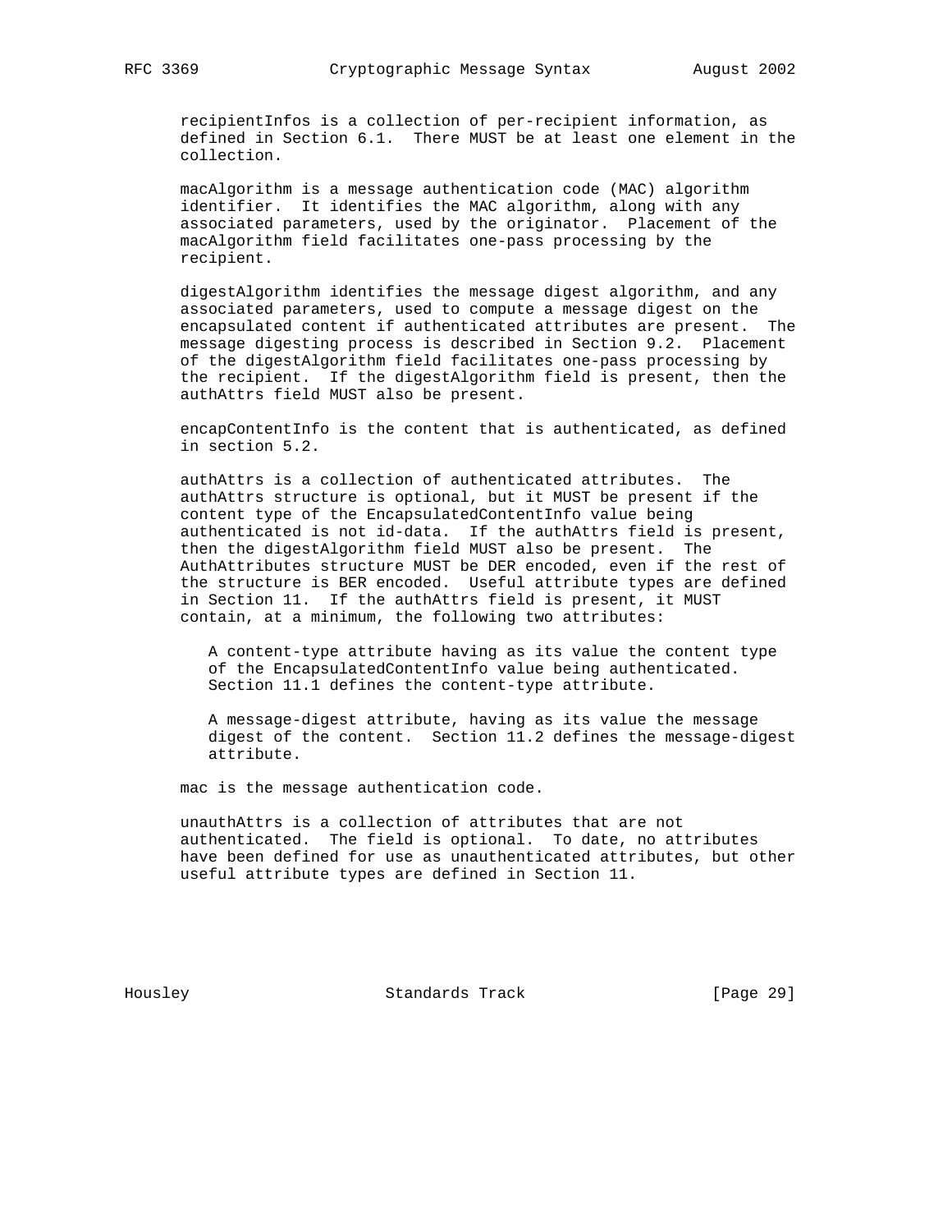recipientInfos is a collection of per-recipient information, as defined in Section 6.1. There MUST be at least one element in the collection.

macAlgorithm is a message authentication code (MAC) algorithm identifier. It identifies the MAC algorithm, along with any associated parameters, used by the originator. Placement of the macAlgorithm field facilitates one-pass processing by the recipient.

digestAlgorithm identifies the message digest algorithm, and any associated parameters, used to compute a message digest on the encapsulated content if authenticated attributes are present. The message digesting process is described in Section 9.2. Placement of the digestAlgorithm field facilitates one-pass processing by the recipient. If the digestAlgorithm field is present, then the authAttrs field MUST also be present.

encapContentInfo is the content that is authenticated, as defined in section 5.2.

authAttrs is a collection of authenticated attributes. The authAttrs structure is optional, but it MUST be present if the content type of the EncapsulatedContentInfo value being authenticated is not id-data. If the authAttrs field is present, then the digestAlgorithm field MUST also be present. The AuthAttributes structure MUST be DER encoded, even if the rest of the structure is BER encoded. Useful attribute types are defined in Section 11. If the authAttrs field is present, it MUST contain, at a minimum, the following two attributes:

> A content-type attribute having as its value the content type of the EncapsulatedContentInfo value being authenticated. Section 11.1 defines the content-type attribute.
>
> A message-digest attribute, having as its value the message digest of the content. Section 11.2 defines the message-digest attribute.

mac is the message authentication code.

unauthAttrs is a collection of attributes that are not authenticated. The field is optional. To date, no attributes have been defined for use as unauthenticated attributes, but other useful attribute types are defined in Section 11.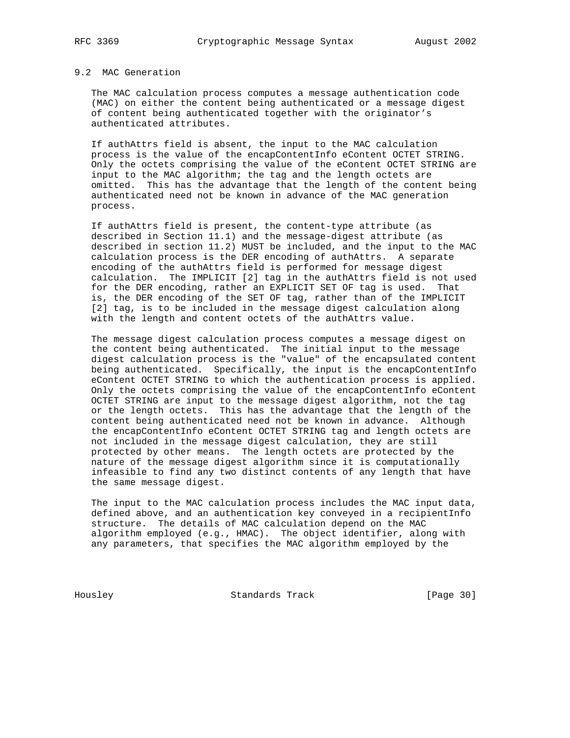## 9.2 MAC Generation

The MAC calculation process computes a message authentication code (MAC) on either the content being authenticated or a message digest of content being authenticated together with the originator's authenticated attributes.

If authAttrs field is absent, the input to the MAC calculation process is the value of the encapContentInfo eContent OCTET STRING. Only the octets comprising the value of the eContent OCTET STRING are input to the MAC algorithm; the tag and the length octets are omitted. This has the advantage that the length of the content being authenticated need not be known in advance of the MAC generation process.

If authAttrs field is present, the content-type attribute (as described in Section 11.1) and the message-digest attribute (as described in section 11.2) MUST be included, and the input to the MAC calculation process is the DER encoding of authAttrs. A separate encoding of the authAttrs field is performed for message digest calculation. The IMPLICIT [2] tag in the authAttrs field is not used for the DER encoding, rather an EXPLICIT SET OF tag is used. That is, the DER encoding of the SET OF tag, rather than of the IMPLICIT [2] tag, is to be included in the message digest calculation along with the length and content octets of the authAttrs value.

The message digest calculation process computes a message digest on the content being authenticated. The initial input to the message digest calculation process is the "value" of the encapsulated content being authenticated. Specifically, the input is the encapContentInfo eContent OCTET STRING to which the authentication process is applied. Only the octets comprising the value of the encapContentInfo eContent OCTET STRING are input to the message digest algorithm, not the tag or the length octets. This has the advantage that the length of the content being authenticated need not be known in advance. Although the encapContentInfo eContent OCTET STRING tag and length octets are not included in the message digest calculation, they are still protected by other means. The length octets are protected by the nature of the message digest algorithm since it is computationally infeasible to find any two distinct contents of any length that have the same message digest.

The input to the MAC calculation process includes the MAC input data, defined above, and an authentication key conveyed in a recipientInfo structure. The details of MAC calculation depend on the MAC algorithm employed (e.g., HMAC). The object identifier, along with any parameters, that specifies the MAC algorithm employed by the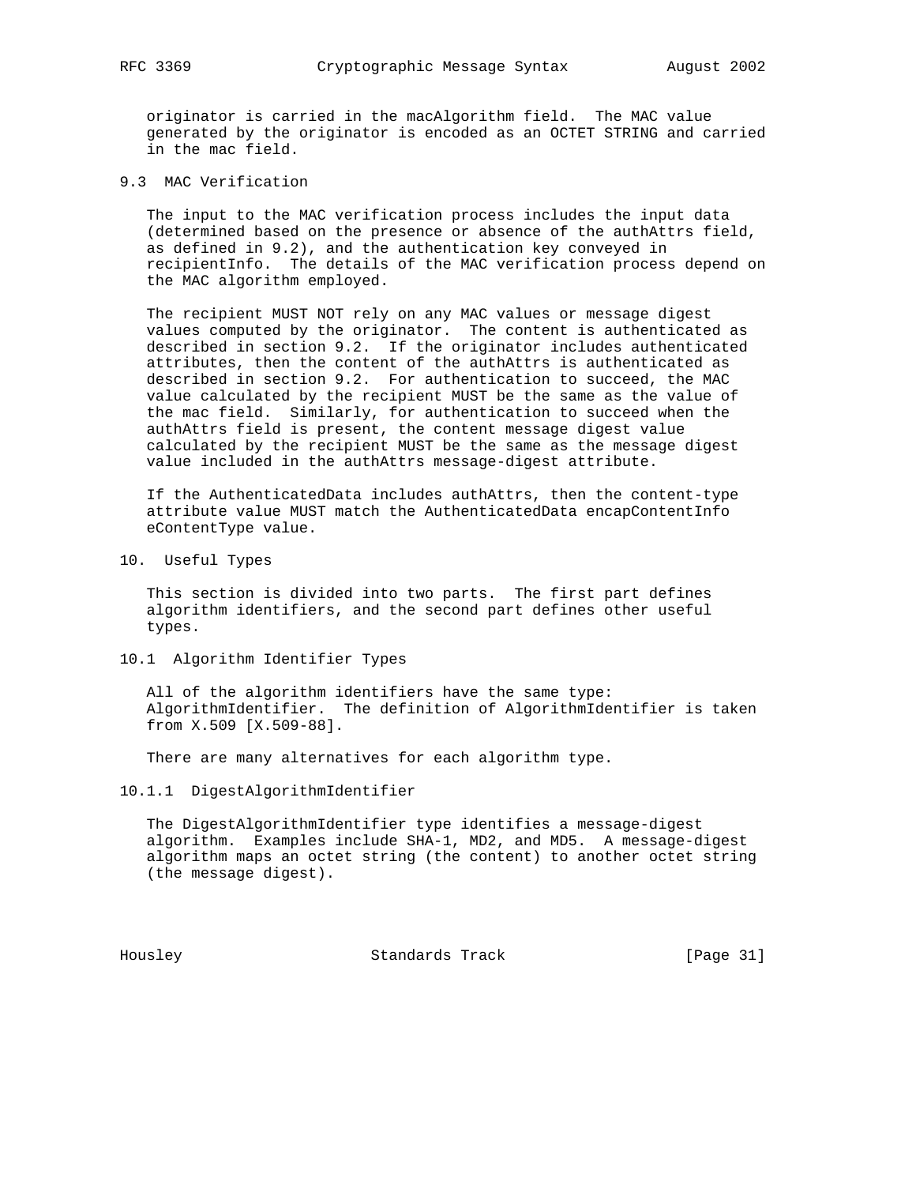originator is carried in the macAlgorithm field. The MAC value generated by the originator is encoded as an OCTET STRING and carried in the mac field.

### 9.3 MAC Verification

The input to the MAC verification process includes the input data (determined based on the presence or absence of the authAttrs field, as defined in 9.2), and the authentication key conveyed in recipientInfo. The details of the MAC verification process depend on the MAC algorithm employed.

The recipient MUST NOT rely on any MAC values or message digest values computed by the originator. The content is authenticated as described in section 9.2. If the originator includes authenticated attributes, then the content of the authAttrs is authenticated as described in section 9.2. For authentication to succeed, the MAC value calculated by the recipient MUST be the same as the value of the mac field. Similarly, for authentication to succeed when the authAttrs field is present, the content message digest value calculated by the recipient MUST be the same as the message digest value included in the authAttrs message-digest attribute.

If the AuthenticatedData includes authAttrs, then the content-type attribute value MUST match the AuthenticatedData encapContentInfo eContentType value.

## 10. Useful Types

This section is divided into two parts. The first part defines algorithm identifiers, and the second part defines other useful types.

### 10.1 Algorithm Identifier Types

All of the algorithm identifiers have the same type: AlgorithmIdentifier. The definition of AlgorithmIdentifier is taken from X.509 [X.509-88].

There are many alternatives for each algorithm type.

#### 10.1.1 DigestAlgorithmIdentifier

The DigestAlgorithmIdentifier type identifies a message-digest algorithm. Examples include SHA-1, MD2, and MD5. A message-digest algorithm maps an octet string (the content) to another octet string (the message digest).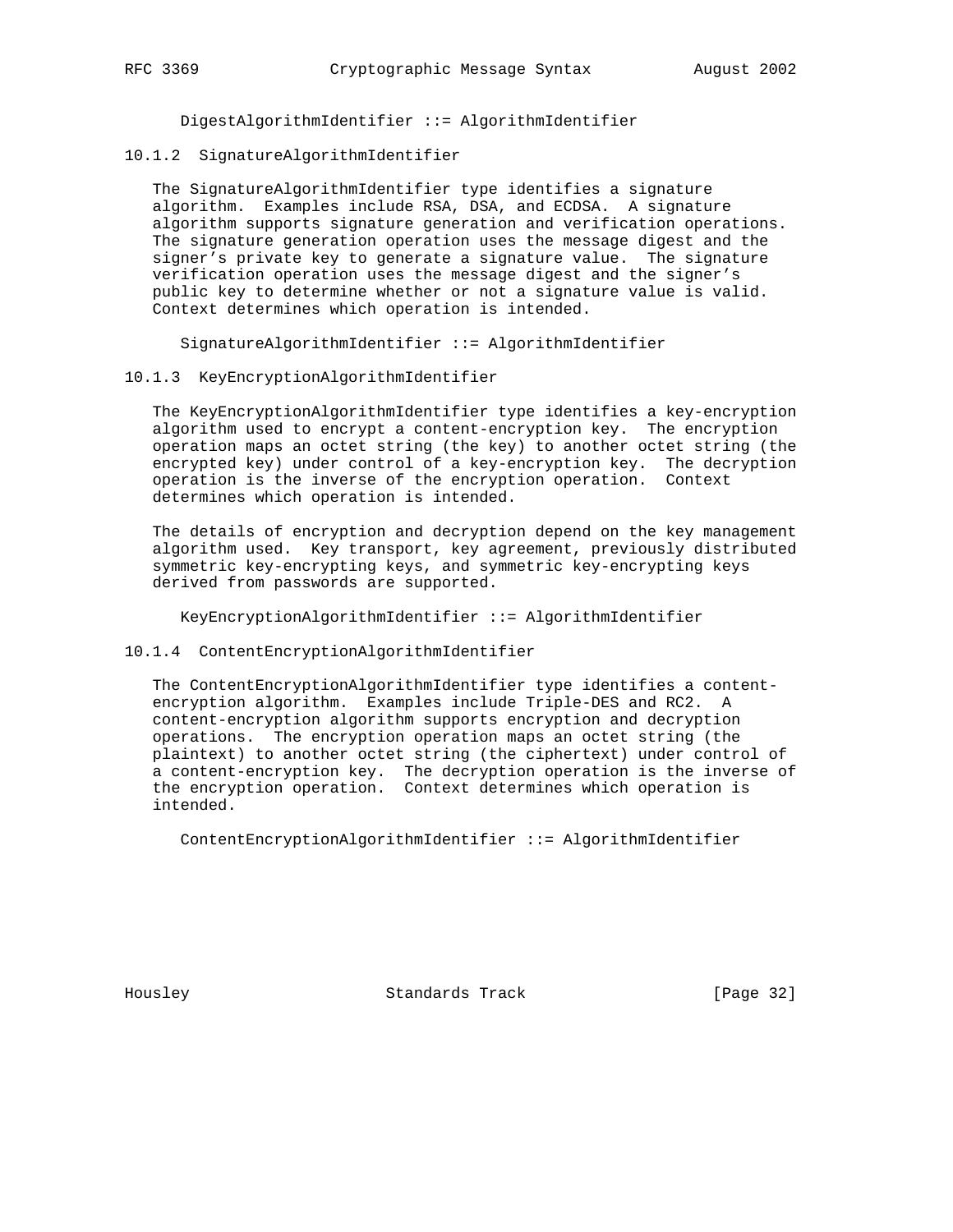```
DigestAlgorithmIdentifier ::= AlgorithmIdentifier
```

### 10.1.2 SignatureAlgorithmIdentifier

The SignatureAlgorithmIdentifier type identifies a signature algorithm. Examples include RSA, DSA, and ECDSA. A signature algorithm supports signature generation and verification operations. The signature generation operation uses the message digest and the signer's private key to generate a signature value. The signature verification operation uses the message digest and the signer's public key to determine whether or not a signature value is valid. Context determines which operation is intended.

```
SignatureAlgorithmIdentifier ::= AlgorithmIdentifier
```

### 10.1.3 KeyEncryptionAlgorithmIdentifier

The KeyEncryptionAlgorithmIdentifier type identifies a key-encryption algorithm used to encrypt a content-encryption key. The encryption operation maps an octet string (the key) to another octet string (the encrypted key) under control of a key-encryption key. The decryption operation is the inverse of the encryption operation. Context determines which operation is intended.

The details of encryption and decryption depend on the key management algorithm used. Key transport, key agreement, previously distributed symmetric key-encrypting keys, and symmetric key-encrypting keys derived from passwords are supported.

```
KeyEncryptionAlgorithmIdentifier ::= AlgorithmIdentifier
```

### 10.1.4 ContentEncryptionAlgorithmIdentifier

The ContentEncryptionAlgorithmIdentifier type identifies a content-encryption algorithm. Examples include Triple-DES and RC2. A content-encryption algorithm supports encryption and decryption operations. The encryption operation maps an octet string (the plaintext) to another octet string (the ciphertext) under control of a content-encryption key. The decryption operation is the inverse of the encryption operation. Context determines which operation is intended.

```
ContentEncryptionAlgorithmIdentifier ::= AlgorithmIdentifier
```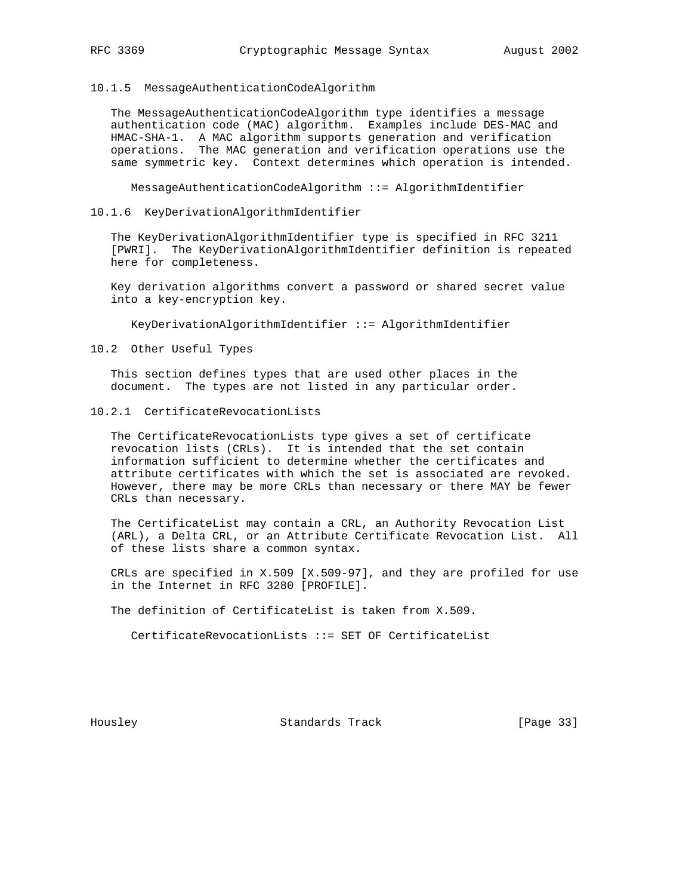### 10.1.5 MessageAuthenticationCodeAlgorithm

The MessageAuthenticationCodeAlgorithm type identifies a message authentication code (MAC) algorithm. Examples include DES-MAC and HMAC-SHA-1. A MAC algorithm supports generation and verification operations. The MAC generation and verification operations use the same symmetric key. Context determines which operation is intended.

```
MessageAuthenticationCodeAlgorithm ::= AlgorithmIdentifier
```

### 10.1.6 KeyDerivationAlgorithmIdentifier

The KeyDerivationAlgorithmIdentifier type is specified in RFC 3211 [PWRI]. The KeyDerivationAlgorithmIdentifier definition is repeated here for completeness.

Key derivation algorithms convert a password or shared secret value into a key-encryption key.

```
KeyDerivationAlgorithmIdentifier ::= AlgorithmIdentifier
```

## 10.2 Other Useful Types

This section defines types that are used other places in the document. The types are not listed in any particular order.

### 10.2.1 CertificateRevocationLists

The CertificateRevocationLists type gives a set of certificate revocation lists (CRLs). It is intended that the set contain information sufficient to determine whether the certificates and attribute certificates with which the set is associated are revoked. However, there may be more CRLs than necessary or there MAY be fewer CRLs than necessary.

The CertificateList may contain a CRL, an Authority Revocation List (ARL), a Delta CRL, or an Attribute Certificate Revocation List. All of these lists share a common syntax.

CRLs are specified in X.509 [X.509-97], and they are profiled for use in the Internet in RFC 3280 [PROFILE].

The definition of CertificateList is taken from X.509.

```
CertificateRevocationLists ::= SET OF CertificateList
```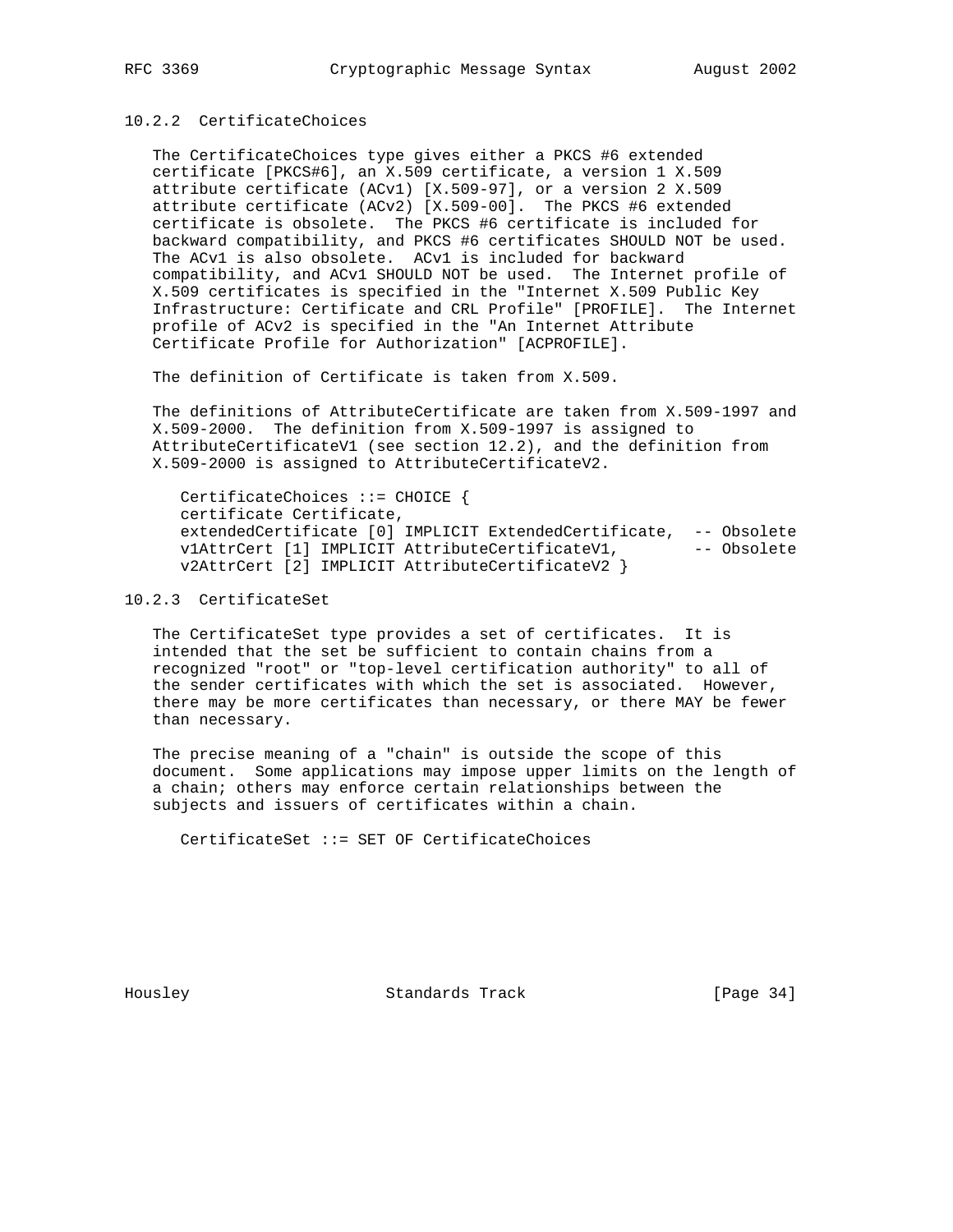### 10.2.2 CertificateChoices

The CertificateChoices type gives either a PKCS #6 extended certificate [PKCS#6], an X.509 certificate, a version 1 X.509 attribute certificate (ACv1) [X.509-97], or a version 2 X.509 attribute certificate (ACv2) [X.509-00]. The PKCS #6 extended certificate is obsolete. The PKCS #6 certificate is included for backward compatibility, and PKCS #6 certificates SHOULD NOT be used. The ACv1 is also obsolete. ACv1 is included for backward compatibility, and ACv1 SHOULD NOT be used. The Internet profile of X.509 certificates is specified in the "Internet X.509 Public Key Infrastructure: Certificate and CRL Profile" [PROFILE]. The Internet profile of ACv2 is specified in the "An Internet Attribute Certificate Profile for Authorization" [ACPROFILE].

The definition of Certificate is taken from X.509.

The definitions of AttributeCertificate are taken from X.509-1997 and X.509-2000. The definition from X.509-1997 is assigned to AttributeCertificateV1 (see section 12.2), and the definition from X.509-2000 is assigned to AttributeCertificateV2.

```
CertificateChoices ::= CHOICE {
certificate Certificate,
extendedCertificate [0] IMPLICIT ExtendedCertificate,  -- Obsolete
v1AttrCert [1] IMPLICIT AttributeCertificateV1,        -- Obsolete
v2AttrCert [2] IMPLICIT AttributeCertificateV2 }
```

### 10.2.3 CertificateSet

The CertificateSet type provides a set of certificates. It is intended that the set be sufficient to contain chains from a recognized "root" or "top-level certification authority" to all of the sender certificates with which the set is associated. However, there may be more certificates than necessary, or there MAY be fewer than necessary.

The precise meaning of a "chain" is outside the scope of this document. Some applications may impose upper limits on the length of a chain; others may enforce certain relationships between the subjects and issuers of certificates within a chain.

```
CertificateSet ::= SET OF CertificateChoices
```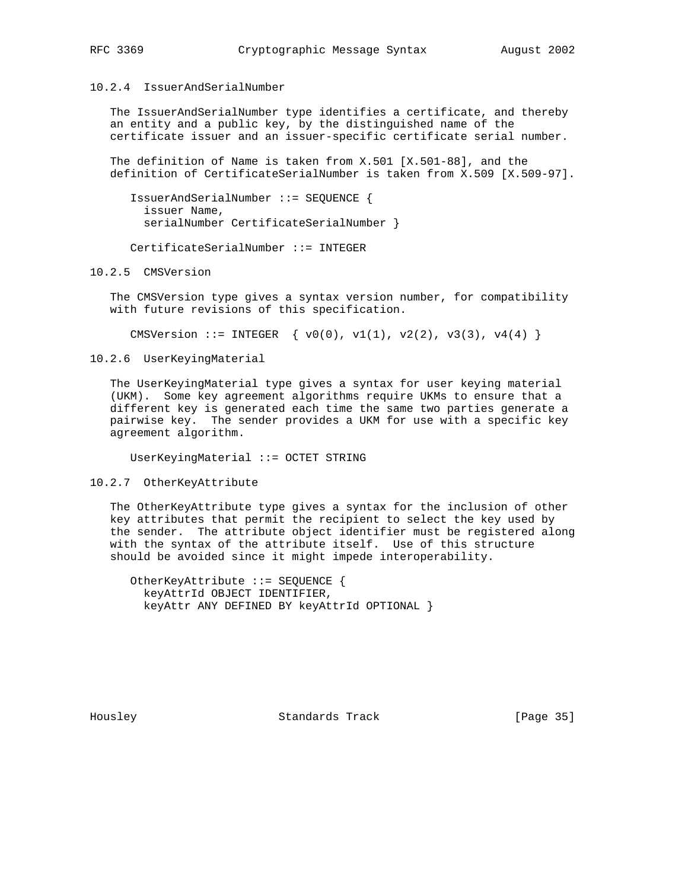### 10.2.4 IssuerAndSerialNumber

The IssuerAndSerialNumber type identifies a certificate, and thereby an entity and a public key, by the distinguished name of the certificate issuer and an issuer-specific certificate serial number.

The definition of Name is taken from X.501 [X.501-88], and the definition of CertificateSerialNumber is taken from X.509 [X.509-97].

```
IssuerAndSerialNumber ::= SEQUENCE {
  issuer Name,
  serialNumber CertificateSerialNumber }

CertificateSerialNumber ::= INTEGER
```

### 10.2.5 CMSVersion

The CMSVersion type gives a syntax version number, for compatibility with future revisions of this specification.

```
CMSVersion ::= INTEGER  { v0(0), v1(1), v2(2), v3(3), v4(4) }
```

### 10.2.6 UserKeyingMaterial

The UserKeyingMaterial type gives a syntax for user keying material (UKM). Some key agreement algorithms require UKMs to ensure that a different key is generated each time the same two parties generate a pairwise key. The sender provides a UKM for use with a specific key agreement algorithm.

```
UserKeyingMaterial ::= OCTET STRING
```

### 10.2.7 OtherKeyAttribute

The OtherKeyAttribute type gives a syntax for the inclusion of other key attributes that permit the recipient to select the key used by the sender. The attribute object identifier must be registered along with the syntax of the attribute itself. Use of this structure should be avoided since it might impede interoperability.

```
OtherKeyAttribute ::= SEQUENCE {
  keyAttrId OBJECT IDENTIFIER,
  keyAttr ANY DEFINED BY keyAttrId OPTIONAL }
```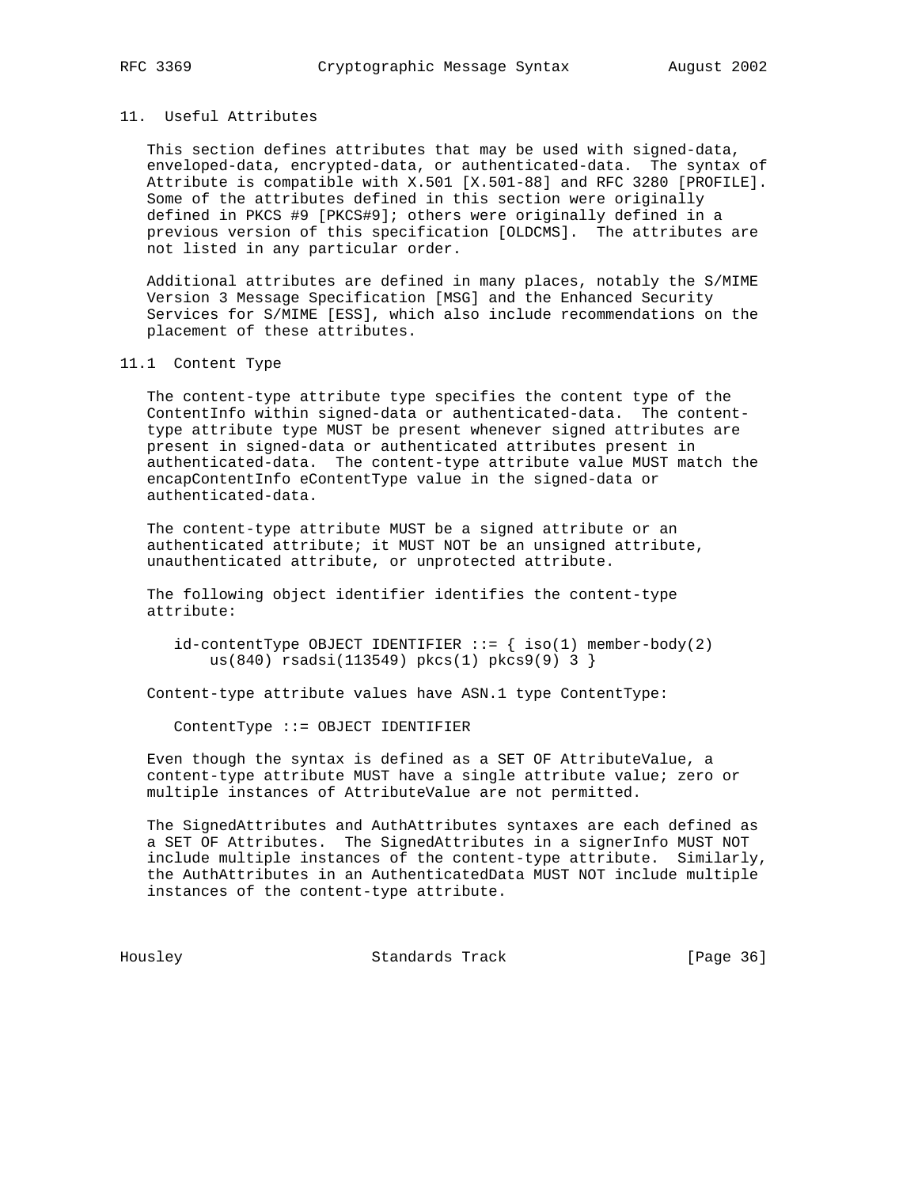## 11. Useful Attributes

This section defines attributes that may be used with signed-data, enveloped-data, encrypted-data, or authenticated-data. The syntax of Attribute is compatible with X.501 [X.501-88] and RFC 3280 [PROFILE]. Some of the attributes defined in this section were originally defined in PKCS #9 [PKCS#9]; others were originally defined in a previous version of this specification [OLDCMS]. The attributes are not listed in any particular order.

Additional attributes are defined in many places, notably the S/MIME Version 3 Message Specification [MSG] and the Enhanced Security Services for S/MIME [ESS], which also include recommendations on the placement of these attributes.

### 11.1 Content Type

The content-type attribute type specifies the content type of the ContentInfo within signed-data or authenticated-data. The content-type attribute type MUST be present whenever signed attributes are present in signed-data or authenticated attributes present in authenticated-data. The content-type attribute value MUST match the encapContentInfo eContentType value in the signed-data or authenticated-data.

The content-type attribute MUST be a signed attribute or an authenticated attribute; it MUST NOT be an unsigned attribute, unauthenticated attribute, or unprotected attribute.

The following object identifier identifies the content-type attribute:

```
id-contentType OBJECT IDENTIFIER ::= { iso(1) member-body(2)
    us(840) rsadsi(113549) pkcs(1) pkcs9(9) 3 }
```

Content-type attribute values have ASN.1 type ContentType:

```
ContentType ::= OBJECT IDENTIFIER
```

Even though the syntax is defined as a SET OF AttributeValue, a content-type attribute MUST have a single attribute value; zero or multiple instances of AttributeValue are not permitted.

The SignedAttributes and AuthAttributes syntaxes are each defined as a SET OF Attributes. The SignedAttributes in a signerInfo MUST NOT include multiple instances of the content-type attribute. Similarly, the AuthAttributes in an AuthenticatedData MUST NOT include multiple instances of the content-type attribute.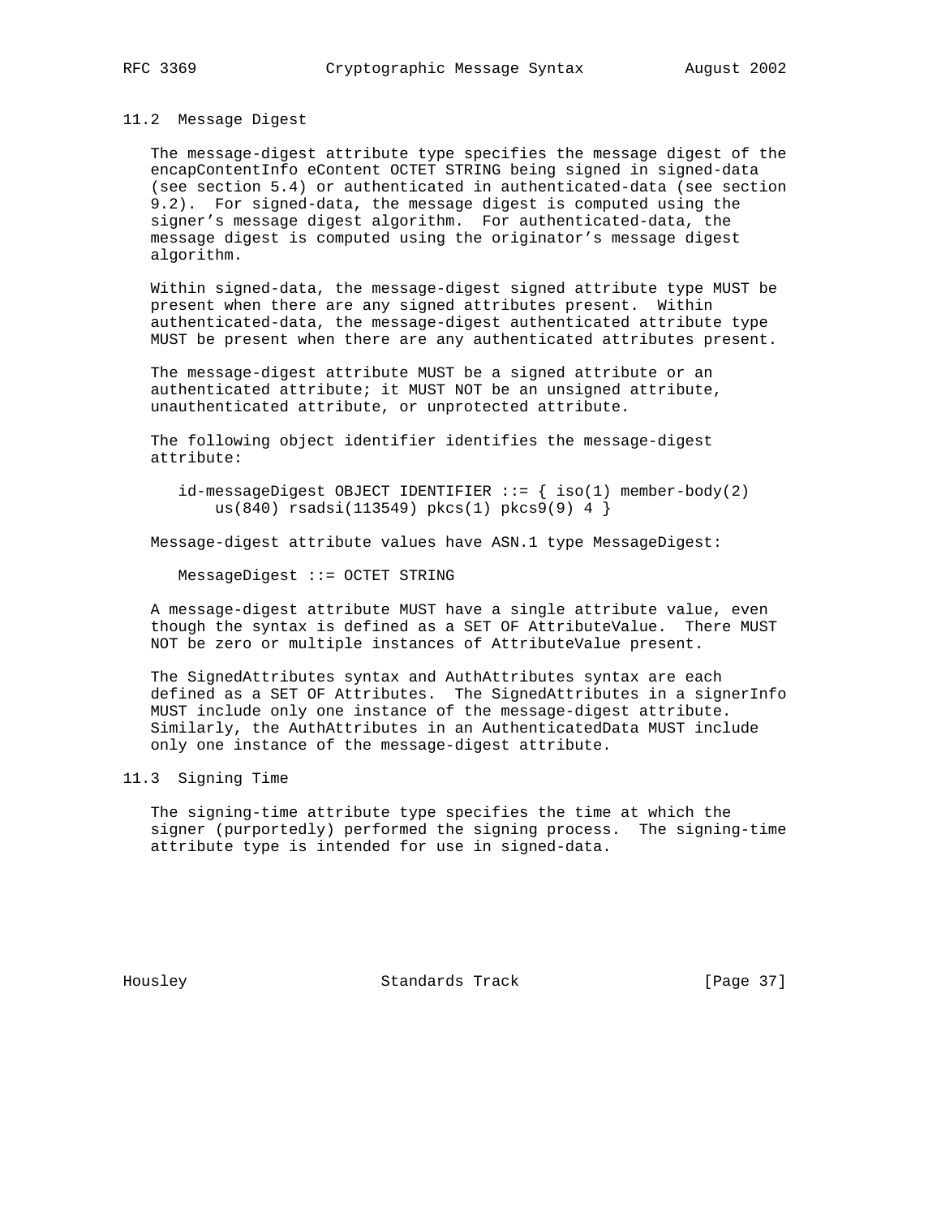### 11.2 Message Digest

The message-digest attribute type specifies the message digest of the encapContentInfo eContent OCTET STRING being signed in signed-data (see section 5.4) or authenticated in authenticated-data (see section 9.2). For signed-data, the message digest is computed using the signer's message digest algorithm. For authenticated-data, the message digest is computed using the originator's message digest algorithm.

Within signed-data, the message-digest signed attribute type MUST be present when there are any signed attributes present. Within authenticated-data, the message-digest authenticated attribute type MUST be present when there are any authenticated attributes present.

The message-digest attribute MUST be a signed attribute or an authenticated attribute; it MUST NOT be an unsigned attribute, unauthenticated attribute, or unprotected attribute.

The following object identifier identifies the message-digest attribute:

```
id-messageDigest OBJECT IDENTIFIER ::= { iso(1) member-body(2)
    us(840) rsadsi(113549) pkcs(1) pkcs9(9) 4 }
```

Message-digest attribute values have ASN.1 type MessageDigest:

```
MessageDigest ::= OCTET STRING
```

A message-digest attribute MUST have a single attribute value, even though the syntax is defined as a SET OF AttributeValue. There MUST NOT be zero or multiple instances of AttributeValue present.

The SignedAttributes syntax and AuthAttributes syntax are each defined as a SET OF Attributes. The SignedAttributes in a signerInfo MUST include only one instance of the message-digest attribute. Similarly, the AuthAttributes in an AuthenticatedData MUST include only one instance of the message-digest attribute.

### 11.3 Signing Time

The signing-time attribute type specifies the time at which the signer (purportedly) performed the signing process. The signing-time attribute type is intended for use in signed-data.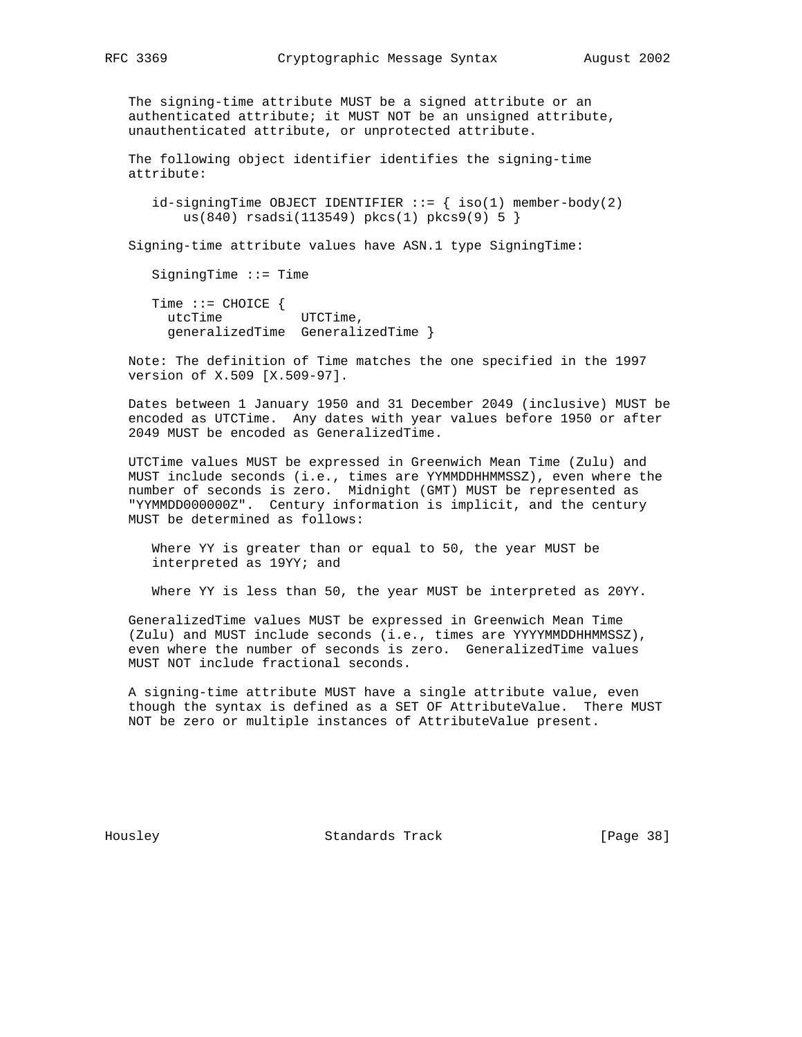The signing-time attribute MUST be a signed attribute or an authenticated attribute; it MUST NOT be an unsigned attribute, unauthenticated attribute, or unprotected attribute.

The following object identifier identifies the signing-time attribute:

```
id-signingTime OBJECT IDENTIFIER ::= { iso(1) member-body(2)
    us(840) rsadsi(113549) pkcs(1) pkcs9(9) 5 }
```

Signing-time attribute values have ASN.1 type SigningTime:

```
SigningTime ::= Time

Time ::= CHOICE {
  utcTime          UTCTime,
  generalizedTime  GeneralizedTime }
```

Note: The definition of Time matches the one specified in the 1997 version of X.509 [X.509-97].

Dates between 1 January 1950 and 31 December 2049 (inclusive) MUST be encoded as UTCTime. Any dates with year values before 1950 or after 2049 MUST be encoded as GeneralizedTime.

UTCTime values MUST be expressed in Greenwich Mean Time (Zulu) and MUST include seconds (i.e., times are YYMMDDHHMMSSZ), even where the number of seconds is zero. Midnight (GMT) MUST be represented as "YYMMDD000000Z". Century information is implicit, and the century MUST be determined as follows:

Where YY is greater than or equal to 50, the year MUST be interpreted as 19YY; and

Where YY is less than 50, the year MUST be interpreted as 20YY.

GeneralizedTime values MUST be expressed in Greenwich Mean Time (Zulu) and MUST include seconds (i.e., times are YYYYMMDDHHMMSSZ), even where the number of seconds is zero. GeneralizedTime values MUST NOT include fractional seconds.

A signing-time attribute MUST have a single attribute value, even though the syntax is defined as a SET OF AttributeValue. There MUST NOT be zero or multiple instances of AttributeValue present.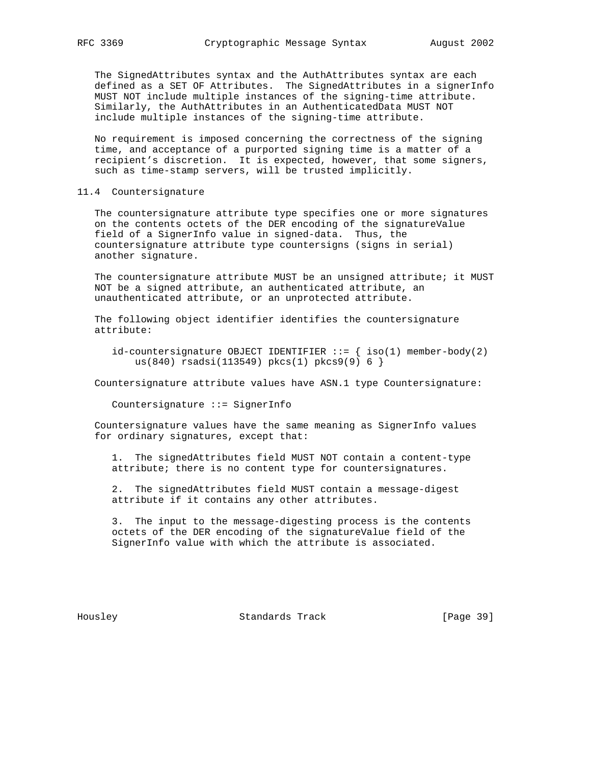The SignedAttributes syntax and the AuthAttributes syntax are each defined as a SET OF Attributes. The SignedAttributes in a signerInfo MUST NOT include multiple instances of the signing-time attribute. Similarly, the AuthAttributes in an AuthenticatedData MUST NOT include multiple instances of the signing-time attribute.

No requirement is imposed concerning the correctness of the signing time, and acceptance of a purported signing time is a matter of a recipient's discretion. It is expected, however, that some signers, such as time-stamp servers, will be trusted implicitly.

## 11.4 Countersignature

The countersignature attribute type specifies one or more signatures on the contents octets of the DER encoding of the signatureValue field of a SignerInfo value in signed-data. Thus, the countersignature attribute type countersigns (signs in serial) another signature.

The countersignature attribute MUST be an unsigned attribute; it MUST NOT be a signed attribute, an authenticated attribute, an unauthenticated attribute, or an unprotected attribute.

The following object identifier identifies the countersignature attribute:

```
id-countersignature OBJECT IDENTIFIER ::= { iso(1) member-body(2)
    us(840) rsadsi(113549) pkcs(1) pkcs9(9) 6 }
```

Countersignature attribute values have ASN.1 type Countersignature:

```
Countersignature ::= SignerInfo
```

Countersignature values have the same meaning as SignerInfo values for ordinary signatures, except that:

1. The signedAttributes field MUST NOT contain a content-type attribute; there is no content type for countersignatures.

2. The signedAttributes field MUST contain a message-digest attribute if it contains any other attributes.

3. The input to the message-digesting process is the contents octets of the DER encoding of the signatureValue field of the SignerInfo value with which the attribute is associated.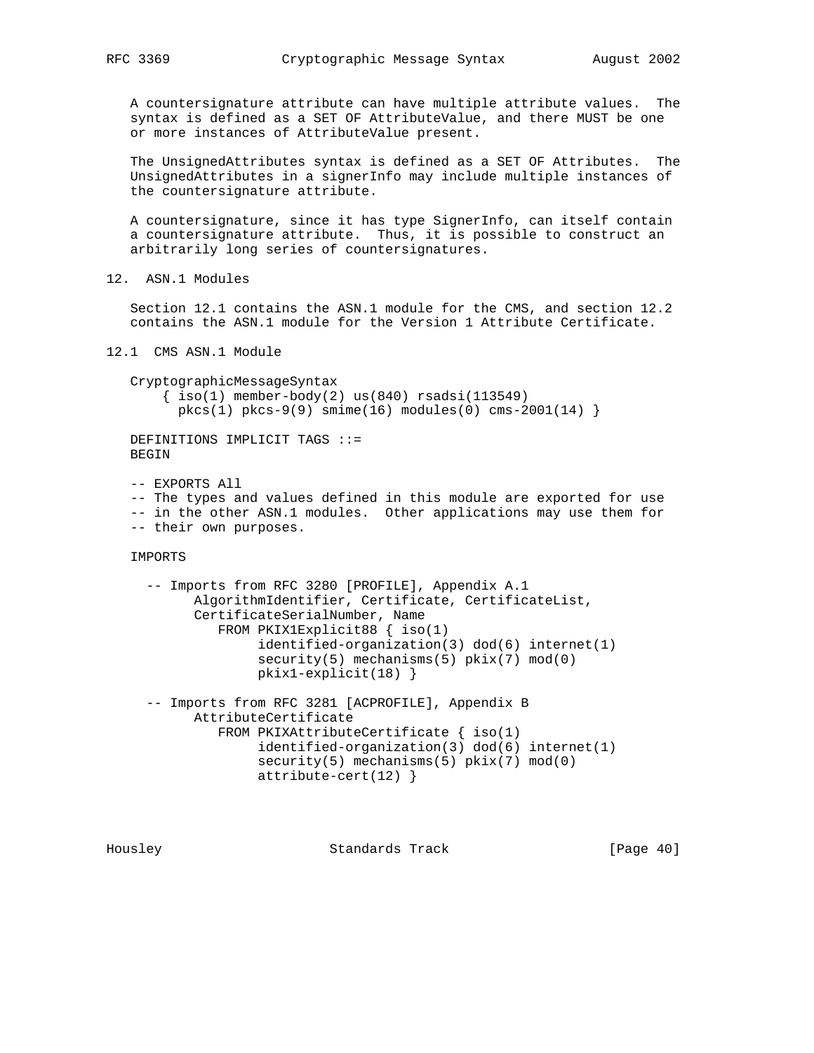A countersignature attribute can have multiple attribute values. The syntax is defined as a SET OF AttributeValue, and there MUST be one or more instances of AttributeValue present.

The UnsignedAttributes syntax is defined as a SET OF Attributes. The UnsignedAttributes in a signerInfo may include multiple instances of the countersignature attribute.

A countersignature, since it has type SignerInfo, can itself contain a countersignature attribute. Thus, it is possible to construct an arbitrarily long series of countersignatures.

## 12. ASN.1 Modules

Section 12.1 contains the ASN.1 module for the CMS, and section 12.2 contains the ASN.1 module for the Version 1 Attribute Certificate.

### 12.1 CMS ASN.1 Module

```
CryptographicMessageSyntax
    { iso(1) member-body(2) us(840) rsadsi(113549)
      pkcs(1) pkcs-9(9) smime(16) modules(0) cms-2001(14) }

DEFINITIONS IMPLICIT TAGS ::=
BEGIN

-- EXPORTS All
-- The types and values defined in this module are exported for use
-- in the other ASN.1 modules.  Other applications may use them for
-- their own purposes.

IMPORTS

  -- Imports from RFC 3280 [PROFILE], Appendix A.1
        AlgorithmIdentifier, Certificate, CertificateList,
        CertificateSerialNumber, Name
           FROM PKIX1Explicit88 { iso(1)
                identified-organization(3) dod(6) internet(1)
                security(5) mechanisms(5) pkix(7) mod(0)
                pkix1-explicit(18) }

  -- Imports from RFC 3281 [ACPROFILE], Appendix B
        AttributeCertificate
           FROM PKIXAttributeCertificate { iso(1)
                identified-organization(3) dod(6) internet(1)
                security(5) mechanisms(5) pkix(7) mod(0)
                attribute-cert(12) }
```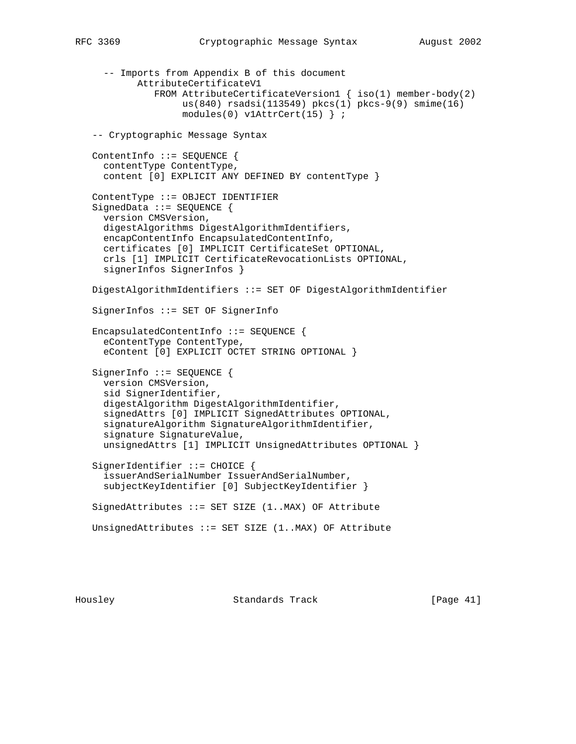```
      -- Imports from Appendix B of this document
            AttributeCertificateV1
               FROM AttributeCertificateVersion1 { iso(1) member-body(2)
                    us(840) rsadsi(113549) pkcs(1) pkcs-9(9) smime(16)
                    modules(0) v1AttrCert(15) } ;

   -- Cryptographic Message Syntax

   ContentInfo ::= SEQUENCE {
     contentType ContentType,
     content [0] EXPLICIT ANY DEFINED BY contentType }

   ContentType ::= OBJECT IDENTIFIER
   SignedData ::= SEQUENCE {
     version CMSVersion,
     digestAlgorithms DigestAlgorithmIdentifiers,
     encapContentInfo EncapsulatedContentInfo,
     certificates [0] IMPLICIT CertificateSet OPTIONAL,
     crls [1] IMPLICIT CertificateRevocationLists OPTIONAL,
     signerInfos SignerInfos }

   DigestAlgorithmIdentifiers ::= SET OF DigestAlgorithmIdentifier

   SignerInfos ::= SET OF SignerInfo

   EncapsulatedContentInfo ::= SEQUENCE {
     eContentType ContentType,
     eContent [0] EXPLICIT OCTET STRING OPTIONAL }

   SignerInfo ::= SEQUENCE {
     version CMSVersion,
     sid SignerIdentifier,
     digestAlgorithm DigestAlgorithmIdentifier,
     signedAttrs [0] IMPLICIT SignedAttributes OPTIONAL,
     signatureAlgorithm SignatureAlgorithmIdentifier,
     signature SignatureValue,
     unsignedAttrs [1] IMPLICIT UnsignedAttributes OPTIONAL }

   SignerIdentifier ::= CHOICE {
     issuerAndSerialNumber IssuerAndSerialNumber,
     subjectKeyIdentifier [0] SubjectKeyIdentifier }

   SignedAttributes ::= SET SIZE (1..MAX) OF Attribute

   UnsignedAttributes ::= SET SIZE (1..MAX) OF Attribute
```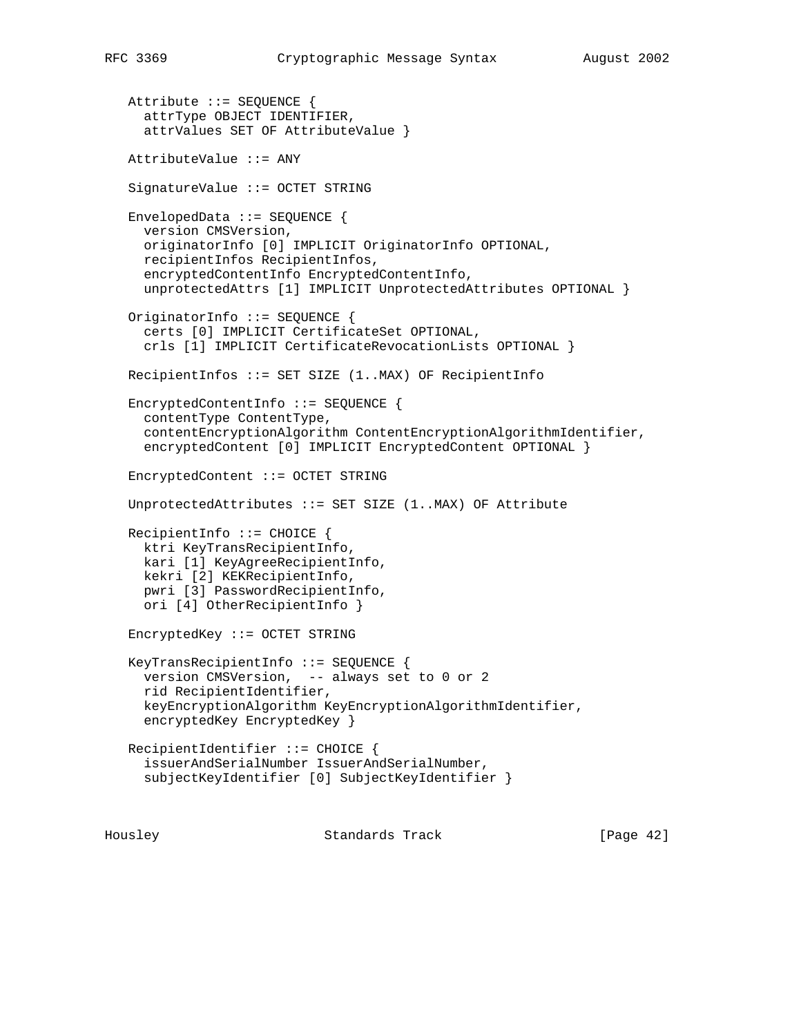```
   Attribute ::= SEQUENCE {
     attrType OBJECT IDENTIFIER,
     attrValues SET OF AttributeValue }

   AttributeValue ::= ANY

   SignatureValue ::= OCTET STRING

   EnvelopedData ::= SEQUENCE {
     version CMSVersion,
     originatorInfo [0] IMPLICIT OriginatorInfo OPTIONAL,
     recipientInfos RecipientInfos,
     encryptedContentInfo EncryptedContentInfo,
     unprotectedAttrs [1] IMPLICIT UnprotectedAttributes OPTIONAL }

   OriginatorInfo ::= SEQUENCE {
     certs [0] IMPLICIT CertificateSet OPTIONAL,
     crls [1] IMPLICIT CertificateRevocationLists OPTIONAL }

   RecipientInfos ::= SET SIZE (1..MAX) OF RecipientInfo

   EncryptedContentInfo ::= SEQUENCE {
     contentType ContentType,
     contentEncryptionAlgorithm ContentEncryptionAlgorithmIdentifier,
     encryptedContent [0] IMPLICIT EncryptedContent OPTIONAL }

   EncryptedContent ::= OCTET STRING

   UnprotectedAttributes ::= SET SIZE (1..MAX) OF Attribute

   RecipientInfo ::= CHOICE {
     ktri KeyTransRecipientInfo,
     kari [1] KeyAgreeRecipientInfo,
     kekri [2] KEKRecipientInfo,
     pwri [3] PasswordRecipientInfo,
     ori [4] OtherRecipientInfo }

   EncryptedKey ::= OCTET STRING

   KeyTransRecipientInfo ::= SEQUENCE {
     version CMSVersion,  -- always set to 0 or 2
     rid RecipientIdentifier,
     keyEncryptionAlgorithm KeyEncryptionAlgorithmIdentifier,
     encryptedKey EncryptedKey }

   RecipientIdentifier ::= CHOICE {
     issuerAndSerialNumber IssuerAndSerialNumber,
     subjectKeyIdentifier [0] SubjectKeyIdentifier }
```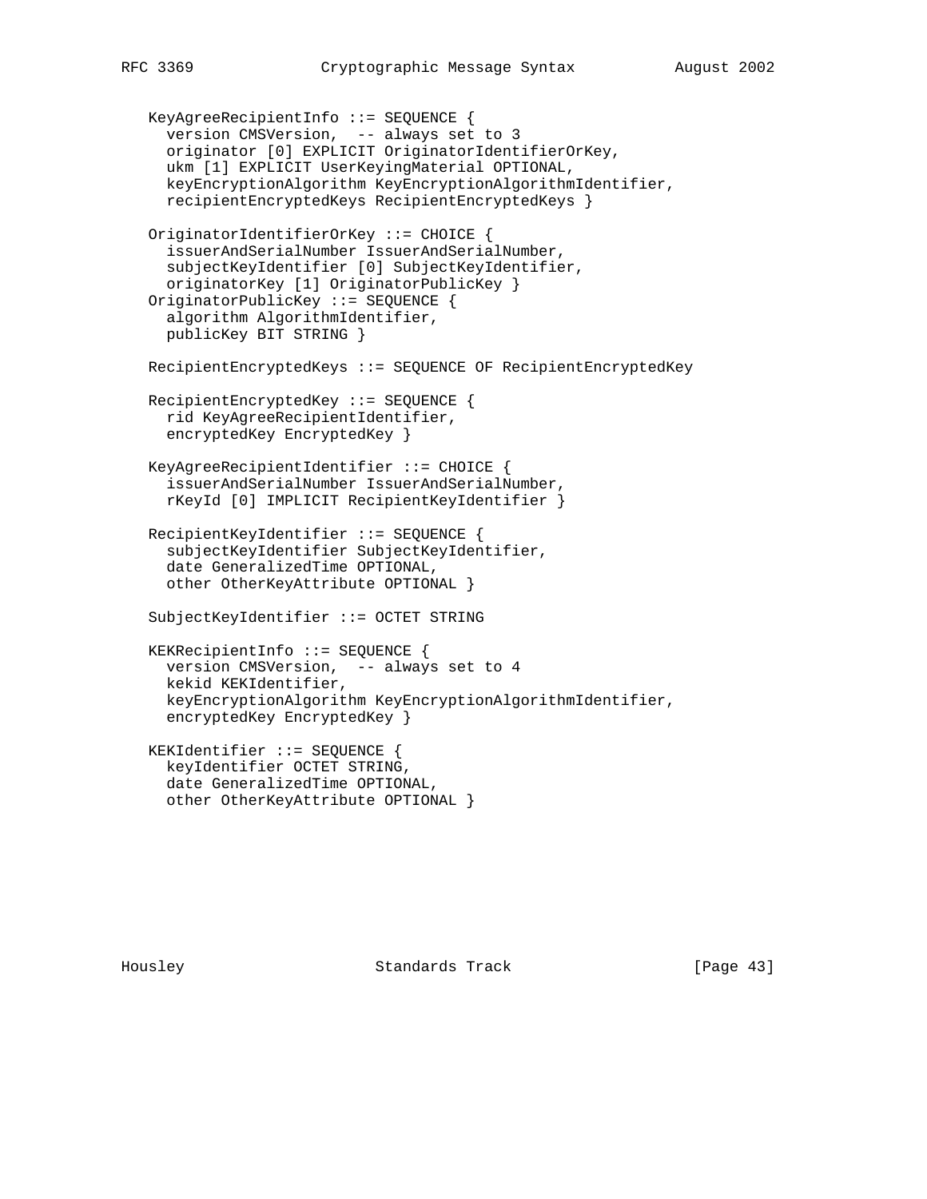```
KeyAgreeRecipientInfo ::= SEQUENCE {
  version CMSVersion,  -- always set to 3
  originator [0] EXPLICIT OriginatorIdentifierOrKey,
  ukm [1] EXPLICIT UserKeyingMaterial OPTIONAL,
  keyEncryptionAlgorithm KeyEncryptionAlgorithmIdentifier,
  recipientEncryptedKeys RecipientEncryptedKeys }

OriginatorIdentifierOrKey ::= CHOICE {
  issuerAndSerialNumber IssuerAndSerialNumber,
  subjectKeyIdentifier [0] SubjectKeyIdentifier,
  originatorKey [1] OriginatorPublicKey }
OriginatorPublicKey ::= SEQUENCE {
  algorithm AlgorithmIdentifier,
  publicKey BIT STRING }

RecipientEncryptedKeys ::= SEQUENCE OF RecipientEncryptedKey

RecipientEncryptedKey ::= SEQUENCE {
  rid KeyAgreeRecipientIdentifier,
  encryptedKey EncryptedKey }

KeyAgreeRecipientIdentifier ::= CHOICE {
  issuerAndSerialNumber IssuerAndSerialNumber,
  rKeyId [0] IMPLICIT RecipientKeyIdentifier }

RecipientKeyIdentifier ::= SEQUENCE {
  subjectKeyIdentifier SubjectKeyIdentifier,
  date GeneralizedTime OPTIONAL,
  other OtherKeyAttribute OPTIONAL }

SubjectKeyIdentifier ::= OCTET STRING

KEKRecipientInfo ::= SEQUENCE {
  version CMSVersion,  -- always set to 4
  kekid KEKIdentifier,
  keyEncryptionAlgorithm KeyEncryptionAlgorithmIdentifier,
  encryptedKey EncryptedKey }

KEKIdentifier ::= SEQUENCE {
  keyIdentifier OCTET STRING,
  date GeneralizedTime OPTIONAL,
  other OtherKeyAttribute OPTIONAL }
```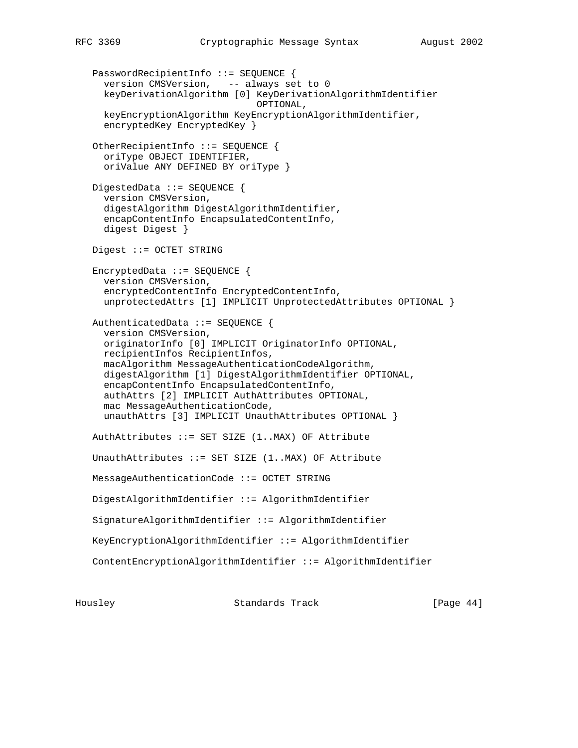```
   PasswordRecipientInfo ::= SEQUENCE {
     version CMSVersion,   -- always set to 0
     keyDerivationAlgorithm [0] KeyDerivationAlgorithmIdentifier
                                OPTIONAL,
     keyEncryptionAlgorithm KeyEncryptionAlgorithmIdentifier,
     encryptedKey EncryptedKey }

   OtherRecipientInfo ::= SEQUENCE {
     oriType OBJECT IDENTIFIER,
     oriValue ANY DEFINED BY oriType }

   DigestedData ::= SEQUENCE {
     version CMSVersion,
     digestAlgorithm DigestAlgorithmIdentifier,
     encapContentInfo EncapsulatedContentInfo,
     digest Digest }

   Digest ::= OCTET STRING

   EncryptedData ::= SEQUENCE {
     version CMSVersion,
     encryptedContentInfo EncryptedContentInfo,
     unprotectedAttrs [1] IMPLICIT UnprotectedAttributes OPTIONAL }

   AuthenticatedData ::= SEQUENCE {
     version CMSVersion,
     originatorInfo [0] IMPLICIT OriginatorInfo OPTIONAL,
     recipientInfos RecipientInfos,
     macAlgorithm MessageAuthenticationCodeAlgorithm,
     digestAlgorithm [1] DigestAlgorithmIdentifier OPTIONAL,
     encapContentInfo EncapsulatedContentInfo,
     authAttrs [2] IMPLICIT AuthAttributes OPTIONAL,
     mac MessageAuthenticationCode,
     unauthAttrs [3] IMPLICIT UnauthAttributes OPTIONAL }

   AuthAttributes ::= SET SIZE (1..MAX) OF Attribute

   UnauthAttributes ::= SET SIZE (1..MAX) OF Attribute

   MessageAuthenticationCode ::= OCTET STRING

   DigestAlgorithmIdentifier ::= AlgorithmIdentifier

   SignatureAlgorithmIdentifier ::= AlgorithmIdentifier

   KeyEncryptionAlgorithmIdentifier ::= AlgorithmIdentifier

   ContentEncryptionAlgorithmIdentifier ::= AlgorithmIdentifier
```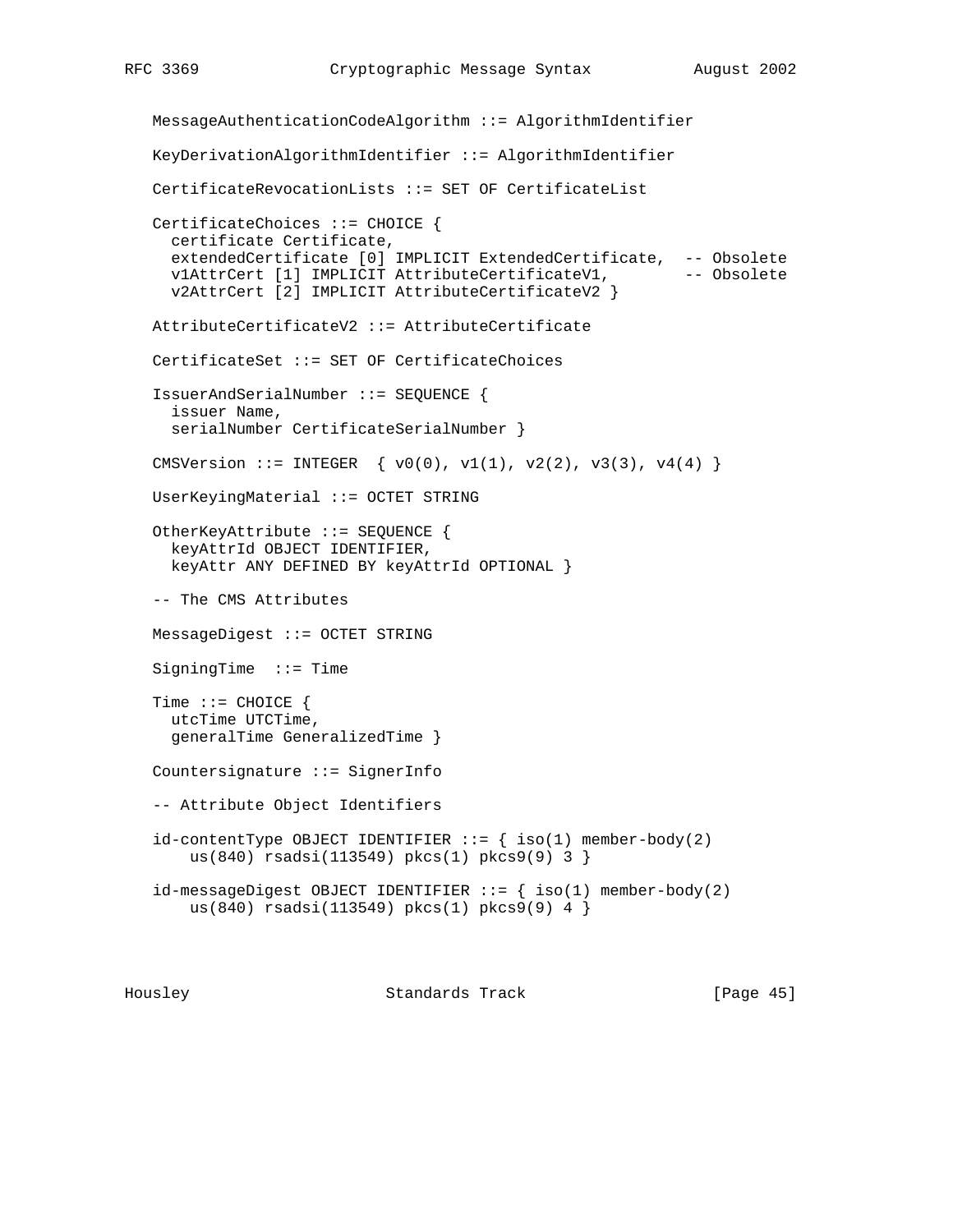```
   MessageAuthenticationCodeAlgorithm ::= AlgorithmIdentifier

   KeyDerivationAlgorithmIdentifier ::= AlgorithmIdentifier

   CertificateRevocationLists ::= SET OF CertificateList

   CertificateChoices ::= CHOICE {
     certificate Certificate,
     extendedCertificate [0] IMPLICIT ExtendedCertificate,  -- Obsolete
     v1AttrCert [1] IMPLICIT AttributeCertificateV1,        -- Obsolete
     v2AttrCert [2] IMPLICIT AttributeCertificateV2 }

   AttributeCertificateV2 ::= AttributeCertificate

   CertificateSet ::= SET OF CertificateChoices

   IssuerAndSerialNumber ::= SEQUENCE {
     issuer Name,
     serialNumber CertificateSerialNumber }

   CMSVersion ::= INTEGER  { v0(0), v1(1), v2(2), v3(3), v4(4) }

   UserKeyingMaterial ::= OCTET STRING

   OtherKeyAttribute ::= SEQUENCE {
     keyAttrId OBJECT IDENTIFIER,
     keyAttr ANY DEFINED BY keyAttrId OPTIONAL }

   -- The CMS Attributes

   MessageDigest ::= OCTET STRING

   SigningTime  ::= Time

   Time ::= CHOICE {
     utcTime UTCTime,
     generalTime GeneralizedTime }

   Countersignature ::= SignerInfo

   -- Attribute Object Identifiers

   id-contentType OBJECT IDENTIFIER ::= { iso(1) member-body(2)
       us(840) rsadsi(113549) pkcs(1) pkcs9(9) 3 }

   id-messageDigest OBJECT IDENTIFIER ::= { iso(1) member-body(2)
       us(840) rsadsi(113549) pkcs(1) pkcs9(9) 4 }
```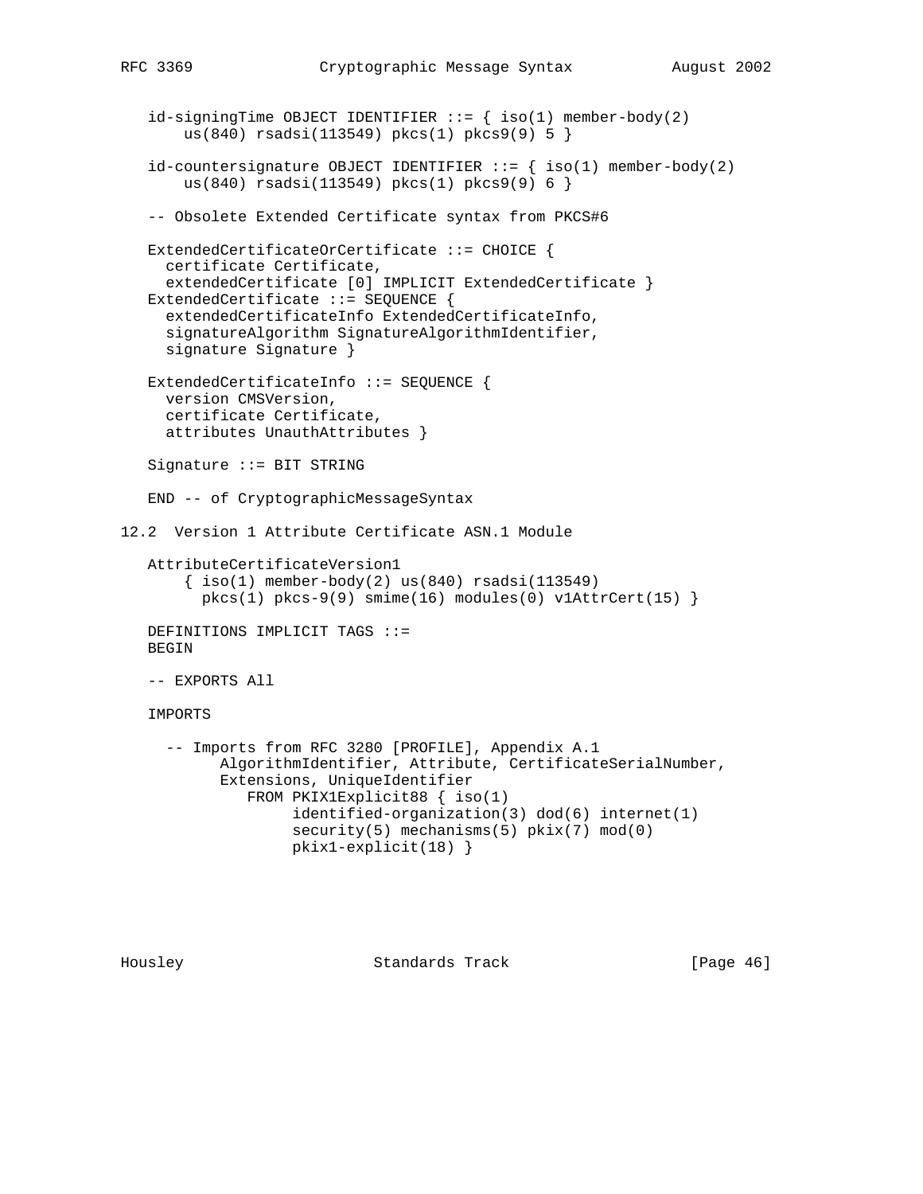```
   id-signingTime OBJECT IDENTIFIER ::= { iso(1) member-body(2)
       us(840) rsadsi(113549) pkcs(1) pkcs9(9) 5 }

   id-countersignature OBJECT IDENTIFIER ::= { iso(1) member-body(2)
       us(840) rsadsi(113549) pkcs(1) pkcs9(9) 6 }

   -- Obsolete Extended Certificate syntax from PKCS#6

   ExtendedCertificateOrCertificate ::= CHOICE {
     certificate Certificate,
     extendedCertificate [0] IMPLICIT ExtendedCertificate }
   ExtendedCertificate ::= SEQUENCE {
     extendedCertificateInfo ExtendedCertificateInfo,
     signatureAlgorithm SignatureAlgorithmIdentifier,
     signature Signature }

   ExtendedCertificateInfo ::= SEQUENCE {
     version CMSVersion,
     certificate Certificate,
     attributes UnauthAttributes }

   Signature ::= BIT STRING

   END -- of CryptographicMessageSyntax
```

## 12.2  Version 1 Attribute Certificate ASN.1 Module

```
   AttributeCertificateVersion1
       { iso(1) member-body(2) us(840) rsadsi(113549)
         pkcs(1) pkcs-9(9) smime(16) modules(0) v1AttrCert(15) }

   DEFINITIONS IMPLICIT TAGS ::=
   BEGIN

   -- EXPORTS All

   IMPORTS

     -- Imports from RFC 3280 [PROFILE], Appendix A.1
           AlgorithmIdentifier, Attribute, CertificateSerialNumber,
           Extensions, UniqueIdentifier
              FROM PKIX1Explicit88 { iso(1)
                   identified-organization(3) dod(6) internet(1)
                   security(5) mechanisms(5) pkix(7) mod(0)
                   pkix1-explicit(18) }
```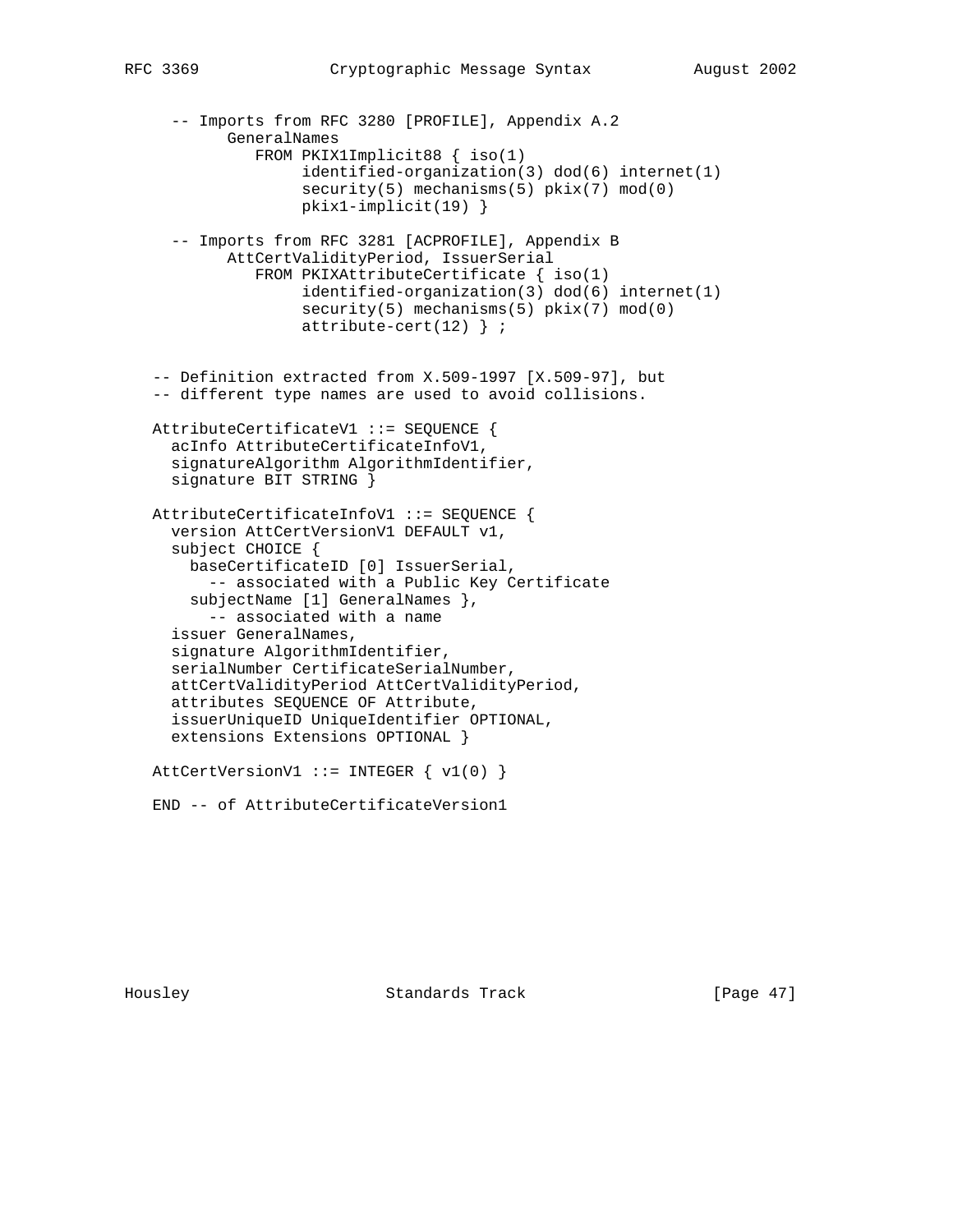```
     -- Imports from RFC 3280 [PROFILE], Appendix A.2
           GeneralNames
              FROM PKIX1Implicit88 { iso(1)
                   identified-organization(3) dod(6) internet(1)
                   security(5) mechanisms(5) pkix(7) mod(0)
                   pkix1-implicit(19) }

     -- Imports from RFC 3281 [ACPROFILE], Appendix B
           AttCertValidityPeriod, IssuerSerial
              FROM PKIXAttributeCertificate { iso(1)
                   identified-organization(3) dod(6) internet(1)
                   security(5) mechanisms(5) pkix(7) mod(0)
                   attribute-cert(12) } ;


   -- Definition extracted from X.509-1997 [X.509-97], but
   -- different type names are used to avoid collisions.

   AttributeCertificateV1 ::= SEQUENCE {
     acInfo AttributeCertificateInfoV1,
     signatureAlgorithm AlgorithmIdentifier,
     signature BIT STRING }

   AttributeCertificateInfoV1 ::= SEQUENCE {
     version AttCertVersionV1 DEFAULT v1,
     subject CHOICE {
       baseCertificateID [0] IssuerSerial,
         -- associated with a Public Key Certificate
       subjectName [1] GeneralNames },
         -- associated with a name
     issuer GeneralNames,
     signature AlgorithmIdentifier,
     serialNumber CertificateSerialNumber,
     attCertValidityPeriod AttCertValidityPeriod,
     attributes SEQUENCE OF Attribute,
     issuerUniqueID UniqueIdentifier OPTIONAL,
     extensions Extensions OPTIONAL }

   AttCertVersionV1 ::= INTEGER { v1(0) }

   END -- of AttributeCertificateVersion1
```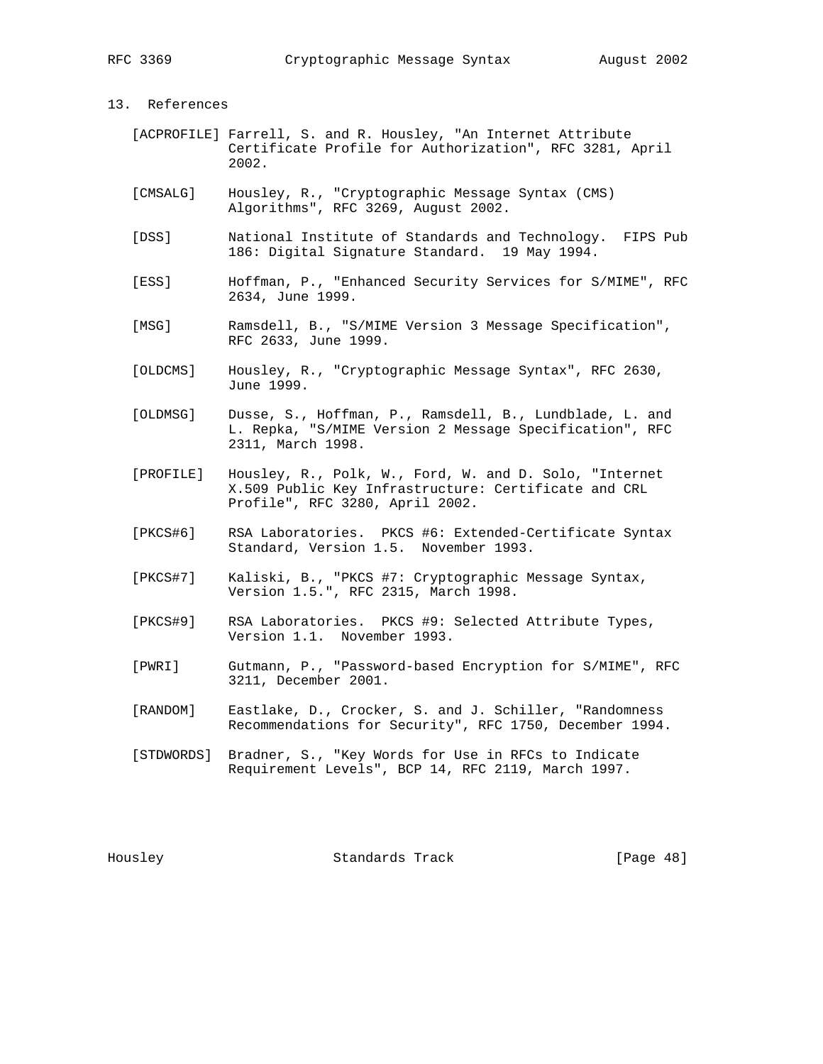## 13. References

[ACPROFILE] Farrell, S. and R. Housley, "An Internet Attribute Certificate Profile for Authorization", RFC 3281, April 2002.

[CMSALG] Housley, R., "Cryptographic Message Syntax (CMS) Algorithms", RFC 3269, August 2002.

[DSS] National Institute of Standards and Technology. FIPS Pub 186: Digital Signature Standard. 19 May 1994.

[ESS] Hoffman, P., "Enhanced Security Services for S/MIME", RFC 2634, June 1999.

[MSG] Ramsdell, B., "S/MIME Version 3 Message Specification", RFC 2633, June 1999.

[OLDCMS] Housley, R., "Cryptographic Message Syntax", RFC 2630, June 1999.

[OLDMSG] Dusse, S., Hoffman, P., Ramsdell, B., Lundblade, L. and L. Repka, "S/MIME Version 2 Message Specification", RFC 2311, March 1998.

[PROFILE] Housley, R., Polk, W., Ford, W. and D. Solo, "Internet X.509 Public Key Infrastructure: Certificate and CRL Profile", RFC 3280, April 2002.

[PKCS#6] RSA Laboratories. PKCS #6: Extended-Certificate Syntax Standard, Version 1.5. November 1993.

[PKCS#7] Kaliski, B., "PKCS #7: Cryptographic Message Syntax, Version 1.5.", RFC 2315, March 1998.

[PKCS#9] RSA Laboratories. PKCS #9: Selected Attribute Types, Version 1.1. November 1993.

[PWRI] Gutmann, P., "Password-based Encryption for S/MIME", RFC 3211, December 2001.

[RANDOM] Eastlake, D., Crocker, S. and J. Schiller, "Randomness Recommendations for Security", RFC 1750, December 1994.

[STDWORDS] Bradner, S., "Key Words for Use in RFCs to Indicate Requirement Levels", BCP 14, RFC 2119, March 1997.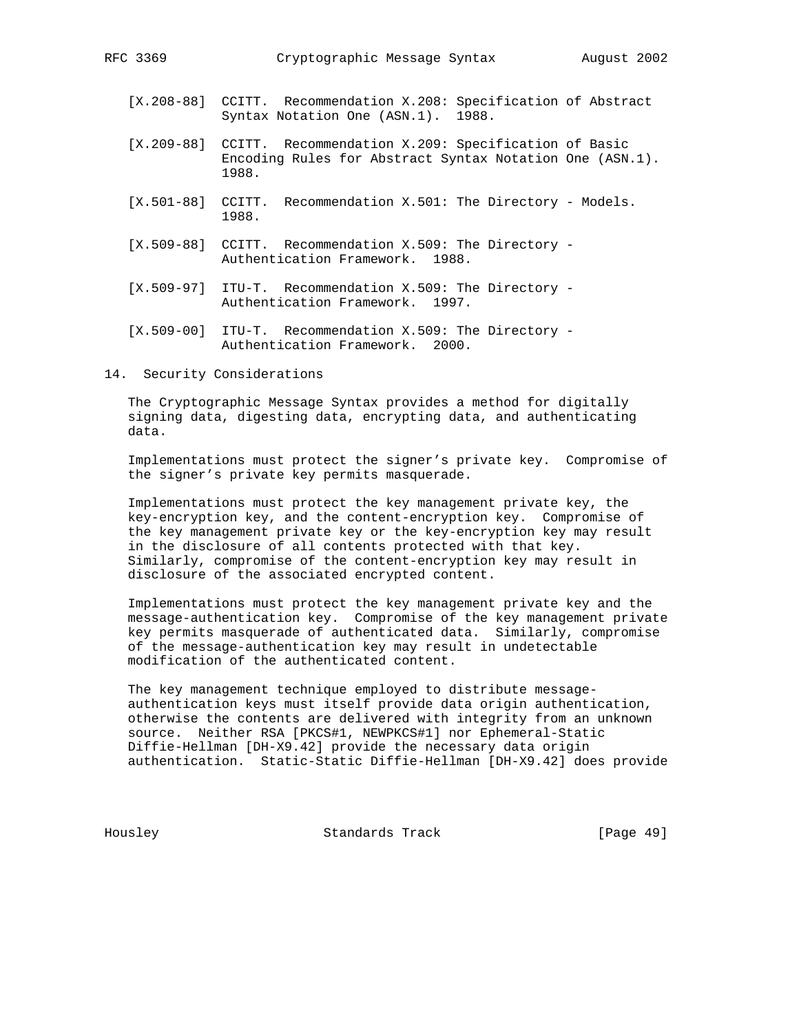[X.208-88] CCITT. Recommendation X.208: Specification of Abstract Syntax Notation One (ASN.1). 1988.

[X.209-88] CCITT. Recommendation X.209: Specification of Basic Encoding Rules for Abstract Syntax Notation One (ASN.1). 1988.

[X.501-88] CCITT. Recommendation X.501: The Directory - Models. 1988.

[X.509-88] CCITT. Recommendation X.509: The Directory - Authentication Framework. 1988.

[X.509-97] ITU-T. Recommendation X.509: The Directory - Authentication Framework. 1997.

[X.509-00] ITU-T. Recommendation X.509: The Directory - Authentication Framework. 2000.

## 14. Security Considerations

The Cryptographic Message Syntax provides a method for digitally signing data, digesting data, encrypting data, and authenticating data.

Implementations must protect the signer's private key. Compromise of the signer's private key permits masquerade.

Implementations must protect the key management private key, the key-encryption key, and the content-encryption key. Compromise of the key management private key or the key-encryption key may result in the disclosure of all contents protected with that key. Similarly, compromise of the content-encryption key may result in disclosure of the associated encrypted content.

Implementations must protect the key management private key and the message-authentication key. Compromise of the key management private key permits masquerade of authenticated data. Similarly, compromise of the message-authentication key may result in undetectable modification of the authenticated content.

The key management technique employed to distribute message-authentication keys must itself provide data origin authentication, otherwise the contents are delivered with integrity from an unknown source. Neither RSA [PKCS#1, NEWPKCS#1] nor Ephemeral-Static Diffie-Hellman [DH-X9.42] provide the necessary data origin authentication. Static-Static Diffie-Hellman [DH-X9.42] does provide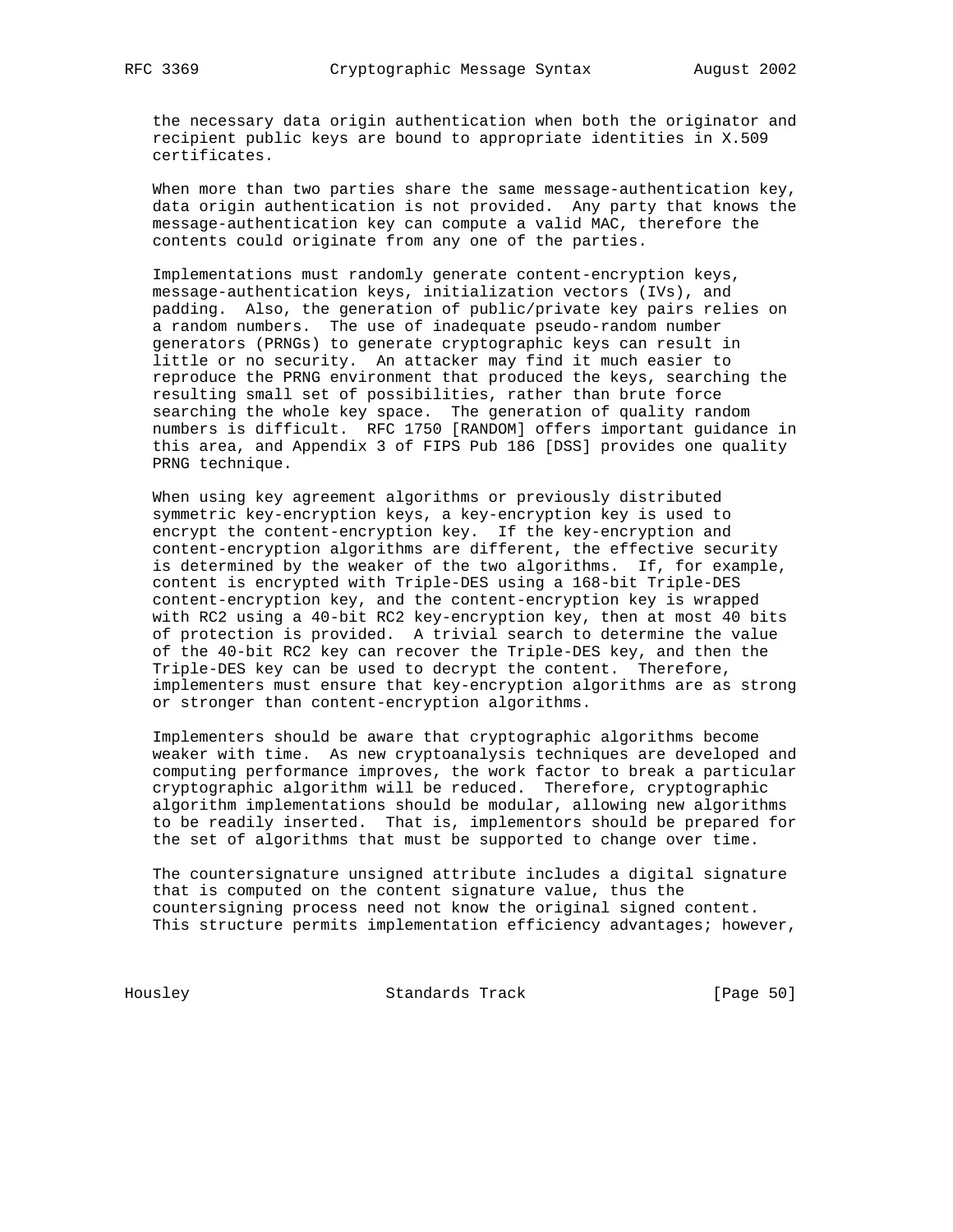the necessary data origin authentication when both the originator and recipient public keys are bound to appropriate identities in X.509 certificates.

When more than two parties share the same message-authentication key, data origin authentication is not provided. Any party that knows the message-authentication key can compute a valid MAC, therefore the contents could originate from any one of the parties.

Implementations must randomly generate content-encryption keys, message-authentication keys, initialization vectors (IVs), and padding. Also, the generation of public/private key pairs relies on a random numbers. The use of inadequate pseudo-random number generators (PRNGs) to generate cryptographic keys can result in little or no security. An attacker may find it much easier to reproduce the PRNG environment that produced the keys, searching the resulting small set of possibilities, rather than brute force searching the whole key space. The generation of quality random numbers is difficult. RFC 1750 [RANDOM] offers important guidance in this area, and Appendix 3 of FIPS Pub 186 [DSS] provides one quality PRNG technique.

When using key agreement algorithms or previously distributed symmetric key-encryption keys, a key-encryption key is used to encrypt the content-encryption key. If the key-encryption and content-encryption algorithms are different, the effective security is determined by the weaker of the two algorithms. If, for example, content is encrypted with Triple-DES using a 168-bit Triple-DES content-encryption key, and the content-encryption key is wrapped with RC2 using a 40-bit RC2 key-encryption key, then at most 40 bits of protection is provided. A trivial search to determine the value of the 40-bit RC2 key can recover the Triple-DES key, and then the Triple-DES key can be used to decrypt the content. Therefore, implementers must ensure that key-encryption algorithms are as strong or stronger than content-encryption algorithms.

Implementers should be aware that cryptographic algorithms become weaker with time. As new cryptoanalysis techniques are developed and computing performance improves, the work factor to break a particular cryptographic algorithm will be reduced. Therefore, cryptographic algorithm implementations should be modular, allowing new algorithms to be readily inserted. That is, implementors should be prepared for the set of algorithms that must be supported to change over time.

The countersignature unsigned attribute includes a digital signature that is computed on the content signature value, thus the countersigning process need not know the original signed content. This structure permits implementation efficiency advantages; however,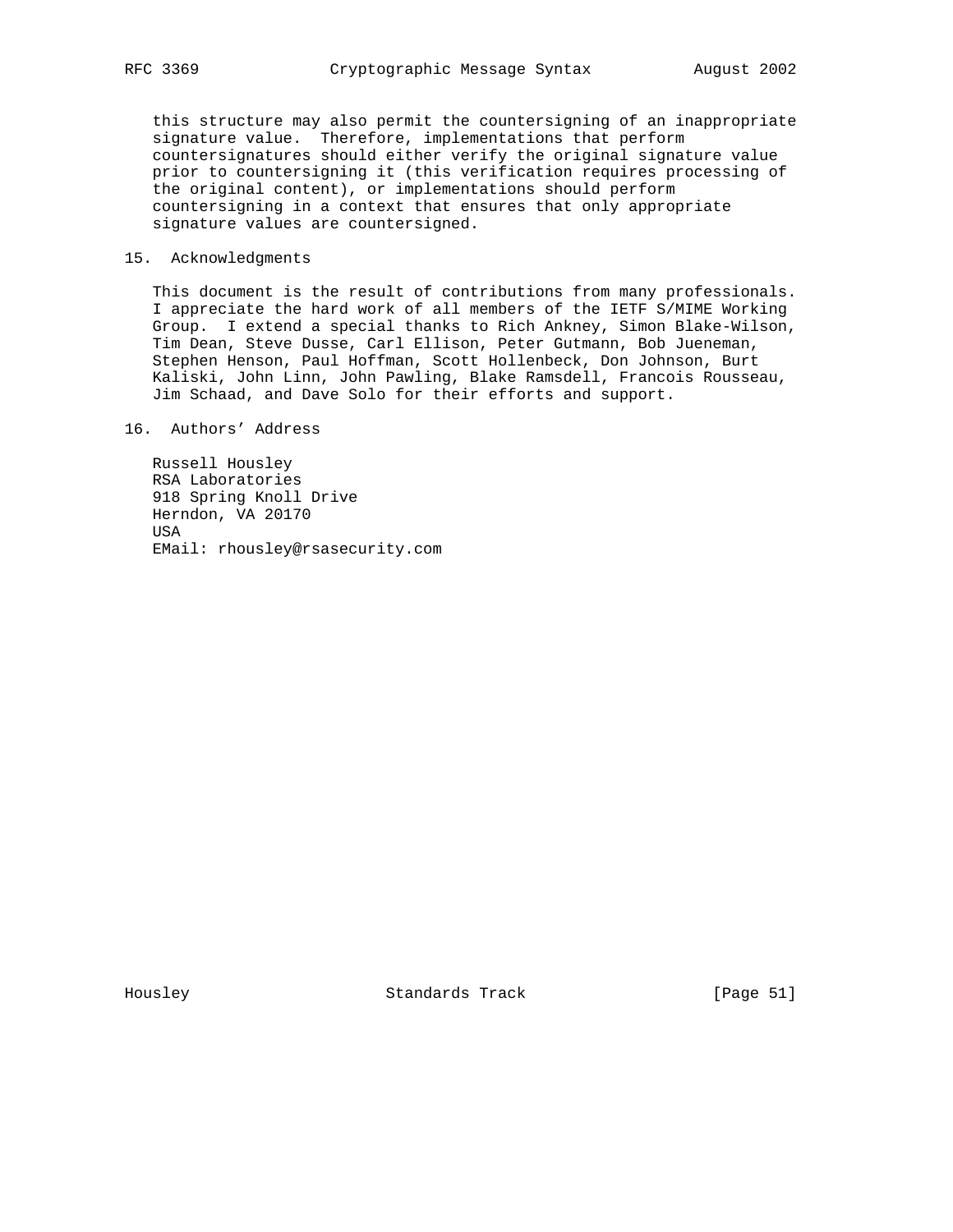this structure may also permit the countersigning of an inappropriate signature value. Therefore, implementations that perform countersignatures should either verify the original signature value prior to countersigning it (this verification requires processing of the original content), or implementations should perform countersigning in a context that ensures that only appropriate signature values are countersigned.

## 15. Acknowledgments

This document is the result of contributions from many professionals. I appreciate the hard work of all members of the IETF S/MIME Working Group. I extend a special thanks to Rich Ankney, Simon Blake-Wilson, Tim Dean, Steve Dusse, Carl Ellison, Peter Gutmann, Bob Jueneman, Stephen Henson, Paul Hoffman, Scott Hollenbeck, Don Johnson, Burt Kaliski, John Linn, John Pawling, Blake Ramsdell, Francois Rousseau, Jim Schaad, and Dave Solo for their efforts and support.

## 16. Authors' Address

Russell Housley
RSA Laboratories
918 Spring Knoll Drive
Herndon, VA 20170
USA
EMail: rhousley@rsasecurity.com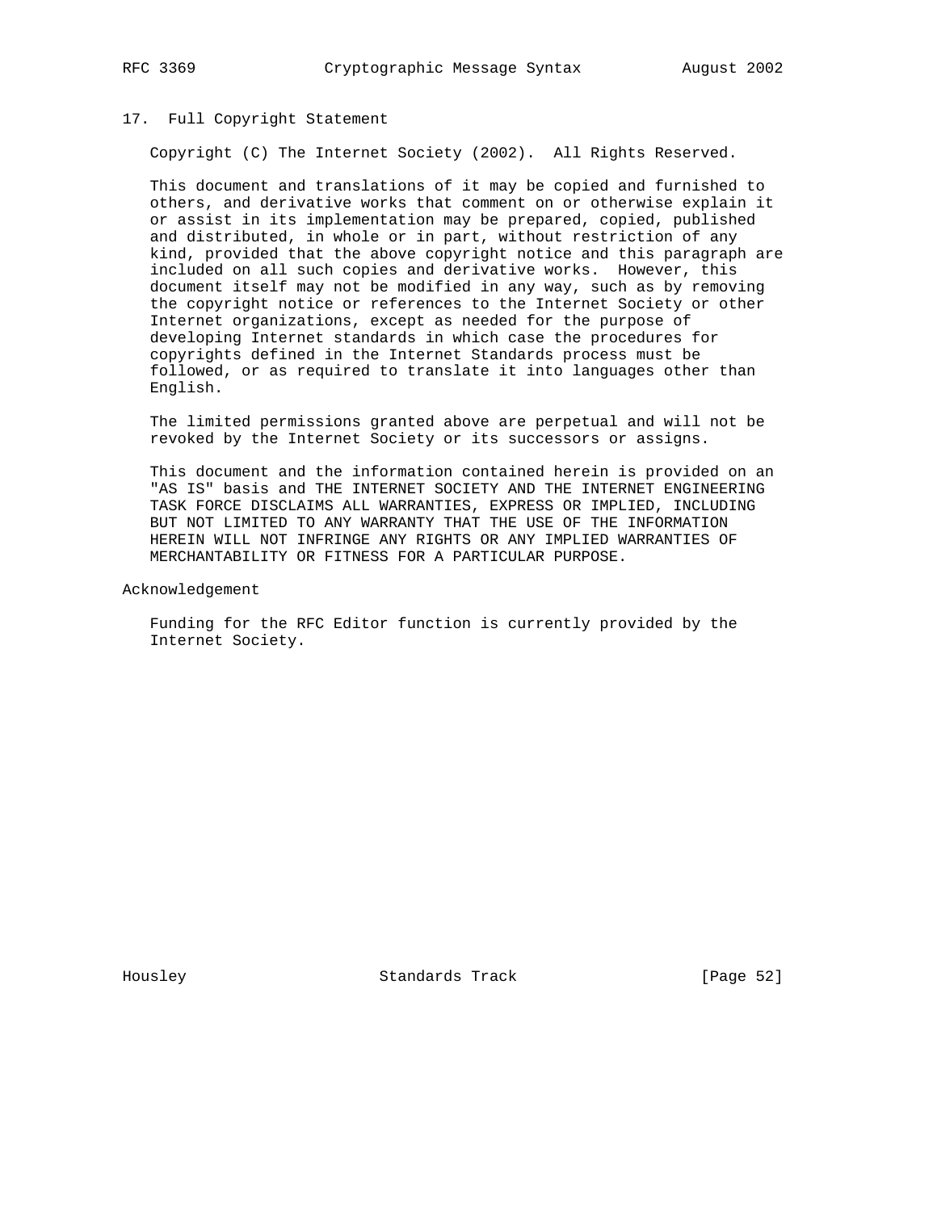## 17. Full Copyright Statement

Copyright (C) The Internet Society (2002). All Rights Reserved.

This document and translations of it may be copied and furnished to others, and derivative works that comment on or otherwise explain it or assist in its implementation may be prepared, copied, published and distributed, in whole or in part, without restriction of any kind, provided that the above copyright notice and this paragraph are included on all such copies and derivative works. However, this document itself may not be modified in any way, such as by removing the copyright notice or references to the Internet Society or other Internet organizations, except as needed for the purpose of developing Internet standards in which case the procedures for copyrights defined in the Internet Standards process must be followed, or as required to translate it into languages other than English.

The limited permissions granted above are perpetual and will not be revoked by the Internet Society or its successors or assigns.

This document and the information contained herein is provided on an "AS IS" basis and THE INTERNET SOCIETY AND THE INTERNET ENGINEERING TASK FORCE DISCLAIMS ALL WARRANTIES, EXPRESS OR IMPLIED, INCLUDING BUT NOT LIMITED TO ANY WARRANTY THAT THE USE OF THE INFORMATION HEREIN WILL NOT INFRINGE ANY RIGHTS OR ANY IMPLIED WARRANTIES OF MERCHANTABILITY OR FITNESS FOR A PARTICULAR PURPOSE.

## Acknowledgement

Funding for the RFC Editor function is currently provided by the Internet Society.